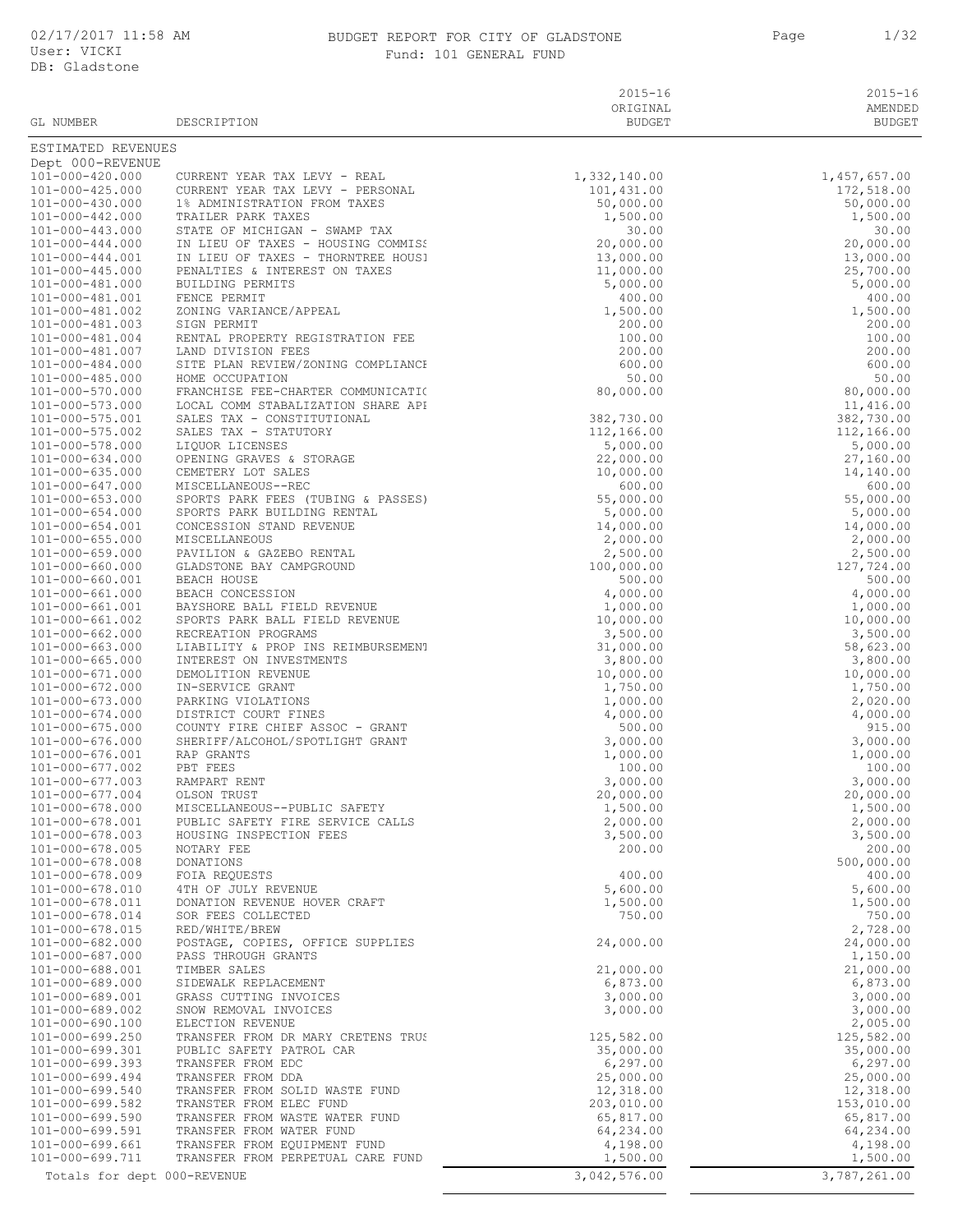# BUDGET REPORT FOR CITY OF GLADSTONE

Fund: 101 GENERAL FUND

02/17/2017 11:58 AM
User: VICKI
DB: Gladstone

| GL NUMBER | DESCRIPTION | 2015-16 ORIGINAL BUDGET | 2015-16 AMENDED BUDGET |
|---|---|---|---|
| ESTIMATED REVENUES | | | |
| Dept 000-REVENUE | | | |
| 101-000-420.000 | CURRENT YEAR TAX LEVY - REAL | 1,332,140.00 | 1,457,657.00 |
| 101-000-425.000 | CURRENT YEAR TAX LEVY - PERSONAL | 101,431.00 | 172,518.00 |
| 101-000-430.000 | 1% ADMINISTRATION FROM TAXES | 50,000.00 | 50,000.00 |
| 101-000-442.000 | TRAILER PARK TAXES | 1,500.00 | 1,500.00 |
| 101-000-443.000 | STATE OF MICHIGAN - SWAMP TAX | 30.00 | 30.00 |
| 101-000-444.000 | IN LIEU OF TAXES - HOUSING COMMISS | 20,000.00 | 20,000.00 |
| 101-000-444.001 | IN LIEU OF TAXES - THORNTREE HOUSI | 13,000.00 | 13,000.00 |
| 101-000-445.000 | PENALTIES & INTEREST ON TAXES | 11,000.00 | 25,700.00 |
| 101-000-481.000 | BUILDING PERMITS | 5,000.00 | 5,000.00 |
| 101-000-481.001 | FENCE PERMIT | 400.00 | 400.00 |
| 101-000-481.002 | ZONING VARIANCE/APPEAL | 1,500.00 | 1,500.00 |
| 101-000-481.003 | SIGN PERMIT | 200.00 | 200.00 |
| 101-000-481.004 | RENTAL PROPERTY REGISTRATION FEE | 100.00 | 100.00 |
| 101-000-481.007 | LAND DIVISION FEES | 200.00 | 200.00 |
| 101-000-484.000 | SITE PLAN REVIEW/ZONING COMPLIANCE | 600.00 | 600.00 |
| 101-000-485.000 | HOME OCCUPATION | 50.00 | 50.00 |
| 101-000-570.000 | FRANCHISE FEE-CHARTER COMMUNICATIO | 80,000.00 | 80,000.00 |
| 101-000-573.000 | LOCAL COMM STABALIZATION SHARE API | | 11,416.00 |
| 101-000-575.001 | SALES TAX - CONSTITUTIONAL | 382,730.00 | 382,730.00 |
| 101-000-575.002 | SALES TAX - STATUTORY | 112,166.00 | 112,166.00 |
| 101-000-578.000 | LIQUOR LICENSES | 5,000.00 | 5,000.00 |
| 101-000-634.000 | OPENING GRAVES & STORAGE | 22,000.00 | 27,160.00 |
| 101-000-635.000 | CEMETERY LOT SALES | 10,000.00 | 14,140.00 |
| 101-000-647.000 | MISCELLANEOUS--REC | 600.00 | 600.00 |
| 101-000-653.000 | SPORTS PARK FEES (TUBING & PASSES) | 55,000.00 | 55,000.00 |
| 101-000-654.000 | SPORTS PARK BUILDING RENTAL | 5,000.00 | 5,000.00 |
| 101-000-654.001 | CONCESSION STAND REVENUE | 14,000.00 | 14,000.00 |
| 101-000-655.000 | MISCELLANEOUS | 2,000.00 | 2,000.00 |
| 101-000-659.000 | PAVILION & GAZEBO RENTAL | 2,500.00 | 2,500.00 |
| 101-000-660.000 | GLADSTONE BAY CAMPGROUND | 100,000.00 | 127,724.00 |
| 101-000-660.001 | BEACH HOUSE | 500.00 | 500.00 |
| 101-000-661.000 | BEACH CONCESSION | 4,000.00 | 4,000.00 |
| 101-000-661.001 | BAYSHORE BALL FIELD REVENUE | 1,000.00 | 1,000.00 |
| 101-000-661.002 | SPORTS PARK BALL FIELD REVENUE | 10,000.00 | 10,000.00 |
| 101-000-662.000 | RECREATION PROGRAMS | 3,500.00 | 3,500.00 |
| 101-000-663.000 | LIABILITY & PROP INS REIMBURSEMENT | 31,000.00 | 58,623.00 |
| 101-000-665.000 | INTEREST ON INVESTMENTS | 3,800.00 | 3,800.00 |
| 101-000-671.000 | DEMOLITION REVENUE | 10,000.00 | 10,000.00 |
| 101-000-672.000 | IN-SERVICE GRANT | 1,750.00 | 1,750.00 |
| 101-000-673.000 | PARKING VIOLATIONS | 1,000.00 | 2,020.00 |
| 101-000-674.000 | DISTRICT COURT FINES | 4,000.00 | 4,000.00 |
| 101-000-675.000 | COUNTY FIRE CHIEF ASSOC - GRANT | 500.00 | 915.00 |
| 101-000-676.000 | SHERIFF/ALCOHOL/SPOTLIGHT GRANT | 3,000.00 | 3,000.00 |
| 101-000-676.001 | RAP GRANTS | 1,000.00 | 1,000.00 |
| 101-000-677.002 | PBT FEES | 100.00 | 100.00 |
| 101-000-677.003 | RAMPART RENT | 3,000.00 | 3,000.00 |
| 101-000-677.004 | OLSON TRUST | 20,000.00 | 20,000.00 |
| 101-000-678.000 | MISCELLANEOUS--PUBLIC SAFETY | 1,500.00 | 1,500.00 |
| 101-000-678.001 | PUBLIC SAFETY FIRE SERVICE CALLS | 2,000.00 | 2,000.00 |
| 101-000-678.003 | HOUSING INSPECTION FEES | 3,500.00 | 3,500.00 |
| 101-000-678.005 | NOTARY FEE | 200.00 | 200.00 |
| 101-000-678.008 | DONATIONS | | 500,000.00 |
| 101-000-678.009 | FOIA REQUESTS | 400.00 | 400.00 |
| 101-000-678.010 | 4TH OF JULY REVENUE | 5,600.00 | 5,600.00 |
| 101-000-678.011 | DONATION REVENUE HOVER CRAFT | 1,500.00 | 1,500.00 |
| 101-000-678.014 | SOR FEES COLLECTED | 750.00 | 750.00 |
| 101-000-678.015 | RED/WHITE/BREW | | 2,728.00 |
| 101-000-682.000 | POSTAGE, COPIES, OFFICE SUPPLIES | 24,000.00 | 24,000.00 |
| 101-000-687.000 | PASS THROUGH GRANTS | | 1,150.00 |
| 101-000-688.001 | TIMBER SALES | 21,000.00 | 21,000.00 |
| 101-000-689.000 | SIDEWALK REPLACEMENT | 6,873.00 | 6,873.00 |
| 101-000-689.001 | GRASS CUTTING INVOICES | 3,000.00 | 3,000.00 |
| 101-000-689.002 | SNOW REMOVAL INVOICES | 3,000.00 | 3,000.00 |
| 101-000-690.100 | ELECTION REVENUE | | 2,005.00 |
| 101-000-699.250 | TRANSFER FROM DR MARY CRETENS TRUS | 125,582.00 | 125,582.00 |
| 101-000-699.301 | PUBLIC SAFETY PATROL CAR | 35,000.00 | 35,000.00 |
| 101-000-699.393 | TRANSFER FROM EDC | 6,297.00 | 6,297.00 |
| 101-000-699.494 | TRANSFER FROM DDA | 25,000.00 | 25,000.00 |
| 101-000-699.540 | TRANSFER FROM SOLID WASTE FUND | 12,318.00 | 12,318.00 |
| 101-000-699.582 | TRANSTER FROM ELEC FUND | 203,010.00 | 153,010.00 |
| 101-000-699.590 | TRANSFER FROM WASTE WATER FUND | 65,817.00 | 65,817.00 |
| 101-000-699.591 | TRANSFER FROM WATER FUND | 64,234.00 | 64,234.00 |
| 101-000-699.661 | TRANSFER FROM EQUIPMENT FUND | 4,198.00 | 4,198.00 |
| 101-000-699.711 | TRANSFER FROM PERPETUAL CARE FUND | 1,500.00 | 1,500.00 |
| Totals for dept 000-REVENUE | | 3,042,576.00 | 3,787,261.00 |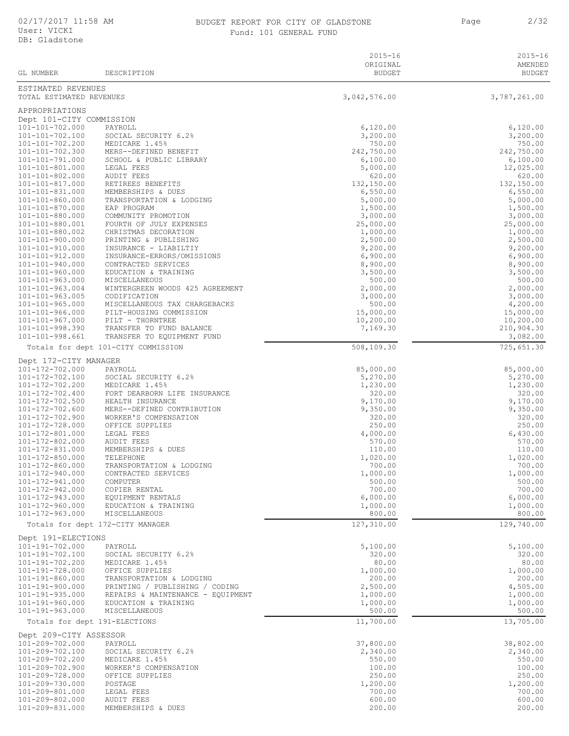BUDGET REPORT FOR CITY OF GLADSTONE

Fund: 101 GENERAL FUND

| GL NUMBER | DESCRIPTION | 2015-16 ORIGINAL BUDGET | 2015-16 AMENDED BUDGET |
|---|---|---|---|
| ESTIMATED REVENUES | | | |
| TOTAL ESTIMATED REVENUES | | 3,042,576.00 | 3,787,261.00 |
| APPROPRIATIONS | | | |
| Dept 101-CITY COMMISSION | | | |
| 101-101-702.000 | PAYROLL | 6,120.00 | 6,120.00 |
| 101-101-702.100 | SOCIAL SECURITY 6.2% | 3,200.00 | 3,200.00 |
| 101-101-702.200 | MEDICARE 1.45% | 750.00 | 750.00 |
| 101-101-702.300 | MERS--DEFINED BENEFIT | 242,750.00 | 242,750.00 |
| 101-101-791.000 | SCHOOL & PUBLIC LIBRARY | 6,100.00 | 6,100.00 |
| 101-101-801.000 | LEGAL FEES | 5,000.00 | 12,025.00 |
| 101-101-802.000 | AUDIT FEES | 620.00 | 620.00 |
| 101-101-817.000 | RETIREES BENEFITS | 132,150.00 | 132,150.00 |
| 101-101-831.000 | MEMBERSHIPS & DUES | 6,550.00 | 6,550.00 |
| 101-101-860.000 | TRANSPORTATION & LODGING | 5,000.00 | 5,000.00 |
| 101-101-870.000 | EAP PROGRAM | 1,500.00 | 1,500.00 |
| 101-101-880.000 | COMMUNITY PROMOTION | 3,000.00 | 3,000.00 |
| 101-101-880.001 | FOURTH OF JULY EXPENSES | 25,000.00 | 25,000.00 |
| 101-101-880.002 | CHRISTMAS DECORATION | 1,000.00 | 1,000.00 |
| 101-101-900.000 | PRINTING & PUBLISHING | 2,500.00 | 2,500.00 |
| 101-101-910.000 | INSURANCE - LIABILTIY | 9,200.00 | 9,200.00 |
| 101-101-912.000 | INSURANCE-ERRORS/OMISSIONS | 6,900.00 | 6,900.00 |
| 101-101-940.000 | CONTRACTED SERVICES | 8,900.00 | 8,900.00 |
| 101-101-960.000 | EDUCATION & TRAINING | 3,500.00 | 3,500.00 |
| 101-101-963.000 | MISCELLANEOUS | 500.00 | 500.00 |
| 101-101-963.004 | WINTERGREEN WOODS 425 AGREEMENT | 2,000.00 | 2,000.00 |
| 101-101-963.005 | CODIFICATION | 3,000.00 | 3,000.00 |
| 101-101-965.000 | MISCELLANEOUS TAX CHARGEBACKS | 500.00 | 4,200.00 |
| 101-101-966.000 | PILT-HOUSING COMMISSION | 15,000.00 | 15,000.00 |
| 101-101-967.000 | PILT - THORNTREE | 10,200.00 | 10,200.00 |
| 101-101-998.390 | TRANSFER TO FUND BALANCE | 7,169.30 | 210,904.30 |
| 101-101-998.661 | TRANSFER TO EQUIPMENT FUND | | 3,082.00 |
| Totals for dept 101-CITY COMMISSION | | 508,109.30 | 725,651.30 |
| Dept 172-CITY MANAGER | | | |
| 101-172-702.000 | PAYROLL | 85,000.00 | 85,000.00 |
| 101-172-702.100 | SOCIAL SECURITY 6.2% | 5,270.00 | 5,270.00 |
| 101-172-702.200 | MEDICARE 1.45% | 1,230.00 | 1,230.00 |
| 101-172-702.400 | FORT DEARBORN LIFE INSURANCE | 320.00 | 320.00 |
| 101-172-702.500 | HEALTH INSURANCE | 9,170.00 | 9,170.00 |
| 101-172-702.600 | MERS--DEFINED CONTRIBUTION | 9,350.00 | 9,350.00 |
| 101-172-702.900 | WORKER'S COMPENSATION | 320.00 | 320.00 |
| 101-172-728.000 | OFFICE SUPPLIES | 250.00 | 250.00 |
| 101-172-801.000 | LEGAL FEES | 4,000.00 | 6,430.00 |
| 101-172-802.000 | AUDIT FEES | 570.00 | 570.00 |
| 101-172-831.000 | MEMBERSHIPS & DUES | 110.00 | 110.00 |
| 101-172-850.000 | TELEPHONE | 1,020.00 | 1,020.00 |
| 101-172-860.000 | TRANSPORTATION & LODGING | 700.00 | 700.00 |
| 101-172-940.000 | CONTRACTED SERVICES | 1,000.00 | 1,000.00 |
| 101-172-941.000 | COMPUTER | 500.00 | 500.00 |
| 101-172-942.000 | COPIER RENTAL | 700.00 | 700.00 |
| 101-172-943.000 | EQUIPMENT RENTALS | 6,000.00 | 6,000.00 |
| 101-172-960.000 | EDUCATION & TRAINING | 1,000.00 | 1,000.00 |
| 101-172-963.000 | MISCELLANEOUS | 800.00 | 800.00 |
| Totals for dept 172-CITY MANAGER | | 127,310.00 | 129,740.00 |
| Dept 191-ELECTIONS | | | |
| 101-191-702.000 | PAYROLL | 5,100.00 | 5,100.00 |
| 101-191-702.100 | SOCIAL SECURITY 6.2% | 320.00 | 320.00 |
| 101-191-702.200 | MEDICARE 1.45% | 80.00 | 80.00 |
| 101-191-728.000 | OFFICE SUPPLIES | 1,000.00 | 1,000.00 |
| 101-191-860.000 | TRANSPORTATION & LODGING | 200.00 | 200.00 |
| 101-191-900.000 | PRINTING / PUBLISHING / CODING | 2,500.00 | 4,505.00 |
| 101-191-935.000 | REPAIRS & MAINTENANCE - EQUIPMENT | 1,000.00 | 1,000.00 |
| 101-191-960.000 | EDUCATION & TRAINING | 1,000.00 | 1,000.00 |
| 101-191-963.000 | MISCELLANEOUS | 500.00 | 500.00 |
| Totals for dept 191-ELECTIONS | | 11,700.00 | 13,705.00 |
| Dept 209-CITY ASSESSOR | | | |
| 101-209-702.000 | PAYROLL | 37,800.00 | 38,802.00 |
| 101-209-702.100 | SOCIAL SECURITY 6.2% | 2,340.00 | 2,340.00 |
| 101-209-702.200 | MEDICARE 1.45% | 550.00 | 550.00 |
| 101-209-702.900 | WORKER'S COMPENSATION | 100.00 | 100.00 |
| 101-209-728.000 | OFFICE SUPPLIES | 250.00 | 250.00 |
| 101-209-730.000 | POSTAGE | 1,200.00 | 1,200.00 |
| 101-209-801.000 | LEGAL FEES | 700.00 | 700.00 |
| 101-209-802.000 | AUDIT FEES | 600.00 | 600.00 |
| 101-209-831.000 | MEMBERSHIPS & DUES | 200.00 | 200.00 |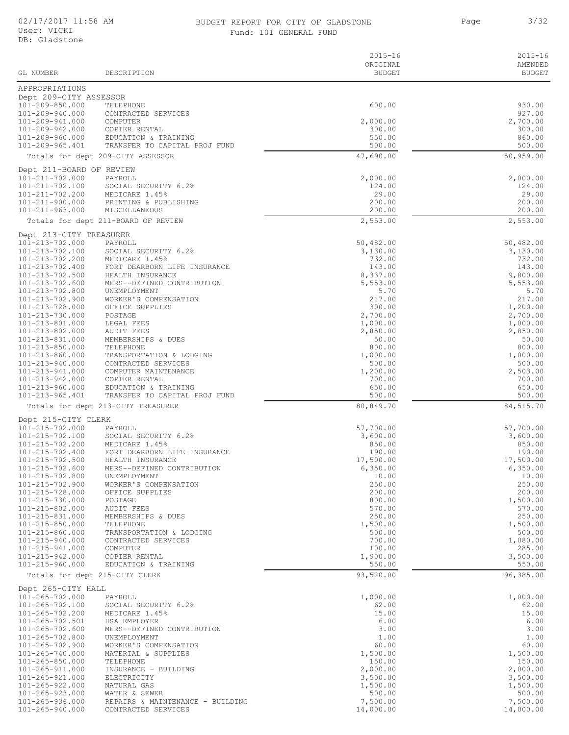# BUDGET REPORT FOR CITY OF GLADSTONE

Fund: 101 GENERAL FUND

| GL NUMBER | DESCRIPTION | 2015-16 ORIGINAL BUDGET | 2015-16 AMENDED BUDGET |
|---|---|---|---|
| APPROPRIATIONS | | | |
| Dept 209-CITY ASSESSOR | | | |
| 101-209-850.000 | TELEPHONE | 600.00 | 930.00 |
| 101-209-940.000 | CONTRACTED SERVICES | | 927.00 |
| 101-209-941.000 | COMPUTER | 2,000.00 | 2,700.00 |
| 101-209-942.000 | COPIER RENTAL | 300.00 | 300.00 |
| 101-209-960.000 | EDUCATION & TRAINING | 550.00 | 860.00 |
| 101-209-965.401 | TRANSFER TO CAPITAL PROJ FUND | 500.00 | 500.00 |
| | Totals for dept 209-CITY ASSESSOR | 47,690.00 | 50,959.00 |
| Dept 211-BOARD OF REVIEW | | | |
| 101-211-702.000 | PAYROLL | 2,000.00 | 2,000.00 |
| 101-211-702.100 | SOCIAL SECURITY 6.2% | 124.00 | 124.00 |
| 101-211-702.200 | MEDICARE 1.45% | 29.00 | 29.00 |
| 101-211-900.000 | PRINTING & PUBLISHING | 200.00 | 200.00 |
| 101-211-963.000 | MISCELLANEOUS | 200.00 | 200.00 |
| | Totals for dept 211-BOARD OF REVIEW | 2,553.00 | 2,553.00 |
| Dept 213-CITY TREASURER | | | |
| 101-213-702.000 | PAYROLL | 50,482.00 | 50,482.00 |
| 101-213-702.100 | SOCIAL SECURITY 6.2% | 3,130.00 | 3,130.00 |
| 101-213-702.200 | MEDICARE 1.45% | 732.00 | 732.00 |
| 101-213-702.400 | FORT DEARBORN LIFE INSURANCE | 143.00 | 143.00 |
| 101-213-702.500 | HEALTH INSURANCE | 8,337.00 | 9,800.00 |
| 101-213-702.600 | MERS--DEFINED CONTRIBUTION | 5,553.00 | 5,553.00 |
| 101-213-702.800 | UNEMPLOYMENT | 5.70 | 5.70 |
| 101-213-702.900 | WORKER'S COMPENSATION | 217.00 | 217.00 |
| 101-213-728.000 | OFFICE SUPPLIES | 300.00 | 1,200.00 |
| 101-213-730.000 | POSTAGE | 2,700.00 | 2,700.00 |
| 101-213-801.000 | LEGAL FEES | 1,000.00 | 1,000.00 |
| 101-213-802.000 | AUDIT FEES | 2,850.00 | 2,850.00 |
| 101-213-831.000 | MEMBERSHIPS & DUES | 50.00 | 50.00 |
| 101-213-850.000 | TELEPHONE | 800.00 | 800.00 |
| 101-213-860.000 | TRANSPORTATION & LODGING | 1,000.00 | 1,000.00 |
| 101-213-940.000 | CONTRACTED SERVICES | 500.00 | 500.00 |
| 101-213-941.000 | COMPUTER MAINTENANCE | 1,200.00 | 2,503.00 |
| 101-213-942.000 | COPIER RENTAL | 700.00 | 700.00 |
| 101-213-960.000 | EDUCATION & TRAINING | 650.00 | 650.00 |
| 101-213-965.401 | TRANSFER TO CAPITAL PROJ FUND | 500.00 | 500.00 |
| | Totals for dept 213-CITY TREASURER | 80,849.70 | 84,515.70 |
| Dept 215-CITY CLERK | | | |
| 101-215-702.000 | PAYROLL | 57,700.00 | 57,700.00 |
| 101-215-702.100 | SOCIAL SECURITY 6.2% | 3,600.00 | 3,600.00 |
| 101-215-702.200 | MEDICARE 1.45% | 850.00 | 850.00 |
| 101-215-702.400 | FORT DEARBORN LIFE INSURANCE | 190.00 | 190.00 |
| 101-215-702.500 | HEALTH INSURANCE | 17,500.00 | 17,500.00 |
| 101-215-702.600 | MERS--DEFINED CONTRIBUTION | 6,350.00 | 6,350.00 |
| 101-215-702.800 | UNEMPLOYMENT | 10.00 | 10.00 |
| 101-215-702.900 | WORKER'S COMPENSATION | 250.00 | 250.00 |
| 101-215-728.000 | OFFICE SUPPLIES | 200.00 | 200.00 |
| 101-215-730.000 | POSTAGE | 800.00 | 1,500.00 |
| 101-215-802.000 | AUDIT FEES | 570.00 | 570.00 |
| 101-215-831.000 | MEMBERSHIPS & DUES | 250.00 | 250.00 |
| 101-215-850.000 | TELEPHONE | 1,500.00 | 1,500.00 |
| 101-215-860.000 | TRANSPORTATION & LODGING | 500.00 | 500.00 |
| 101-215-940.000 | CONTRACTED SERVICES | 700.00 | 1,080.00 |
| 101-215-941.000 | COMPUTER | 100.00 | 285.00 |
| 101-215-942.000 | COPIER RENTAL | 1,900.00 | 3,500.00 |
| 101-215-960.000 | EDUCATION & TRAINING | 550.00 | 550.00 |
| | Totals for dept 215-CITY CLERK | 93,520.00 | 96,385.00 |
| Dept 265-CITY HALL | | | |
| 101-265-702.000 | PAYROLL | 1,000.00 | 1,000.00 |
| 101-265-702.100 | SOCIAL SECURITY 6.2% | 62.00 | 62.00 |
| 101-265-702.200 | MEDICARE 1.45% | 15.00 | 15.00 |
| 101-265-702.501 | HSA EMPLOYER | 6.00 | 6.00 |
| 101-265-702.600 | MERS--DEFINED CONTRIBUTION | 3.00 | 3.00 |
| 101-265-702.800 | UNEMPLOYMENT | 1.00 | 1.00 |
| 101-265-702.900 | WORKER'S COMPENSATION | 60.00 | 60.00 |
| 101-265-740.000 | MATERIAL & SUPPLIES | 1,500.00 | 1,500.00 |
| 101-265-850.000 | TELEPHONE | 150.00 | 150.00 |
| 101-265-911.000 | INSURANCE - BUILDING | 2,000.00 | 2,000.00 |
| 101-265-921.000 | ELECTRICITY | 3,500.00 | 3,500.00 |
| 101-265-922.000 | NATURAL GAS | 1,500.00 | 1,500.00 |
| 101-265-923.000 | WATER & SEWER | 500.00 | 500.00 |
| 101-265-936.000 | REPAIRS & MAINTENANCE - BUILDING | 7,500.00 | 7,500.00 |
| 101-265-940.000 | CONTRACTED SERVICES | 14,000.00 | 14,000.00 |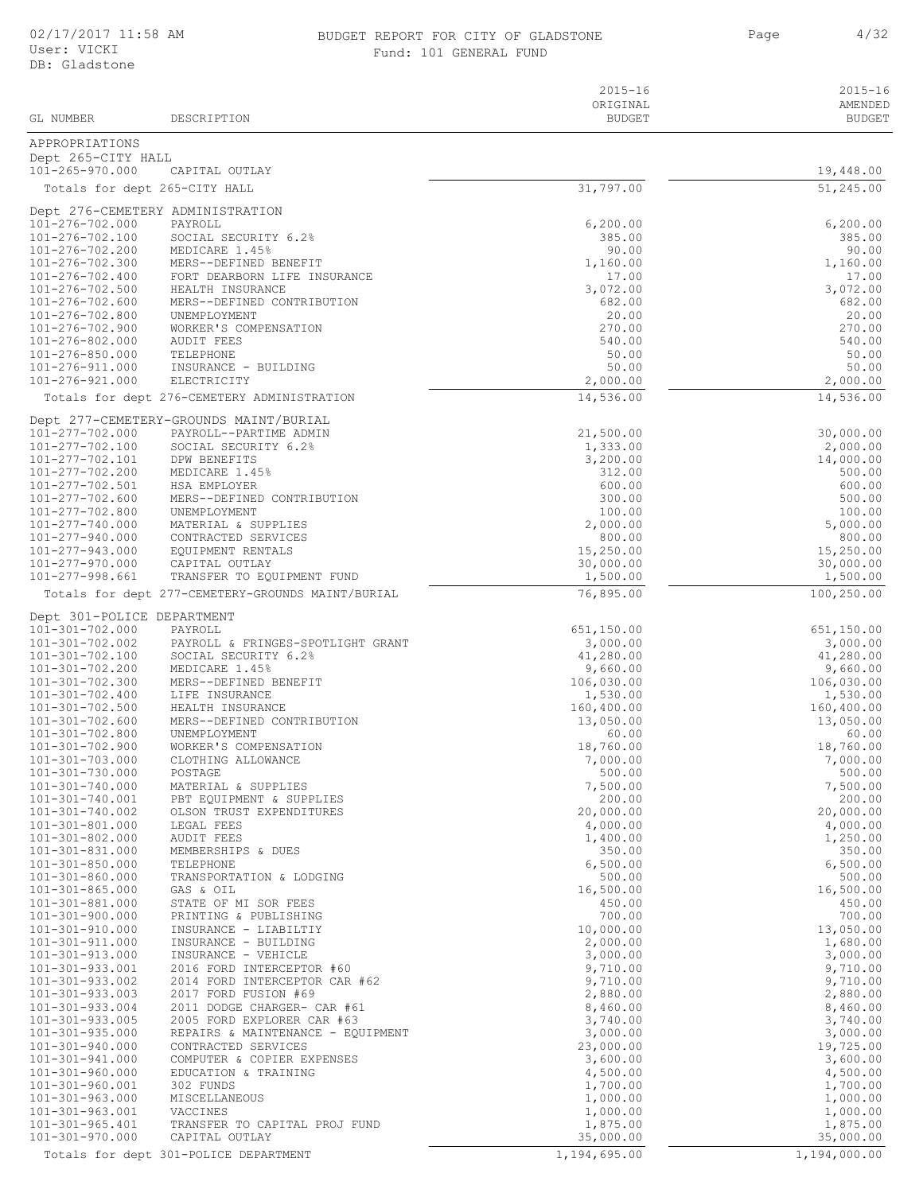BUDGET REPORT FOR CITY OF GLADSTONE

Fund: 101 GENERAL FUND

| GL NUMBER | DESCRIPTION | 2015-16 ORIGINAL BUDGET | 2015-16 AMENDED BUDGET |
|---|---|---|---|
| APPROPRIATIONS | | | |
| Dept 265-CITY HALL | | | |
| 101-265-970.000 | CAPITAL OUTLAY | | 19,448.00 |
| Totals for dept 265-CITY HALL | | 31,797.00 | 51,245.00 |
| Dept 276-CEMETERY ADMINISTRATION | | | |
| 101-276-702.000 | PAYROLL | 6,200.00 | 6,200.00 |
| 101-276-702.100 | SOCIAL SECURITY 6.2% | 385.00 | 385.00 |
| 101-276-702.200 | MEDICARE 1.45% | 90.00 | 90.00 |
| 101-276-702.300 | MERS--DEFINED BENEFIT | 1,160.00 | 1,160.00 |
| 101-276-702.400 | FORT DEARBORN LIFE INSURANCE | 17.00 | 17.00 |
| 101-276-702.500 | HEALTH INSURANCE | 3,072.00 | 3,072.00 |
| 101-276-702.600 | MERS--DEFINED CONTRIBUTION | 682.00 | 682.00 |
| 101-276-702.800 | UNEMPLOYMENT | 20.00 | 20.00 |
| 101-276-702.900 | WORKER'S COMPENSATION | 270.00 | 270.00 |
| 101-276-802.000 | AUDIT FEES | 540.00 | 540.00 |
| 101-276-850.000 | TELEPHONE | 50.00 | 50.00 |
| 101-276-911.000 | INSURANCE - BUILDING | 50.00 | 50.00 |
| 101-276-921.000 | ELECTRICITY | 2,000.00 | 2,000.00 |
| Totals for dept 276-CEMETERY ADMINISTRATION | | 14,536.00 | 14,536.00 |
| Dept 277-CEMETERY-GROUNDS MAINT/BURIAL | | | |
| 101-277-702.000 | PAYROLL--PARTIME ADMIN | 21,500.00 | 30,000.00 |
| 101-277-702.100 | SOCIAL SECURITY 6.2% | 1,333.00 | 2,000.00 |
| 101-277-702.101 | DPW BENEFITS | 3,200.00 | 14,000.00 |
| 101-277-702.200 | MEDICARE 1.45% | 312.00 | 500.00 |
| 101-277-702.501 | HSA EMPLOYER | 600.00 | 600.00 |
| 101-277-702.600 | MERS--DEFINED CONTRIBUTION | 300.00 | 500.00 |
| 101-277-702.800 | UNEMPLOYMENT | 100.00 | 100.00 |
| 101-277-740.000 | MATERIAL & SUPPLIES | 2,000.00 | 5,000.00 |
| 101-277-940.000 | CONTRACTED SERVICES | 800.00 | 800.00 |
| 101-277-943.000 | EQUIPMENT RENTALS | 15,250.00 | 15,250.00 |
| 101-277-970.000 | CAPITAL OUTLAY | 30,000.00 | 30,000.00 |
| 101-277-998.661 | TRANSFER TO EQUIPMENT FUND | 1,500.00 | 1,500.00 |
| Totals for dept 277-CEMETERY-GROUNDS MAINT/BURIAL | | 76,895.00 | 100,250.00 |
| Dept 301-POLICE DEPARTMENT | | | |
| 101-301-702.000 | PAYROLL | 651,150.00 | 651,150.00 |
| 101-301-702.002 | PAYROLL & FRINGES-SPOTLIGHT GRANT | 3,000.00 | 3,000.00 |
| 101-301-702.100 | SOCIAL SECURITY 6.2% | 41,280.00 | 41,280.00 |
| 101-301-702.200 | MEDICARE 1.45% | 9,660.00 | 9,660.00 |
| 101-301-702.300 | MERS--DEFINED BENEFIT | 106,030.00 | 106,030.00 |
| 101-301-702.400 | LIFE INSURANCE | 1,530.00 | 1,530.00 |
| 101-301-702.500 | HEALTH INSURANCE | 160,400.00 | 160,400.00 |
| 101-301-702.600 | MERS--DEFINED CONTRIBUTION | 13,050.00 | 13,050.00 |
| 101-301-702.800 | UNEMPLOYMENT | 60.00 | 60.00 |
| 101-301-702.900 | WORKER'S COMPENSATION | 18,760.00 | 18,760.00 |
| 101-301-703.000 | CLOTHING ALLOWANCE | 7,000.00 | 7,000.00 |
| 101-301-730.000 | POSTAGE | 500.00 | 500.00 |
| 101-301-740.000 | MATERIAL & SUPPLIES | 7,500.00 | 7,500.00 |
| 101-301-740.001 | PBT EQUIPMENT & SUPPLIES | 200.00 | 200.00 |
| 101-301-740.002 | OLSON TRUST EXPENDITURES | 20,000.00 | 20,000.00 |
| 101-301-801.000 | LEGAL FEES | 4,000.00 | 4,000.00 |
| 101-301-802.000 | AUDIT FEES | 1,400.00 | 1,250.00 |
| 101-301-831.000 | MEMBERSHIPS & DUES | 350.00 | 350.00 |
| 101-301-850.000 | TELEPHONE | 6,500.00 | 6,500.00 |
| 101-301-860.000 | TRANSPORTATION & LODGING | 500.00 | 500.00 |
| 101-301-865.000 | GAS & OIL | 16,500.00 | 16,500.00 |
| 101-301-881.000 | STATE OF MI SOR FEES | 450.00 | 450.00 |
| 101-301-900.000 | PRINTING & PUBLISHING | 700.00 | 700.00 |
| 101-301-910.000 | INSURANCE - LIABILTIY | 10,000.00 | 13,050.00 |
| 101-301-911.000 | INSURANCE - BUILDING | 2,000.00 | 1,680.00 |
| 101-301-913.000 | INSURANCE - VEHICLE | 3,000.00 | 3,000.00 |
| 101-301-933.001 | 2016 FORD INTERCEPTOR #60 | 9,710.00 | 9,710.00 |
| 101-301-933.002 | 2014 FORD INTERCEPTOR CAR #62 | 9,710.00 | 9,710.00 |
| 101-301-933.003 | 2017 FORD FUSION #69 | 2,880.00 | 2,880.00 |
| 101-301-933.004 | 2011 DODGE CHARGER- CAR #61 | 8,460.00 | 8,460.00 |
| 101-301-933.005 | 2005 FORD EXPLORER CAR #63 | 3,740.00 | 3,740.00 |
| 101-301-935.000 | REPAIRS & MAINTENANCE - EQUIPMENT | 3,000.00 | 3,000.00 |
| 101-301-940.000 | CONTRACTED SERVICES | 23,000.00 | 19,725.00 |
| 101-301-941.000 | COMPUTER & COPIER EXPENSES | 3,600.00 | 3,600.00 |
| 101-301-960.000 | EDUCATION & TRAINING | 4,500.00 | 4,500.00 |
| 101-301-960.001 | 302 FUNDS | 1,700.00 | 1,700.00 |
| 101-301-963.000 | MISCELLANEOUS | 1,000.00 | 1,000.00 |
| 101-301-963.001 | VACCINES | 1,000.00 | 1,000.00 |
| 101-301-965.401 | TRANSFER TO CAPITAL PROJ FUND | 1,875.00 | 1,875.00 |
| 101-301-970.000 | CAPITAL OUTLAY | 35,000.00 | 35,000.00 |
| Totals for dept 301-POLICE DEPARTMENT | | 1,194,695.00 | 1,194,000.00 |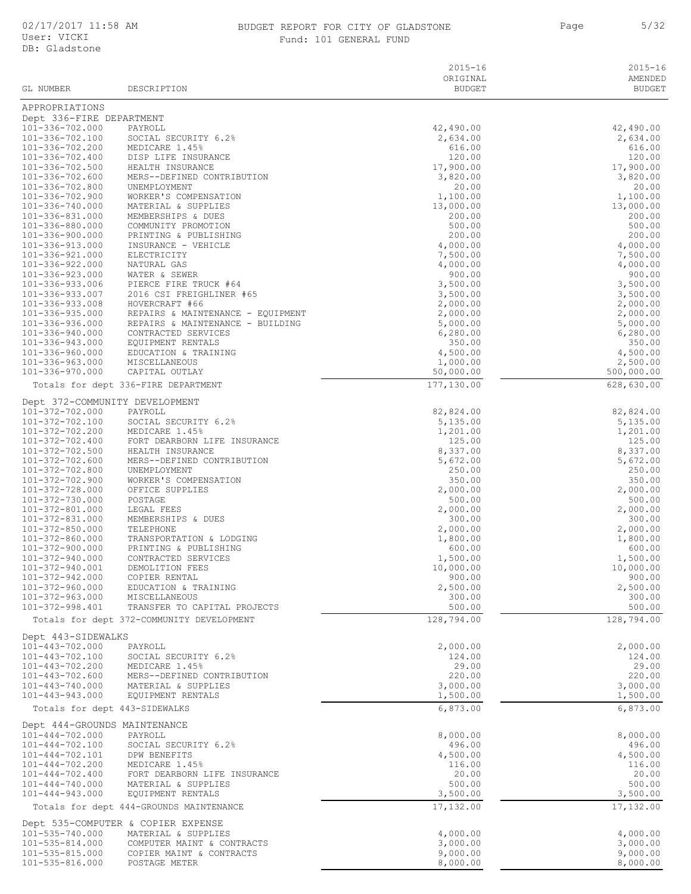# BUDGET REPORT FOR CITY OF GLADSTONE

Fund: 101 GENERAL FUND

| GL NUMBER | DESCRIPTION | 2015-16 ORIGINAL BUDGET | 2015-16 AMENDED BUDGET |
|---|---|---|---|
| APPROPRIATIONS | | | |
| Dept 336-FIRE DEPARTMENT | | | |
| 101-336-702.000 | PAYROLL | 42,490.00 | 42,490.00 |
| 101-336-702.100 | SOCIAL SECURITY 6.2% | 2,634.00 | 2,634.00 |
| 101-336-702.200 | MEDICARE 1.45% | 616.00 | 616.00 |
| 101-336-702.400 | DISP LIFE INSURANCE | 120.00 | 120.00 |
| 101-336-702.500 | HEALTH INSURANCE | 17,900.00 | 17,900.00 |
| 101-336-702.600 | MERS--DEFINED CONTRIBUTION | 3,820.00 | 3,820.00 |
| 101-336-702.800 | UNEMPLOYMENT | 20.00 | 20.00 |
| 101-336-702.900 | WORKER'S COMPENSATION | 1,100.00 | 1,100.00 |
| 101-336-740.000 | MATERIAL & SUPPLIES | 13,000.00 | 13,000.00 |
| 101-336-831.000 | MEMBERSHIPS & DUES | 200.00 | 200.00 |
| 101-336-880.000 | COMMUNITY PROMOTION | 500.00 | 500.00 |
| 101-336-900.000 | PRINTING & PUBLISHING | 200.00 | 200.00 |
| 101-336-913.000 | INSURANCE - VEHICLE | 4,000.00 | 4,000.00 |
| 101-336-921.000 | ELECTRICITY | 7,500.00 | 7,500.00 |
| 101-336-922.000 | NATURAL GAS | 4,000.00 | 4,000.00 |
| 101-336-923.000 | WATER & SEWER | 900.00 | 900.00 |
| 101-336-933.006 | PIERCE FIRE TRUCK #64 | 3,500.00 | 3,500.00 |
| 101-336-933.007 | 2016 CSI FREIGHLINER #65 | 3,500.00 | 3,500.00 |
| 101-336-933.008 | HOVERCRAFT #66 | 2,000.00 | 2,000.00 |
| 101-336-935.000 | REPAIRS & MAINTENANCE - EQUIPMENT | 2,000.00 | 2,000.00 |
| 101-336-936.000 | REPAIRS & MAINTENANCE - BUILDING | 5,000.00 | 5,000.00 |
| 101-336-940.000 | CONTRACTED SERVICES | 6,280.00 | 6,280.00 |
| 101-336-943.000 | EQUIPMENT RENTALS | 350.00 | 350.00 |
| 101-336-960.000 | EDUCATION & TRAINING | 4,500.00 | 4,500.00 |
| 101-336-963.000 | MISCELLANEOUS | 1,000.00 | 2,500.00 |
| 101-336-970.000 | CAPITAL OUTLAY | 50,000.00 | 500,000.00 |
| | Totals for dept 336-FIRE DEPARTMENT | 177,130.00 | 628,630.00 |
| Dept 372-COMMUNITY DEVELOPMENT | | | |
| 101-372-702.000 | PAYROLL | 82,824.00 | 82,824.00 |
| 101-372-702.100 | SOCIAL SECURITY 6.2% | 5,135.00 | 5,135.00 |
| 101-372-702.200 | MEDICARE 1.45% | 1,201.00 | 1,201.00 |
| 101-372-702.400 | FORT DEARBORN LIFE INSURANCE | 125.00 | 125.00 |
| 101-372-702.500 | HEALTH INSURANCE | 8,337.00 | 8,337.00 |
| 101-372-702.600 | MERS--DEFINED CONTRIBUTION | 5,672.00 | 5,672.00 |
| 101-372-702.800 | UNEMPLOYMENT | 250.00 | 250.00 |
| 101-372-702.900 | WORKER'S COMPENSATION | 350.00 | 350.00 |
| 101-372-728.000 | OFFICE SUPPLIES | 2,000.00 | 2,000.00 |
| 101-372-730.000 | POSTAGE | 500.00 | 500.00 |
| 101-372-801.000 | LEGAL FEES | 2,000.00 | 2,000.00 |
| 101-372-831.000 | MEMBERSHIPS & DUES | 300.00 | 300.00 |
| 101-372-850.000 | TELEPHONE | 2,000.00 | 2,000.00 |
| 101-372-860.000 | TRANSPORTATION & LODGING | 1,800.00 | 1,800.00 |
| 101-372-900.000 | PRINTING & PUBLISHING | 600.00 | 600.00 |
| 101-372-940.000 | CONTRACTED SERVICES | 1,500.00 | 1,500.00 |
| 101-372-940.001 | DEMOLITION FEES | 10,000.00 | 10,000.00 |
| 101-372-942.000 | COPIER RENTAL | 900.00 | 900.00 |
| 101-372-960.000 | EDUCATION & TRAINING | 2,500.00 | 2,500.00 |
| 101-372-963.000 | MISCELLANEOUS | 300.00 | 300.00 |
| 101-372-998.401 | TRANSFER TO CAPITAL PROJECTS | 500.00 | 500.00 |
| | Totals for dept 372-COMMUNITY DEVELOPMENT | 128,794.00 | 128,794.00 |
| Dept 443-SIDEWALKS | | | |
| 101-443-702.000 | PAYROLL | 2,000.00 | 2,000.00 |
| 101-443-702.100 | SOCIAL SECURITY 6.2% | 124.00 | 124.00 |
| 101-443-702.200 | MEDICARE 1.45% | 29.00 | 29.00 |
| 101-443-702.600 | MERS--DEFINED CONTRIBUTION | 220.00 | 220.00 |
| 101-443-740.000 | MATERIAL & SUPPLIES | 3,000.00 | 3,000.00 |
| 101-443-943.000 | EQUIPMENT RENTALS | 1,500.00 | 1,500.00 |
| | Totals for dept 443-SIDEWALKS | 6,873.00 | 6,873.00 |
| Dept 444-GROUNDS MAINTENANCE | | | |
| 101-444-702.000 | PAYROLL | 8,000.00 | 8,000.00 |
| 101-444-702.100 | SOCIAL SECURITY 6.2% | 496.00 | 496.00 |
| 101-444-702.101 | DPW BENEFITS | 4,500.00 | 4,500.00 |
| 101-444-702.200 | MEDICARE 1.45% | 116.00 | 116.00 |
| 101-444-702.400 | FORT DEARBORN LIFE INSURANCE | 20.00 | 20.00 |
| 101-444-740.000 | MATERIAL & SUPPLIES | 500.00 | 500.00 |
| 101-444-943.000 | EQUIPMENT RENTALS | 3,500.00 | 3,500.00 |
| | Totals for dept 444-GROUNDS MAINTENANCE | 17,132.00 | 17,132.00 |
| Dept 535-COMPUTER & COPIER EXPENSE | | | |
| 101-535-740.000 | MATERIAL & SUPPLIES | 4,000.00 | 4,000.00 |
| 101-535-814.000 | COMPUTER MAINT & CONTRACTS | 3,000.00 | 3,000.00 |
| 101-535-815.000 | COPIER MAINT & CONTRACTS | 9,000.00 | 9,000.00 |
| 101-535-816.000 | POSTAGE METER | 8,000.00 | 8,000.00 |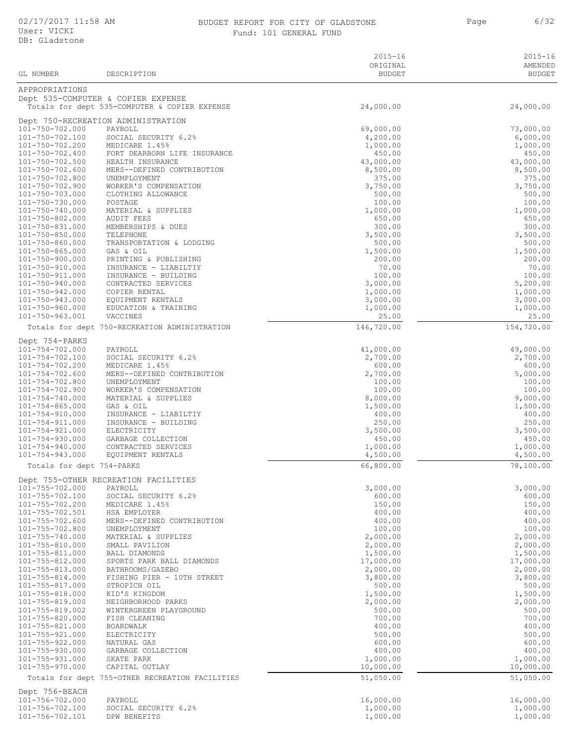BUDGET REPORT FOR CITY OF GLADSTONE

Fund: 101 GENERAL FUND

02/17/2017 11:58 AM
User: VICKI
DB: Gladstone

| GL NUMBER | DESCRIPTION | 2015-16 ORIGINAL BUDGET | 2015-16 AMENDED BUDGET |
|---|---|---|---|
| APPROPRIATIONS | | | |
| Dept 535-COMPUTER & COPIER EXPENSE | | | |
| | Totals for dept 535-COMPUTER & COPIER EXPENSE | 24,000.00 | 24,000.00 |
| Dept 750-RECREATION ADMINISTRATION | | | |
| 101-750-702.000 | PAYROLL | 69,000.00 | 73,000.00 |
| 101-750-702.100 | SOCIAL SECURITY 6.2% | 4,200.00 | 6,000.00 |
| 101-750-702.200 | MEDICARE 1.45% | 1,000.00 | 1,000.00 |
| 101-750-702.400 | FORT DEARBORN LIFE INSURANCE | 450.00 | 450.00 |
| 101-750-702.500 | HEALTH INSURANCE | 43,000.00 | 43,000.00 |
| 101-750-702.600 | MERS--DEFINED CONTRIBUTION | 8,500.00 | 8,500.00 |
| 101-750-702.800 | UNEMPLOYMENT | 375.00 | 375.00 |
| 101-750-702.900 | WORKER'S COMPENSATION | 3,750.00 | 3,750.00 |
| 101-750-703.000 | CLOTHING ALLOWANCE | 500.00 | 500.00 |
| 101-750-730.000 | POSTAGE | 100.00 | 100.00 |
| 101-750-740.000 | MATERIAL & SUPPLIES | 1,000.00 | 1,000.00 |
| 101-750-802.000 | AUDIT FEES | 650.00 | 650.00 |
| 101-750-831.000 | MEMBERSHIPS & DUES | 300.00 | 300.00 |
| 101-750-850.000 | TELEPHONE | 3,500.00 | 3,500.00 |
| 101-750-860.000 | TRANSPORTATION & LODGING | 500.00 | 500.00 |
| 101-750-865.000 | GAS & OIL | 1,500.00 | 1,500.00 |
| 101-750-900.000 | PRINTING & PUBLISHING | 200.00 | 200.00 |
| 101-750-910.000 | INSURANCE - LIABILTIY | 70.00 | 70.00 |
| 101-750-911.000 | INSURANCE - BUILDING | 100.00 | 100.00 |
| 101-750-940.000 | CONTRACTED SERVICES | 3,000.00 | 5,200.00 |
| 101-750-942.000 | COPIER RENTAL | 1,000.00 | 1,000.00 |
| 101-750-943.000 | EQUIPMENT RENTALS | 3,000.00 | 3,000.00 |
| 101-750-960.000 | EDUCATION & TRAINING | 1,000.00 | 1,000.00 |
| 101-750-963.001 | VACCINES | 25.00 | 25.00 |
| | Totals for dept 750-RECREATION ADMINISTRATION | 146,720.00 | 154,720.00 |
| Dept 754-PARKS | | | |
| 101-754-702.000 | PAYROLL | 41,000.00 | 49,000.00 |
| 101-754-702.100 | SOCIAL SECURITY 6.2% | 2,700.00 | 2,700.00 |
| 101-754-702.200 | MEDICARE 1.45% | 600.00 | 600.00 |
| 101-754-702.600 | MERS--DEFINED CONTRIBUTION | 2,700.00 | 5,000.00 |
| 101-754-702.800 | UNEMPLOYMENT | 100.00 | 100.00 |
| 101-754-702.900 | WORKER'S COMPENSATION | 100.00 | 100.00 |
| 101-754-740.000 | MATERIAL & SUPPLIES | 8,000.00 | 9,000.00 |
| 101-754-865.000 | GAS & OIL | 1,500.00 | 1,500.00 |
| 101-754-910.000 | INSURANCE - LIABILTIY | 400.00 | 400.00 |
| 101-754-911.000 | INSURANCE - BUILDING | 250.00 | 250.00 |
| 101-754-921.000 | ELECTRICITY | 3,500.00 | 3,500.00 |
| 101-754-930.000 | GARBAGE COLLECTION | 450.00 | 450.00 |
| 101-754-940.000 | CONTRACTED SERVICES | 1,000.00 | 1,000.00 |
| 101-754-943.000 | EQUIPMENT RENTALS | 4,500.00 | 4,500.00 |
| | Totals for dept 754-PARKS | 66,800.00 | 78,100.00 |
| Dept 755-OTHER RECREATION FACILITIES | | | |
| 101-755-702.000 | PAYROLL | 3,000.00 | 3,000.00 |
| 101-755-702.100 | SOCIAL SECURITY 6.2% | 600.00 | 600.00 |
| 101-755-702.200 | MEDICARE 1.45% | 150.00 | 150.00 |
| 101-755-702.501 | HSA EMPLOYER | 400.00 | 400.00 |
| 101-755-702.600 | MERS--DEFINED CONTRIBUTION | 400.00 | 400.00 |
| 101-755-702.800 | UNEMPLOYMENT | 100.00 | 100.00 |
| 101-755-740.000 | MATERIAL & SUPPLIES | 2,000.00 | 2,000.00 |
| 101-755-810.000 | SMALL PAVILION | 2,000.00 | 2,000.00 |
| 101-755-811.000 | BALL DIAMONDS | 1,500.00 | 1,500.00 |
| 101-755-812.000 | SPORTS PARK BALL DIAMONDS | 17,000.00 | 17,000.00 |
| 101-755-813.000 | BATHROOMS/GAZEBO | 2,000.00 | 2,000.00 |
| 101-755-814.000 | FISHING PIER - 10TH STREET | 3,800.00 | 3,800.00 |
| 101-755-817.000 | STROPICH OIL | 500.00 | 500.00 |
| 101-755-818.000 | KID'S KINGDOM | 1,500.00 | 1,500.00 |
| 101-755-819.000 | NEIGHBORHOOD PARKS | 2,000.00 | 2,000.00 |
| 101-755-819.002 | WINTERGREEN PLAYGROUND | 500.00 | 500.00 |
| 101-755-820.000 | FISH CLEANING | 700.00 | 700.00 |
| 101-755-821.000 | BOARDWALK | 400.00 | 400.00 |
| 101-755-921.000 | ELECTRICITY | 500.00 | 500.00 |
| 101-755-922.000 | NATURAL GAS | 600.00 | 600.00 |
| 101-755-930.000 | GARBAGE COLLECTION | 400.00 | 400.00 |
| 101-755-931.000 | SKATE PARK | 1,000.00 | 1,000.00 |
| 101-755-970.000 | CAPITAL OUTLAY | 10,000.00 | 10,000.00 |
| | Totals for dept 755-OTHER RECREATION FACILITIES | 51,050.00 | 51,050.00 |
| Dept 756-BEACH | | | |
| 101-756-702.000 | PAYROLL | 16,000.00 | 16,000.00 |
| 101-756-702.100 | SOCIAL SECURITY 6.2% | 1,000.00 | 1,000.00 |
| 101-756-702.101 | DPW BENEFITS | 1,000.00 | 1,000.00 |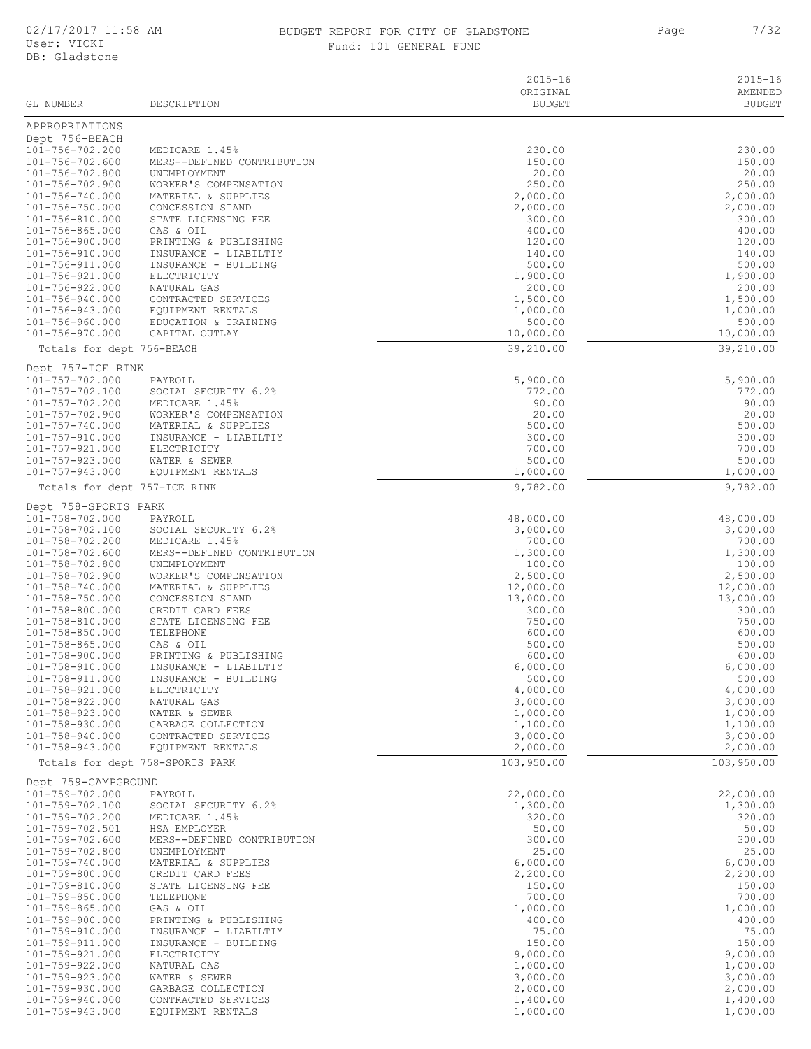BUDGET REPORT FOR CITY OF GLADSTONE

Fund: 101 GENERAL FUND

| GL NUMBER | DESCRIPTION | 2015-16 ORIGINAL BUDGET | 2015-16 AMENDED BUDGET |
|---|---|---|---|
| APPROPRIATIONS | | | |
| Dept 756-BEACH | | | |
| 101-756-702.200 | MEDICARE 1.45% | 230.00 | 230.00 |
| 101-756-702.600 | MERS--DEFINED CONTRIBUTION | 150.00 | 150.00 |
| 101-756-702.800 | UNEMPLOYMENT | 20.00 | 20.00 |
| 101-756-702.900 | WORKER'S COMPENSATION | 250.00 | 250.00 |
| 101-756-740.000 | MATERIAL & SUPPLIES | 2,000.00 | 2,000.00 |
| 101-756-750.000 | CONCESSION STAND | 2,000.00 | 2,000.00 |
| 101-756-810.000 | STATE LICENSING FEE | 300.00 | 300.00 |
| 101-756-865.000 | GAS & OIL | 400.00 | 400.00 |
| 101-756-900.000 | PRINTING & PUBLISHING | 120.00 | 120.00 |
| 101-756-910.000 | INSURANCE - LIABILTIY | 140.00 | 140.00 |
| 101-756-911.000 | INSURANCE - BUILDING | 500.00 | 500.00 |
| 101-756-921.000 | ELECTRICITY | 1,900.00 | 1,900.00 |
| 101-756-922.000 | NATURAL GAS | 200.00 | 200.00 |
| 101-756-940.000 | CONTRACTED SERVICES | 1,500.00 | 1,500.00 |
| 101-756-943.000 | EQUIPMENT RENTALS | 1,000.00 | 1,000.00 |
| 101-756-960.000 | EDUCATION & TRAINING | 500.00 | 500.00 |
| 101-756-970.000 | CAPITAL OUTLAY | 10,000.00 | 10,000.00 |
| Totals for dept 756-BEACH | | 39,210.00 | 39,210.00 |
| Dept 757-ICE RINK | | | |
| 101-757-702.000 | PAYROLL | 5,900.00 | 5,900.00 |
| 101-757-702.100 | SOCIAL SECURITY 6.2% | 772.00 | 772.00 |
| 101-757-702.200 | MEDICARE 1.45% | 90.00 | 90.00 |
| 101-757-702.900 | WORKER'S COMPENSATION | 20.00 | 20.00 |
| 101-757-740.000 | MATERIAL & SUPPLIES | 500.00 | 500.00 |
| 101-757-910.000 | INSURANCE - LIABILTIY | 300.00 | 300.00 |
| 101-757-921.000 | ELECTRICITY | 700.00 | 700.00 |
| 101-757-923.000 | WATER & SEWER | 500.00 | 500.00 |
| 101-757-943.000 | EQUIPMENT RENTALS | 1,000.00 | 1,000.00 |
| Totals for dept 757-ICE RINK | | 9,782.00 | 9,782.00 |
| Dept 758-SPORTS PARK | | | |
| 101-758-702.000 | PAYROLL | 48,000.00 | 48,000.00 |
| 101-758-702.100 | SOCIAL SECURITY 6.2% | 3,000.00 | 3,000.00 |
| 101-758-702.200 | MEDICARE 1.45% | 700.00 | 700.00 |
| 101-758-702.600 | MERS--DEFINED CONTRIBUTION | 1,300.00 | 1,300.00 |
| 101-758-702.800 | UNEMPLOYMENT | 100.00 | 100.00 |
| 101-758-702.900 | WORKER'S COMPENSATION | 2,500.00 | 2,500.00 |
| 101-758-740.000 | MATERIAL & SUPPLIES | 12,000.00 | 12,000.00 |
| 101-758-750.000 | CONCESSION STAND | 13,000.00 | 13,000.00 |
| 101-758-800.000 | CREDIT CARD FEES | 300.00 | 300.00 |
| 101-758-810.000 | STATE LICENSING FEE | 750.00 | 750.00 |
| 101-758-850.000 | TELEPHONE | 600.00 | 600.00 |
| 101-758-865.000 | GAS & OIL | 500.00 | 500.00 |
| 101-758-900.000 | PRINTING & PUBLISHING | 600.00 | 600.00 |
| 101-758-910.000 | INSURANCE - LIABILTIY | 6,000.00 | 6,000.00 |
| 101-758-911.000 | INSURANCE - BUILDING | 500.00 | 500.00 |
| 101-758-921.000 | ELECTRICITY | 4,000.00 | 4,000.00 |
| 101-758-922.000 | NATURAL GAS | 3,000.00 | 3,000.00 |
| 101-758-923.000 | WATER & SEWER | 1,000.00 | 1,000.00 |
| 101-758-930.000 | GARBAGE COLLECTION | 1,100.00 | 1,100.00 |
| 101-758-940.000 | CONTRACTED SERVICES | 3,000.00 | 3,000.00 |
| 101-758-943.000 | EQUIPMENT RENTALS | 2,000.00 | 2,000.00 |
| Totals for dept 758-SPORTS PARK | | 103,950.00 | 103,950.00 |
| Dept 759-CAMPGROUND | | | |
| 101-759-702.000 | PAYROLL | 22,000.00 | 22,000.00 |
| 101-759-702.100 | SOCIAL SECURITY 6.2% | 1,300.00 | 1,300.00 |
| 101-759-702.200 | MEDICARE 1.45% | 320.00 | 320.00 |
| 101-759-702.501 | HSA EMPLOYER | 50.00 | 50.00 |
| 101-759-702.600 | MERS--DEFINED CONTRIBUTION | 300.00 | 300.00 |
| 101-759-702.800 | UNEMPLOYMENT | 25.00 | 25.00 |
| 101-759-740.000 | MATERIAL & SUPPLIES | 6,000.00 | 6,000.00 |
| 101-759-800.000 | CREDIT CARD FEES | 2,200.00 | 2,200.00 |
| 101-759-810.000 | STATE LICENSING FEE | 150.00 | 150.00 |
| 101-759-850.000 | TELEPHONE | 700.00 | 700.00 |
| 101-759-865.000 | GAS & OIL | 1,000.00 | 1,000.00 |
| 101-759-900.000 | PRINTING & PUBLISHING | 400.00 | 400.00 |
| 101-759-910.000 | INSURANCE - LIABILTIY | 75.00 | 75.00 |
| 101-759-911.000 | INSURANCE - BUILDING | 150.00 | 150.00 |
| 101-759-921.000 | ELECTRICITY | 9,000.00 | 9,000.00 |
| 101-759-922.000 | NATURAL GAS | 1,000.00 | 1,000.00 |
| 101-759-923.000 | WATER & SEWER | 3,000.00 | 3,000.00 |
| 101-759-930.000 | GARBAGE COLLECTION | 2,000.00 | 2,000.00 |
| 101-759-940.000 | CONTRACTED SERVICES | 1,400.00 | 1,400.00 |
| 101-759-943.000 | EQUIPMENT RENTALS | 1,000.00 | 1,000.00 |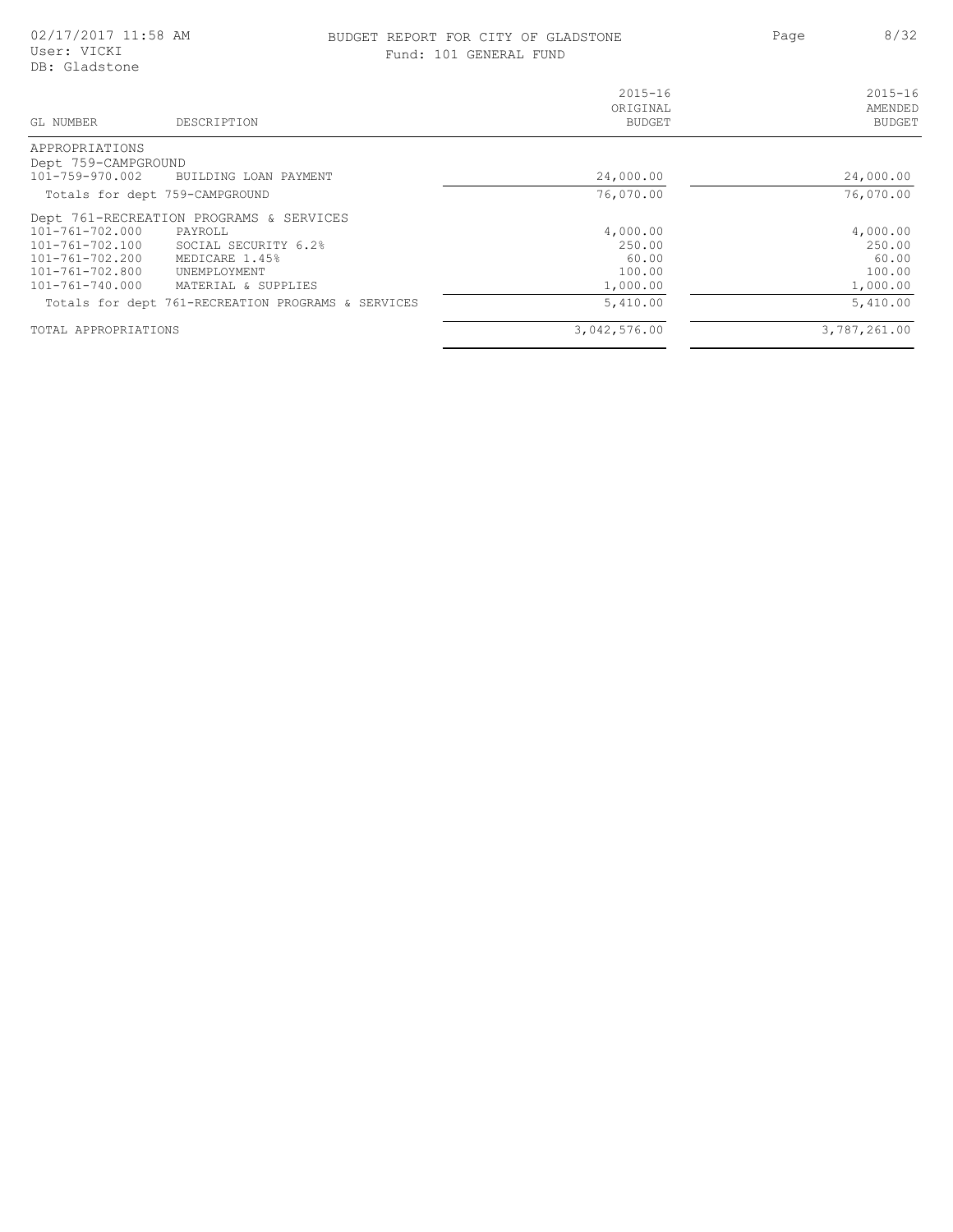BUDGET REPORT FOR CITY OF GLADSTONE
Fund: 101 GENERAL FUND

| GL NUMBER | DESCRIPTION | 2015-16 ORIGINAL BUDGET | 2015-16 AMENDED BUDGET |
|---|---|---|---|
| APPROPRIATIONS | | | |
| Dept 759-CAMPGROUND | | | |
| 101-759-970.002 | BUILDING LOAN PAYMENT | 24,000.00 | 24,000.00 |
| | Totals for dept 759-CAMPGROUND | 76,070.00 | 76,070.00 |
| Dept 761-RECREATION PROGRAMS & SERVICES | | | |
| 101-761-702.000 | PAYROLL | 4,000.00 | 4,000.00 |
| 101-761-702.100 | SOCIAL SECURITY 6.2% | 250.00 | 250.00 |
| 101-761-702.200 | MEDICARE 1.45% | 60.00 | 60.00 |
| 101-761-702.800 | UNEMPLOYMENT | 100.00 | 100.00 |
| 101-761-740.000 | MATERIAL & SUPPLIES | 1,000.00 | 1,000.00 |
| | Totals for dept 761-RECREATION PROGRAMS & SERVICES | 5,410.00 | 5,410.00 |
| TOTAL APPROPRIATIONS | | 3,042,576.00 | 3,787,261.00 |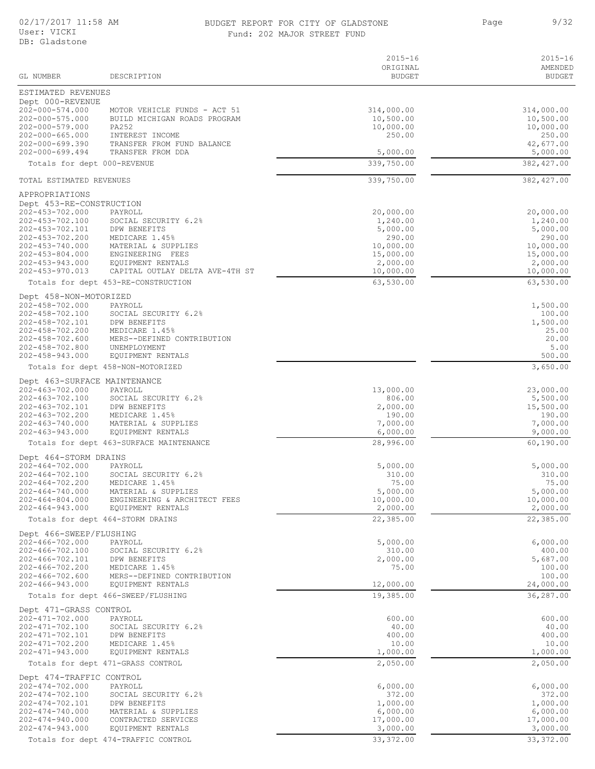# BUDGET REPORT FOR CITY OF GLADSTONE

## Fund: 202 MAJOR STREET FUND

02/17/2017 11:58 AM
User: VICKI
DB: Gladstone

| GL NUMBER | DESCRIPTION | 2015-16 ORIGINAL BUDGET | 2015-16 AMENDED BUDGET |
|---|---|---|---|
| **ESTIMATED REVENUES** | | | |
| Dept 000-REVENUE | | | |
| 202-000-574.000 | MOTOR VEHICLE FUNDS - ACT 51 | 314,000.00 | 314,000.00 |
| 202-000-575.000 | BUILD MICHIGAN ROADS PROGRAM | 10,500.00 | 10,500.00 |
| 202-000-579.000 | PA252 | 10,000.00 | 10,000.00 |
| 202-000-665.000 | INTEREST INCOME | 250.00 | 250.00 |
| 202-000-699.390 | TRANSFER FROM FUND BALANCE | | 42,677.00 |
| 202-000-699.494 | TRANSFER FROM DDA | 5,000.00 | 5,000.00 |
| Totals for dept 000-REVENUE | | 339,750.00 | 382,427.00 |
| TOTAL ESTIMATED REVENUES | | 339,750.00 | 382,427.00 |
| **APPROPRIATIONS** | | | |
| Dept 453-RE-CONSTRUCTION | | | |
| 202-453-702.000 | PAYROLL | 20,000.00 | 20,000.00 |
| 202-453-702.100 | SOCIAL SECURITY 6.2% | 1,240.00 | 1,240.00 |
| 202-453-702.101 | DPW BENEFITS | 5,000.00 | 5,000.00 |
| 202-453-702.200 | MEDICARE 1.45% | 290.00 | 290.00 |
| 202-453-740.000 | MATERIAL & SUPPLIES | 10,000.00 | 10,000.00 |
| 202-453-804.000 | ENGINEERING FEES | 15,000.00 | 15,000.00 |
| 202-453-943.000 | EQUIPMENT RENTALS | 2,000.00 | 2,000.00 |
| 202-453-970.013 | CAPITAL OUTLAY DELTA AVE-4TH ST | 10,000.00 | 10,000.00 |
| Totals for dept 453-RE-CONSTRUCTION | | 63,530.00 | 63,530.00 |
| Dept 458-NON-MOTORIZED | | | |
| 202-458-702.000 | PAYROLL | | 1,500.00 |
| 202-458-702.100 | SOCIAL SECURITY 6.2% | | 100.00 |
| 202-458-702.101 | DPW BENEFITS | | 1,500.00 |
| 202-458-702.200 | MEDICARE 1.45% | | 25.00 |
| 202-458-702.600 | MERS--DEFINED CONTRIBUTION | | 20.00 |
| 202-458-702.800 | UNEMPLOYMENT | | 5.00 |
| 202-458-943.000 | EQUIPMENT RENTALS | | 500.00 |
| Totals for dept 458-NON-MOTORIZED | | | 3,650.00 |
| Dept 463-SURFACE MAINTENANCE | | | |
| 202-463-702.000 | PAYROLL | 13,000.00 | 23,000.00 |
| 202-463-702.100 | SOCIAL SECURITY 6.2% | 806.00 | 5,500.00 |
| 202-463-702.101 | DPW BENEFITS | 2,000.00 | 15,500.00 |
| 202-463-702.200 | MEDICARE 1.45% | 190.00 | 190.00 |
| 202-463-740.000 | MATERIAL & SUPPLIES | 7,000.00 | 7,000.00 |
| 202-463-943.000 | EQUIPMENT RENTALS | 6,000.00 | 9,000.00 |
| Totals for dept 463-SURFACE MAINTENANCE | | 28,996.00 | 60,190.00 |
| Dept 464-STORM DRAINS | | | |
| 202-464-702.000 | PAYROLL | 5,000.00 | 5,000.00 |
| 202-464-702.100 | SOCIAL SECURITY 6.2% | 310.00 | 310.00 |
| 202-464-702.200 | MEDICARE 1.45% | 75.00 | 75.00 |
| 202-464-740.000 | MATERIAL & SUPPLIES | 5,000.00 | 5,000.00 |
| 202-464-804.000 | ENGINEERING & ARCHITECT FEES | 10,000.00 | 10,000.00 |
| 202-464-943.000 | EQUIPMENT RENTALS | 2,000.00 | 2,000.00 |
| Totals for dept 464-STORM DRAINS | | 22,385.00 | 22,385.00 |
| Dept 466-SWEEP/FLUSHING | | | |
| 202-466-702.000 | PAYROLL | 5,000.00 | 6,000.00 |
| 202-466-702.100 | SOCIAL SECURITY 6.2% | 310.00 | 400.00 |
| 202-466-702.101 | DPW BENEFITS | 2,000.00 | 5,687.00 |
| 202-466-702.200 | MEDICARE 1.45% | 75.00 | 100.00 |
| 202-466-702.600 | MERS--DEFINED CONTRIBUTION | | 100.00 |
| 202-466-943.000 | EQUIPMENT RENTALS | 12,000.00 | 24,000.00 |
| Totals for dept 466-SWEEP/FLUSHING | | 19,385.00 | 36,287.00 |
| Dept 471-GRASS CONTROL | | | |
| 202-471-702.000 | PAYROLL | 600.00 | 600.00 |
| 202-471-702.100 | SOCIAL SECURITY 6.2% | 40.00 | 40.00 |
| 202-471-702.101 | DPW BENEFITS | 400.00 | 400.00 |
| 202-471-702.200 | MEDICARE 1.45% | 10.00 | 10.00 |
| 202-471-943.000 | EQUIPMENT RENTALS | 1,000.00 | 1,000.00 |
| Totals for dept 471-GRASS CONTROL | | 2,050.00 | 2,050.00 |
| Dept 474-TRAFFIC CONTROL | | | |
| 202-474-702.000 | PAYROLL | 6,000.00 | 6,000.00 |
| 202-474-702.100 | SOCIAL SECURITY 6.2% | 372.00 | 372.00 |
| 202-474-702.101 | DPW BENEFITS | 1,000.00 | 1,000.00 |
| 202-474-740.000 | MATERIAL & SUPPLIES | 6,000.00 | 6,000.00 |
| 202-474-940.000 | CONTRACTED SERVICES | 17,000.00 | 17,000.00 |
| 202-474-943.000 | EQUIPMENT RENTALS | 3,000.00 | 3,000.00 |
| Totals for dept 474-TRAFFIC CONTROL | | 33,372.00 | 33,372.00 |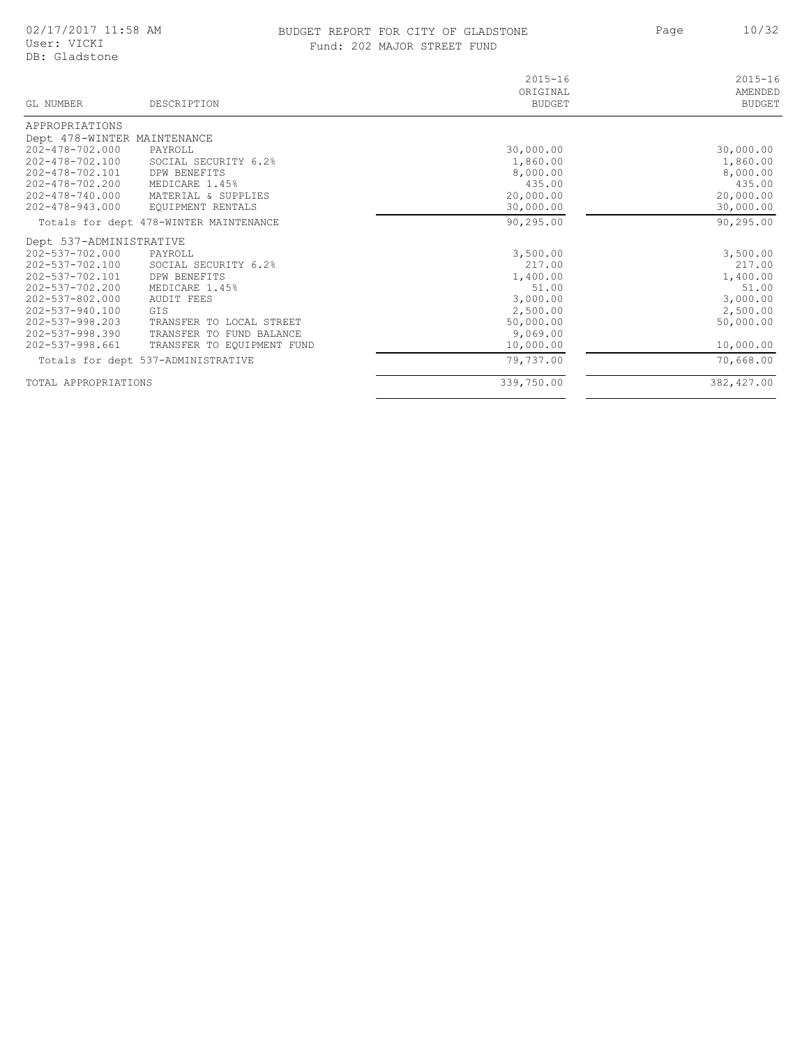# BUDGET REPORT FOR CITY OF GLADSTONE

## Fund: 202 MAJOR STREET FUND

02/17/2017 11:58 AM
User: VICKI
DB: Gladstone

| GL NUMBER | DESCRIPTION | 2015-16 ORIGINAL BUDGET | 2015-16 AMENDED BUDGET |
|---|---|---|---|
| APPROPRIATIONS | | | |
| Dept 478-WINTER MAINTENANCE | | | |
| 202-478-702.000 | PAYROLL | 30,000.00 | 30,000.00 |
| 202-478-702.100 | SOCIAL SECURITY 6.2% | 1,860.00 | 1,860.00 |
| 202-478-702.101 | DPW BENEFITS | 8,000.00 | 8,000.00 |
| 202-478-702.200 | MEDICARE 1.45% | 435.00 | 435.00 |
| 202-478-740.000 | MATERIAL & SUPPLIES | 20,000.00 | 20,000.00 |
| 202-478-943.000 | EQUIPMENT RENTALS | 30,000.00 | 30,000.00 |
| Totals for dept 478-WINTER MAINTENANCE | | 90,295.00 | 90,295.00 |
| Dept 537-ADMINISTRATIVE | | | |
| 202-537-702.000 | PAYROLL | 3,500.00 | 3,500.00 |
| 202-537-702.100 | SOCIAL SECURITY 6.2% | 217.00 | 217.00 |
| 202-537-702.101 | DPW BENEFITS | 1,400.00 | 1,400.00 |
| 202-537-702.200 | MEDICARE 1.45% | 51.00 | 51.00 |
| 202-537-802.000 | AUDIT FEES | 3,000.00 | 3,000.00 |
| 202-537-940.100 | GIS | 2,500.00 | 2,500.00 |
| 202-537-998.203 | TRANSFER TO LOCAL STREET | 50,000.00 | 50,000.00 |
| 202-537-998.390 | TRANSFER TO FUND BALANCE | 9,069.00 | |
| 202-537-998.661 | TRANSFER TO EQUIPMENT FUND | 10,000.00 | 10,000.00 |
| Totals for dept 537-ADMINISTRATIVE | | 79,737.00 | 70,668.00 |
| TOTAL APPROPRIATIONS | | 339,750.00 | 382,427.00 |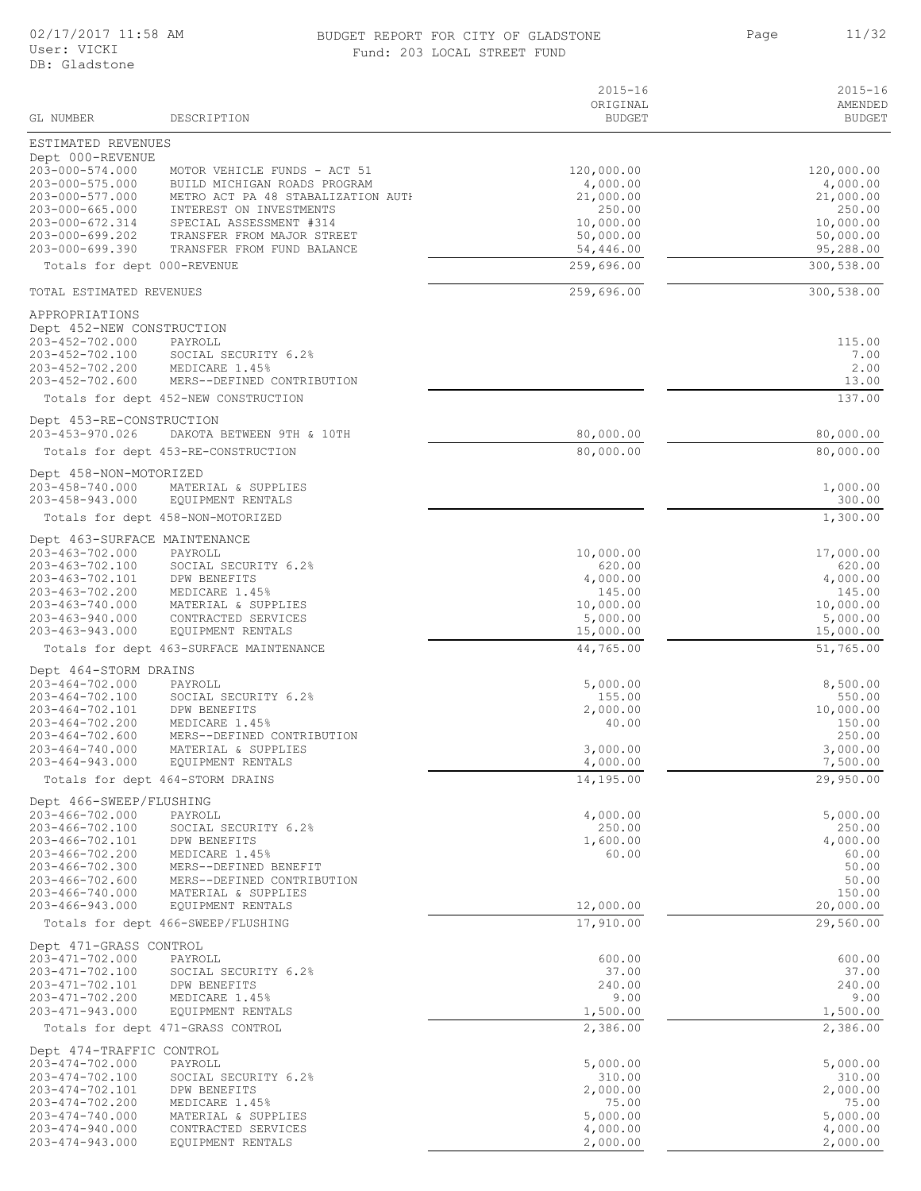# BUDGET REPORT FOR CITY OF GLADSTONE

Fund: 203 LOCAL STREET FUND

02/17/2017 11:58 AM
User: VICKI
DB: Gladstone

| GL NUMBER | DESCRIPTION | 2015-16 ORIGINAL BUDGET | 2015-16 AMENDED BUDGET |
|---|---|---|---|
| ESTIMATED REVENUES | | | |
| Dept 000-REVENUE | | | |
| 203-000-574.000 | MOTOR VEHICLE FUNDS - ACT 51 | 120,000.00 | 120,000.00 |
| 203-000-575.000 | BUILD MICHIGAN ROADS PROGRAM | 4,000.00 | 4,000.00 |
| 203-000-577.000 | METRO ACT PA 48 STABALIZATION AUTH | 21,000.00 | 21,000.00 |
| 203-000-665.000 | INTEREST ON INVESTMENTS | 250.00 | 250.00 |
| 203-000-672.314 | SPECIAL ASSESSMENT #314 | 10,000.00 | 10,000.00 |
| 203-000-699.202 | TRANSFER FROM MAJOR STREET | 50,000.00 | 50,000.00 |
| 203-000-699.390 | TRANSFER FROM FUND BALANCE | 54,446.00 | 95,288.00 |
| Totals for dept 000-REVENUE | | 259,696.00 | 300,538.00 |
| TOTAL ESTIMATED REVENUES | | 259,696.00 | 300,538.00 |
| APPROPRIATIONS | | | |
| Dept 452-NEW CONSTRUCTION | | | |
| 203-452-702.000 | PAYROLL | | 115.00 |
| 203-452-702.100 | SOCIAL SECURITY 6.2% | | 7.00 |
| 203-452-702.200 | MEDICARE 1.45% | | 2.00 |
| 203-452-702.600 | MERS--DEFINED CONTRIBUTION | | 13.00 |
| Totals for dept 452-NEW CONSTRUCTION | | | 137.00 |
| Dept 453-RE-CONSTRUCTION | | | |
| 203-453-970.026 | DAKOTA BETWEEN 9TH & 10TH | 80,000.00 | 80,000.00 |
| Totals for dept 453-RE-CONSTRUCTION | | 80,000.00 | 80,000.00 |
| Dept 458-NON-MOTORIZED | | | |
| 203-458-740.000 | MATERIAL & SUPPLIES | | 1,000.00 |
| 203-458-943.000 | EQUIPMENT RENTALS | | 300.00 |
| Totals for dept 458-NON-MOTORIZED | | | 1,300.00 |
| Dept 463-SURFACE MAINTENANCE | | | |
| 203-463-702.000 | PAYROLL | 10,000.00 | 17,000.00 |
| 203-463-702.100 | SOCIAL SECURITY 6.2% | 620.00 | 620.00 |
| 203-463-702.101 | DPW BENEFITS | 4,000.00 | 4,000.00 |
| 203-463-702.200 | MEDICARE 1.45% | 145.00 | 145.00 |
| 203-463-740.000 | MATERIAL & SUPPLIES | 10,000.00 | 10,000.00 |
| 203-463-940.000 | CONTRACTED SERVICES | 5,000.00 | 5,000.00 |
| 203-463-943.000 | EQUIPMENT RENTALS | 15,000.00 | 15,000.00 |
| Totals for dept 463-SURFACE MAINTENANCE | | 44,765.00 | 51,765.00 |
| Dept 464-STORM DRAINS | | | |
| 203-464-702.000 | PAYROLL | 5,000.00 | 8,500.00 |
| 203-464-702.100 | SOCIAL SECURITY 6.2% | 155.00 | 550.00 |
| 203-464-702.101 | DPW BENEFITS | 2,000.00 | 10,000.00 |
| 203-464-702.200 | MEDICARE 1.45% | 40.00 | 150.00 |
| 203-464-702.600 | MERS--DEFINED CONTRIBUTION | | 250.00 |
| 203-464-740.000 | MATERIAL & SUPPLIES | 3,000.00 | 3,000.00 |
| 203-464-943.000 | EQUIPMENT RENTALS | 4,000.00 | 7,500.00 |
| Totals for dept 464-STORM DRAINS | | 14,195.00 | 29,950.00 |
| Dept 466-SWEEP/FLUSHING | | | |
| 203-466-702.000 | PAYROLL | 4,000.00 | 5,000.00 |
| 203-466-702.100 | SOCIAL SECURITY 6.2% | 250.00 | 250.00 |
| 203-466-702.101 | DPW BENEFITS | 1,600.00 | 4,000.00 |
| 203-466-702.200 | MEDICARE 1.45% | 60.00 | 60.00 |
| 203-466-702.300 | MERS--DEFINED BENEFIT | | 50.00 |
| 203-466-702.600 | MERS--DEFINED CONTRIBUTION | | 50.00 |
| 203-466-740.000 | MATERIAL & SUPPLIES | | 150.00 |
| 203-466-943.000 | EQUIPMENT RENTALS | 12,000.00 | 20,000.00 |
| Totals for dept 466-SWEEP/FLUSHING | | 17,910.00 | 29,560.00 |
| Dept 471-GRASS CONTROL | | | |
| 203-471-702.000 | PAYROLL | 600.00 | 600.00 |
| 203-471-702.100 | SOCIAL SECURITY 6.2% | 37.00 | 37.00 |
| 203-471-702.101 | DPW BENEFITS | 240.00 | 240.00 |
| 203-471-702.200 | MEDICARE 1.45% | 9.00 | 9.00 |
| 203-471-943.000 | EQUIPMENT RENTALS | 1,500.00 | 1,500.00 |
| Totals for dept 471-GRASS CONTROL | | 2,386.00 | 2,386.00 |
| Dept 474-TRAFFIC CONTROL | | | |
| 203-474-702.000 | PAYROLL | 5,000.00 | 5,000.00 |
| 203-474-702.100 | SOCIAL SECURITY 6.2% | 310.00 | 310.00 |
| 203-474-702.101 | DPW BENEFITS | 2,000.00 | 2,000.00 |
| 203-474-702.200 | MEDICARE 1.45% | 75.00 | 75.00 |
| 203-474-740.000 | MATERIAL & SUPPLIES | 5,000.00 | 5,000.00 |
| 203-474-940.000 | CONTRACTED SERVICES | 4,000.00 | 4,000.00 |
| 203-474-943.000 | EQUIPMENT RENTALS | 2,000.00 | 2,000.00 |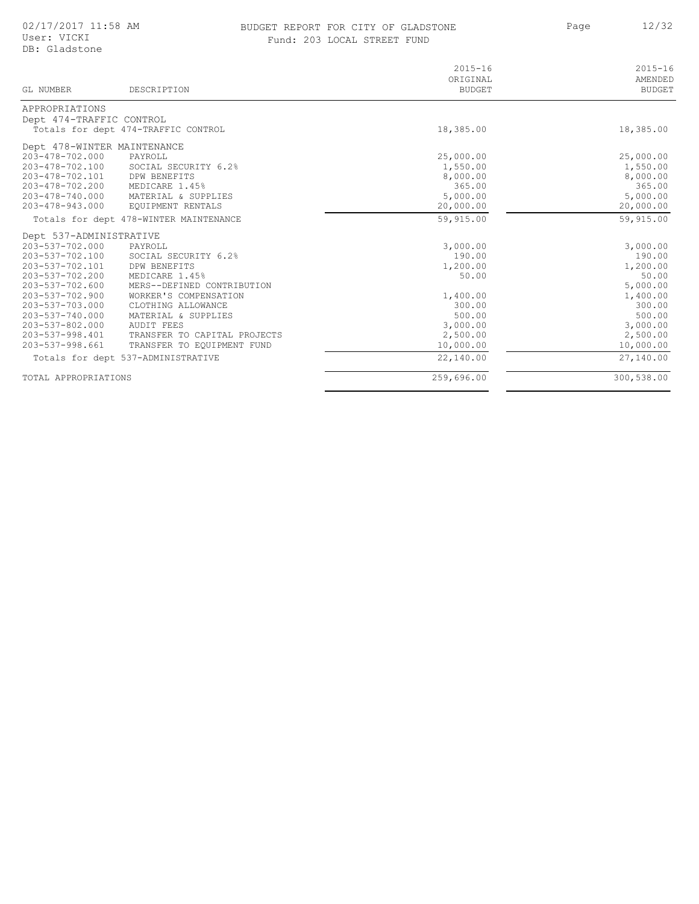# BUDGET REPORT FOR CITY OF GLADSTONE

Fund: 203 LOCAL STREET FUND

02/17/2017 11:58 AM
User: VICKI
DB: Gladstone

| GL NUMBER | DESCRIPTION | 2015-16 ORIGINAL BUDGET | 2015-16 AMENDED BUDGET |
|---|---|---|---|
| APPROPRIATIONS | | | |
| Dept 474-TRAFFIC CONTROL | | | |
| | Totals for dept 474-TRAFFIC CONTROL | 18,385.00 | 18,385.00 |
| Dept 478-WINTER MAINTENANCE | | | |
| 203-478-702.000 | PAYROLL | 25,000.00 | 25,000.00 |
| 203-478-702.100 | SOCIAL SECURITY 6.2% | 1,550.00 | 1,550.00 |
| 203-478-702.101 | DPW BENEFITS | 8,000.00 | 8,000.00 |
| 203-478-702.200 | MEDICARE 1.45% | 365.00 | 365.00 |
| 203-478-740.000 | MATERIAL & SUPPLIES | 5,000.00 | 5,000.00 |
| 203-478-943.000 | EQUIPMENT RENTALS | 20,000.00 | 20,000.00 |
| | Totals for dept 478-WINTER MAINTENANCE | 59,915.00 | 59,915.00 |
| Dept 537-ADMINISTRATIVE | | | |
| 203-537-702.000 | PAYROLL | 3,000.00 | 3,000.00 |
| 203-537-702.100 | SOCIAL SECURITY 6.2% | 190.00 | 190.00 |
| 203-537-702.101 | DPW BENEFITS | 1,200.00 | 1,200.00 |
| 203-537-702.200 | MEDICARE 1.45% | 50.00 | 50.00 |
| 203-537-702.600 | MERS--DEFINED CONTRIBUTION | | 5,000.00 |
| 203-537-702.900 | WORKER'S COMPENSATION | 1,400.00 | 1,400.00 |
| 203-537-703.000 | CLOTHING ALLOWANCE | 300.00 | 300.00 |
| 203-537-740.000 | MATERIAL & SUPPLIES | 500.00 | 500.00 |
| 203-537-802.000 | AUDIT FEES | 3,000.00 | 3,000.00 |
| 203-537-998.401 | TRANSFER TO CAPITAL PROJECTS | 2,500.00 | 2,500.00 |
| 203-537-998.661 | TRANSFER TO EQUIPMENT FUND | 10,000.00 | 10,000.00 |
| | Totals for dept 537-ADMINISTRATIVE | 22,140.00 | 27,140.00 |
| TOTAL APPROPRIATIONS | | 259,696.00 | 300,538.00 |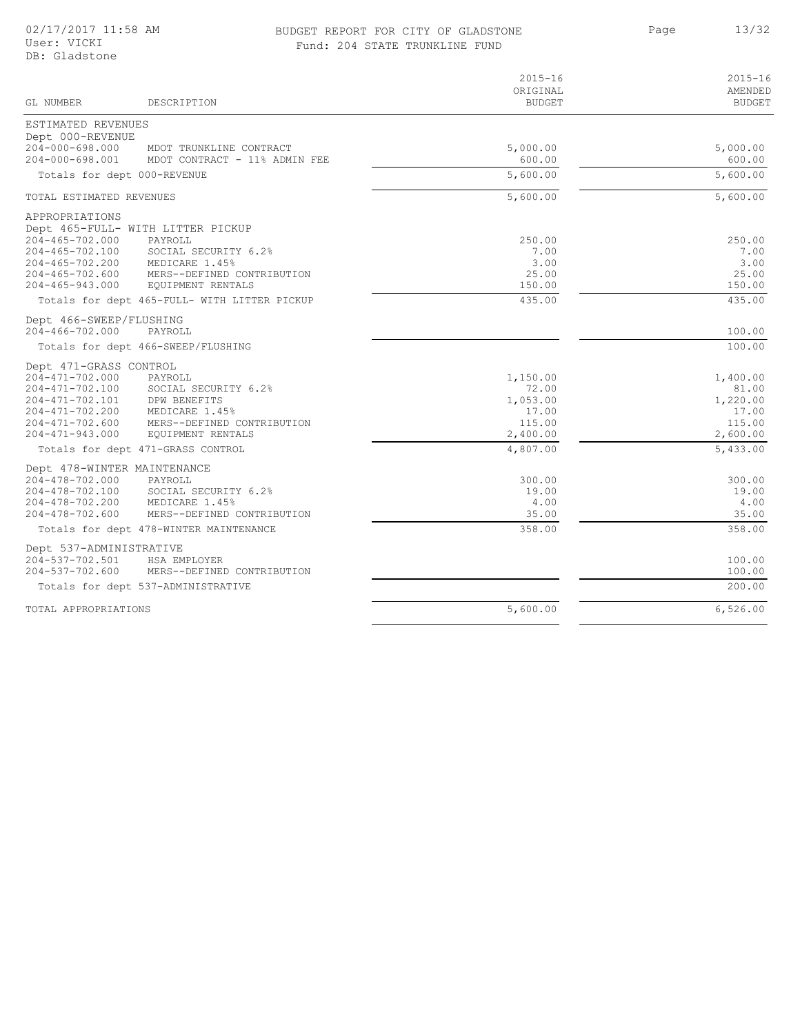BUDGET REPORT FOR CITY OF GLADSTONE

Fund: 204 STATE TRUNKLINE FUND

02/17/2017 11:58 AM
User: VICKI
DB: Gladstone

| GL NUMBER | DESCRIPTION | 2015-16 ORIGINAL BUDGET | 2015-16 AMENDED BUDGET |
|---|---|---|---|
| ESTIMATED REVENUES | | | |
| Dept 000-REVENUE | | | |
| 204-000-698.000 | MDOT TRUNKLINE CONTRACT | 5,000.00 | 5,000.00 |
| 204-000-698.001 | MDOT CONTRACT - 11% ADMIN FEE | 600.00 | 600.00 |
| Totals for dept 000-REVENUE | | 5,600.00 | 5,600.00 |
| TOTAL ESTIMATED REVENUES | | 5,600.00 | 5,600.00 |
| APPROPRIATIONS | | | |
| Dept 465-FULL- WITH LITTER PICKUP | | | |
| 204-465-702.000 | PAYROLL | 250.00 | 250.00 |
| 204-465-702.100 | SOCIAL SECURITY 6.2% | 7.00 | 7.00 |
| 204-465-702.200 | MEDICARE 1.45% | 3.00 | 3.00 |
| 204-465-702.600 | MERS--DEFINED CONTRIBUTION | 25.00 | 25.00 |
| 204-465-943.000 | EQUIPMENT RENTALS | 150.00 | 150.00 |
| Totals for dept 465-FULL- WITH LITTER PICKUP | | 435.00 | 435.00 |
| Dept 466-SWEEP/FLUSHING | | | |
| 204-466-702.000 | PAYROLL | | 100.00 |
| Totals for dept 466-SWEEP/FLUSHING | | | 100.00 |
| Dept 471-GRASS CONTROL | | | |
| 204-471-702.000 | PAYROLL | 1,150.00 | 1,400.00 |
| 204-471-702.100 | SOCIAL SECURITY 6.2% | 72.00 | 81.00 |
| 204-471-702.101 | DPW BENEFITS | 1,053.00 | 1,220.00 |
| 204-471-702.200 | MEDICARE 1.45% | 17.00 | 17.00 |
| 204-471-702.600 | MERS--DEFINED CONTRIBUTION | 115.00 | 115.00 |
| 204-471-943.000 | EQUIPMENT RENTALS | 2,400.00 | 2,600.00 |
| Totals for dept 471-GRASS CONTROL | | 4,807.00 | 5,433.00 |
| Dept 478-WINTER MAINTENANCE | | | |
| 204-478-702.000 | PAYROLL | 300.00 | 300.00 |
| 204-478-702.100 | SOCIAL SECURITY 6.2% | 19.00 | 19.00 |
| 204-478-702.200 | MEDICARE 1.45% | 4.00 | 4.00 |
| 204-478-702.600 | MERS--DEFINED CONTRIBUTION | 35.00 | 35.00 |
| Totals for dept 478-WINTER MAINTENANCE | | 358.00 | 358.00 |
| Dept 537-ADMINISTRATIVE | | | |
| 204-537-702.501 | HSA EMPLOYER | | 100.00 |
| 204-537-702.600 | MERS--DEFINED CONTRIBUTION | | 100.00 |
| Totals for dept 537-ADMINISTRATIVE | | | 200.00 |
| TOTAL APPROPRIATIONS | | 5,600.00 | 6,526.00 |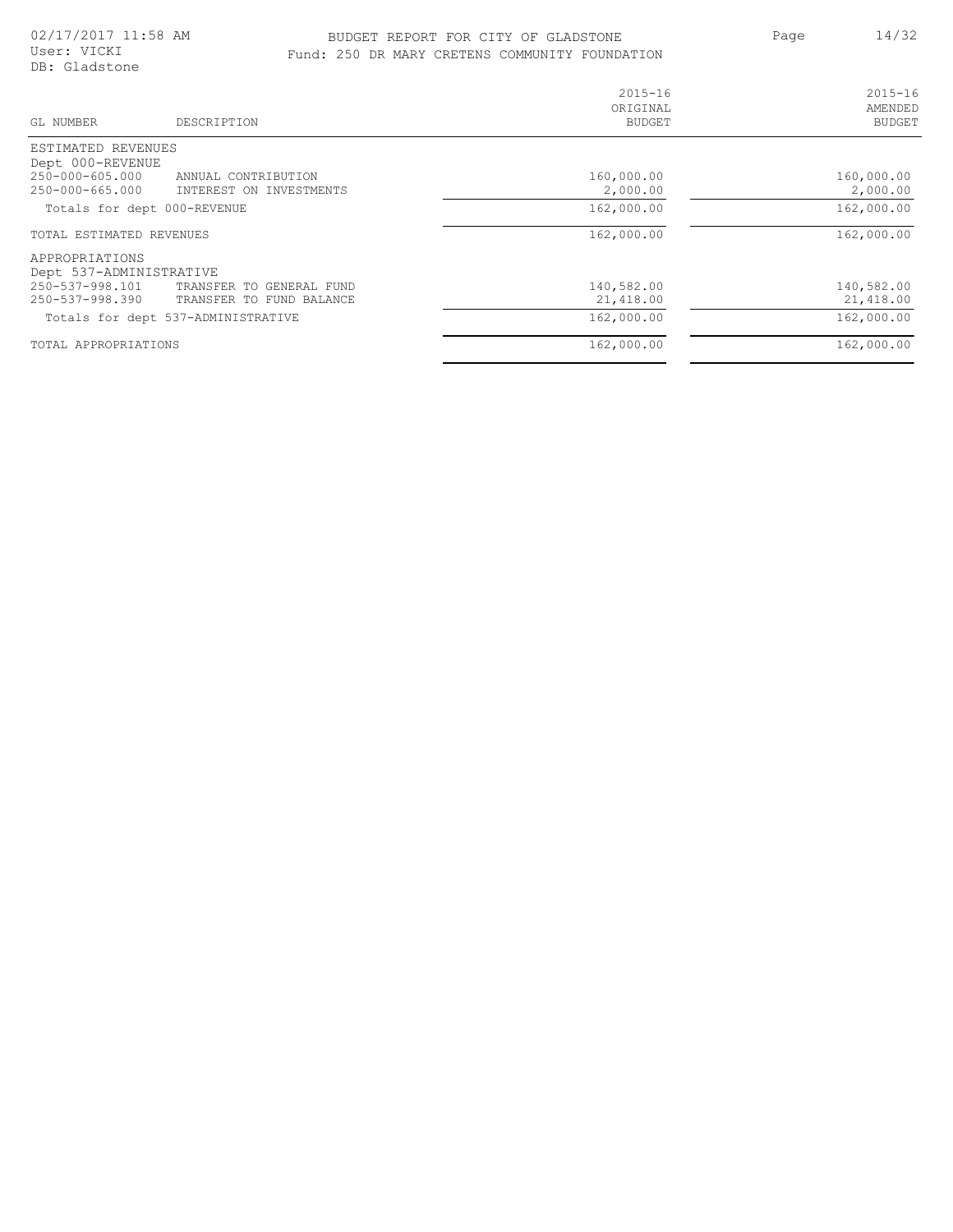02/17/2017 11:58 AM
User: VICKI
DB: Gladstone

# BUDGET REPORT FOR CITY OF GLADSTONE

## Fund: 250 DR MARY CRETENS COMMUNITY FOUNDATION

| GL NUMBER | DESCRIPTION | 2015-16 ORIGINAL BUDGET | 2015-16 AMENDED BUDGET |
|---|---|---|---|
| ESTIMATED REVENUES | | | |
| Dept 000-REVENUE | | | |
| 250-000-605.000 | ANNUAL CONTRIBUTION | 160,000.00 | 160,000.00 |
| 250-000-665.000 | INTEREST ON INVESTMENTS | 2,000.00 | 2,000.00 |
| Totals for dept 000-REVENUE | | 162,000.00 | 162,000.00 |
| TOTAL ESTIMATED REVENUES | | 162,000.00 | 162,000.00 |
| APPROPRIATIONS | | | |
| Dept 537-ADMINISTRATIVE | | | |
| 250-537-998.101 | TRANSFER TO GENERAL FUND | 140,582.00 | 140,582.00 |
| 250-537-998.390 | TRANSFER TO FUND BALANCE | 21,418.00 | 21,418.00 |
| Totals for dept 537-ADMINISTRATIVE | | 162,000.00 | 162,000.00 |
| TOTAL APPROPRIATIONS | | 162,000.00 | 162,000.00 |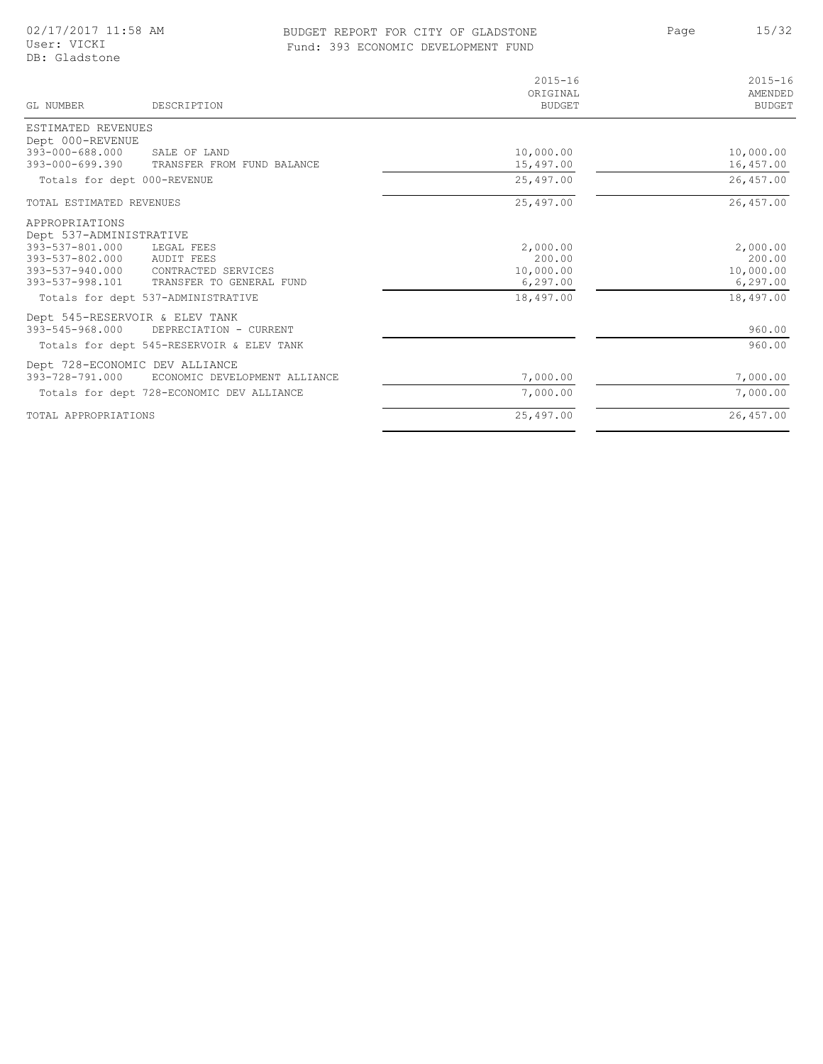# BUDGET REPORT FOR CITY OF GLADSTONE

Fund: 393 ECONOMIC DEVELOPMENT FUND

02/17/2017 11:58 AM
User: VICKI
DB: Gladstone

| GL NUMBER | DESCRIPTION | 2015-16 ORIGINAL BUDGET | 2015-16 AMENDED BUDGET |
|---|---|---|---|
| **ESTIMATED REVENUES** | | | |
| Dept 000-REVENUE | | | |
| 393-000-688.000 | SALE OF LAND | 10,000.00 | 10,000.00 |
| 393-000-699.390 | TRANSFER FROM FUND BALANCE | 15,497.00 | 16,457.00 |
| Totals for dept 000-REVENUE | | 25,497.00 | 26,457.00 |
| TOTAL ESTIMATED REVENUES | | 25,497.00 | 26,457.00 |
| **APPROPRIATIONS** | | | |
| Dept 537-ADMINISTRATIVE | | | |
| 393-537-801.000 | LEGAL FEES | 2,000.00 | 2,000.00 |
| 393-537-802.000 | AUDIT FEES | 200.00 | 200.00 |
| 393-537-940.000 | CONTRACTED SERVICES | 10,000.00 | 10,000.00 |
| 393-537-998.101 | TRANSFER TO GENERAL FUND | 6,297.00 | 6,297.00 |
| Totals for dept 537-ADMINISTRATIVE | | 18,497.00 | 18,497.00 |
| Dept 545-RESERVOIR & ELEV TANK | | | |
| 393-545-968.000 | DEPRECIATION - CURRENT | | 960.00 |
| Totals for dept 545-RESERVOIR & ELEV TANK | | | 960.00 |
| Dept 728-ECONOMIC DEV ALLIANCE | | | |
| 393-728-791.000 | ECONOMIC DEVELOPMENT ALLIANCE | 7,000.00 | 7,000.00 |
| Totals for dept 728-ECONOMIC DEV ALLIANCE | | 7,000.00 | 7,000.00 |
| TOTAL APPROPRIATIONS | | 25,497.00 | 26,457.00 |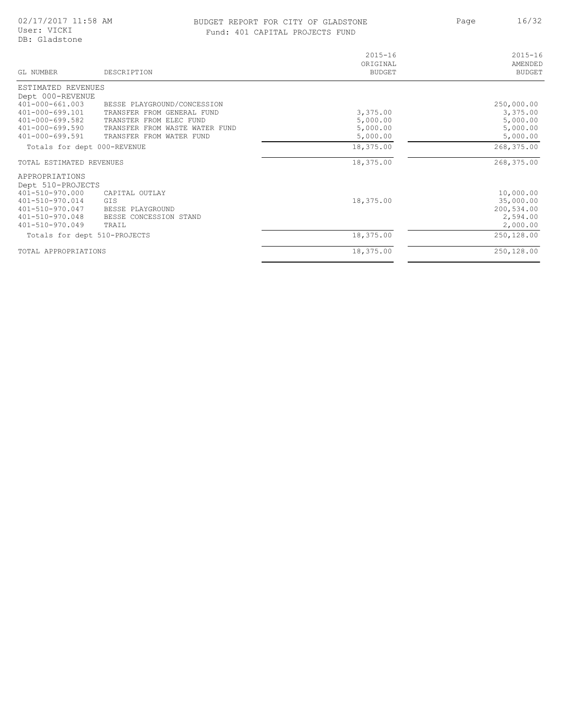# BUDGET REPORT FOR CITY OF GLADSTONE

Fund: 401 CAPITAL PROJECTS FUND

02/17/2017 11:58 AM
User: VICKI
DB: Gladstone

| GL NUMBER | DESCRIPTION | 2015-16 ORIGINAL BUDGET | 2015-16 AMENDED BUDGET |
|---|---|---|---|
| ESTIMATED REVENUES | | | |
| Dept 000-REVENUE | | | |
| 401-000-661.003 | BESSE PLAYGROUND/CONCESSION | | 250,000.00 |
| 401-000-699.101 | TRANSTER FROM GENERAL FUND | 3,375.00 | 3,375.00 |
| 401-000-699.582 | TRANSTER FROM ELEC FUND | 5,000.00 | 5,000.00 |
| 401-000-699.590 | TRANSTER FROM WASTE WATER FUND | 5,000.00 | 5,000.00 |
| 401-000-699.591 | TRANSFER FROM WATER FUND | 5,000.00 | 5,000.00 |
| Totals for dept 000-REVENUE | | 18,375.00 | 268,375.00 |
| TOTAL ESTIMATED REVENUES | | 18,375.00 | 268,375.00 |
| APPROPRIATIONS | | | |
| Dept 510-PROJECTS | | | |
| 401-510-970.000 | CAPITAL OUTLAY | | 10,000.00 |
| 401-510-970.014 | GIS | 18,375.00 | 35,000.00 |
| 401-510-970.047 | BESSE PLAYGROUND | | 200,534.00 |
| 401-510-970.048 | BESSE CONCESSION STAND | | 2,594.00 |
| 401-510-970.049 | TRAIL | | 2,000.00 |
| Totals for dept 510-PROJECTS | | 18,375.00 | 250,128.00 |
| TOTAL APPROPRIATIONS | | 18,375.00 | 250,128.00 |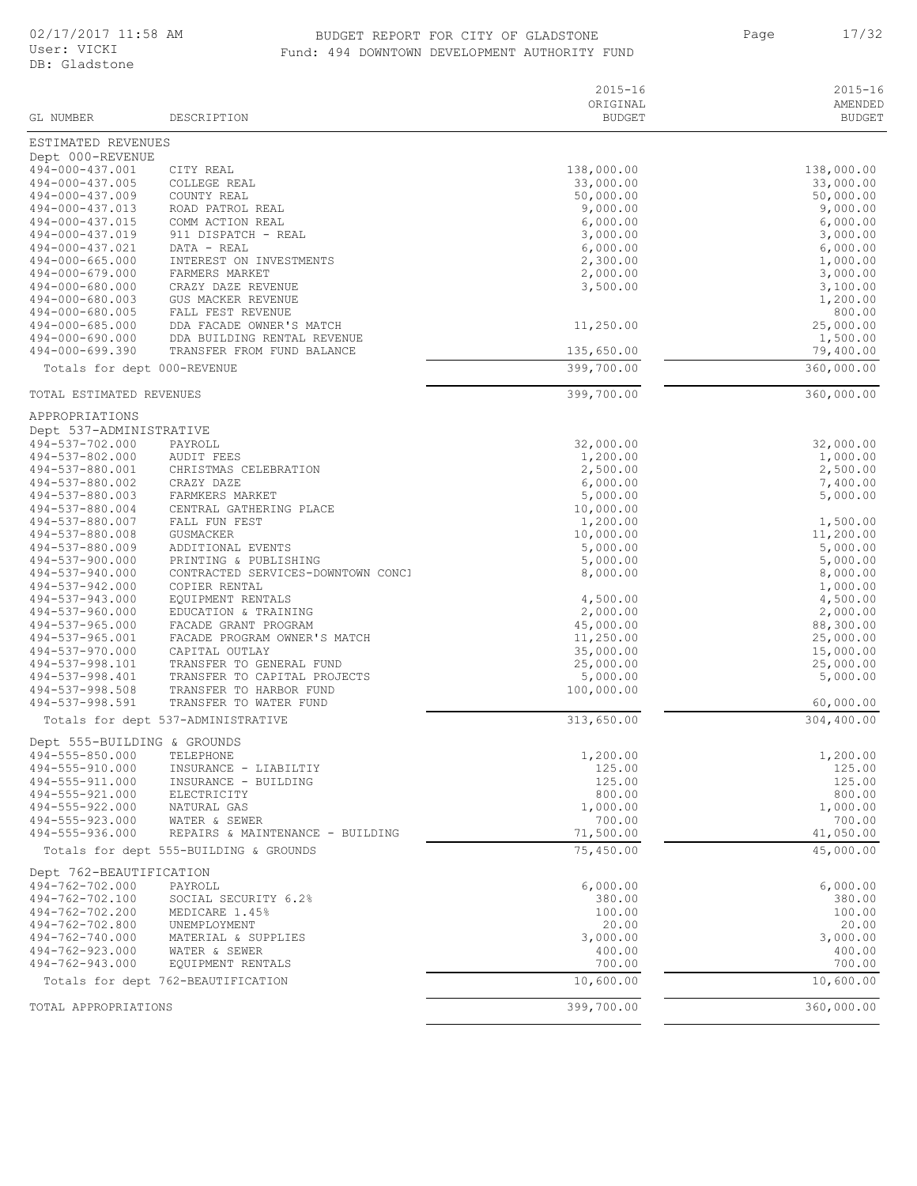# BUDGET REPORT FOR CITY OF GLADSTONE

## Fund: 494 DOWNTOWN DEVELOPMENT AUTHORITY FUND

02/17/2017 11:58 AM
User: VICKI
DB: Gladstone

| GL NUMBER | DESCRIPTION | 2015-16 ORIGINAL BUDGET | 2015-16 AMENDED BUDGET |
|---|---|---|---|
| **ESTIMATED REVENUES** | | | |
| Dept 000-REVENUE | | | |
| 494-000-437.001 | CITY REAL | 138,000.00 | 138,000.00 |
| 494-000-437.005 | COLLEGE REAL | 33,000.00 | 33,000.00 |
| 494-000-437.009 | COUNTY REAL | 50,000.00 | 50,000.00 |
| 494-000-437.013 | ROAD PATROL REAL | 9,000.00 | 9,000.00 |
| 494-000-437.015 | COMM ACTION REAL | 6,000.00 | 6,000.00 |
| 494-000-437.019 | 911 DISPATCH - REAL | 3,000.00 | 3,000.00 |
| 494-000-437.021 | DATA - REAL | 6,000.00 | 6,000.00 |
| 494-000-665.000 | INTEREST ON INVESTMENTS | 2,300.00 | 1,000.00 |
| 494-000-679.000 | FARMERS MARKET | 2,000.00 | 3,000.00 |
| 494-000-680.000 | CRAZY DAZE REVENUE | 3,500.00 | 3,100.00 |
| 494-000-680.003 | GUS MACKER REVENUE | | 1,200.00 |
| 494-000-680.005 | FALL FEST REVENUE | | 800.00 |
| 494-000-685.000 | DDA FACADE OWNER'S MATCH | 11,250.00 | 25,000.00 |
| 494-000-690.000 | DDA BUILDING RENTAL REVENUE | | 1,500.00 |
| 494-000-699.390 | TRANSFER FROM FUND BALANCE | 135,650.00 | 79,400.00 |
| Totals for dept 000-REVENUE | | 399,700.00 | 360,000.00 |
| **TOTAL ESTIMATED REVENUES** | | 399,700.00 | 360,000.00 |
| **APPROPRIATIONS** | | | |
| Dept 537-ADMINISTRATIVE | | | |
| 494-537-702.000 | PAYROLL | 32,000.00 | 32,000.00 |
| 494-537-802.000 | AUDIT FEES | 1,200.00 | 1,000.00 |
| 494-537-880.001 | CHRISTMAS CELEBRATION | 2,500.00 | 2,500.00 |
| 494-537-880.002 | CRAZY DAZE | 6,000.00 | 7,400.00 |
| 494-537-880.003 | FARMKERS MARKET | 5,000.00 | 5,000.00 |
| 494-537-880.004 | CENTRAL GATHERING PLACE | 10,000.00 | |
| 494-537-880.007 | FALL FUN FEST | 1,200.00 | 1,500.00 |
| 494-537-880.008 | GUSMACKER | 10,000.00 | 11,200.00 |
| 494-537-880.009 | ADDITIONAL EVENTS | 5,000.00 | 5,000.00 |
| 494-537-900.000 | PRINTING & PUBLISHING | 5,000.00 | 5,000.00 |
| 494-537-940.000 | CONTRACTED SERVICES-DOWNTOWN CONCI | 8,000.00 | 8,000.00 |
| 494-537-942.000 | COPIER RENTAL | | 1,000.00 |
| 494-537-943.000 | EQUIPMENT RENTALS | 4,500.00 | 4,500.00 |
| 494-537-960.000 | EDUCATION & TRAINING | 2,000.00 | 2,000.00 |
| 494-537-965.000 | FACADE GRANT PROGRAM | 45,000.00 | 88,300.00 |
| 494-537-965.001 | FACADE PROGRAM OWNER'S MATCH | 11,250.00 | 25,000.00 |
| 494-537-970.000 | CAPITAL OUTLAY | 35,000.00 | 15,000.00 |
| 494-537-998.101 | TRANSFER TO GENERAL FUND | 25,000.00 | 25,000.00 |
| 494-537-998.401 | TRANSFER TO CAPITAL PROJECTS | 5,000.00 | 5,000.00 |
| 494-537-998.508 | TRANSFER TO HARBOR FUND | 100,000.00 | |
| 494-537-998.591 | TRANSFER TO WATER FUND | | 60,000.00 |
| Totals for dept 537-ADMINISTRATIVE | | 313,650.00 | 304,400.00 |
| Dept 555-BUILDING & GROUNDS | | | |
| 494-555-850.000 | TELEPHONE | 1,200.00 | 1,200.00 |
| 494-555-910.000 | INSURANCE - LIABILTIY | 125.00 | 125.00 |
| 494-555-911.000 | INSURANCE - BUILDING | 125.00 | 125.00 |
| 494-555-921.000 | ELECTRICITY | 800.00 | 800.00 |
| 494-555-922.000 | NATURAL GAS | 1,000.00 | 1,000.00 |
| 494-555-923.000 | WATER & SEWER | 700.00 | 700.00 |
| 494-555-936.000 | REPAIRS & MAINTENANCE - BUILDING | 71,500.00 | 41,050.00 |
| Totals for dept 555-BUILDING & GROUNDS | | 75,450.00 | 45,000.00 |
| Dept 762-BEAUTIFICATION | | | |
| 494-762-702.000 | PAYROLL | 6,000.00 | 6,000.00 |
| 494-762-702.100 | SOCIAL SECURITY 6.2% | 380.00 | 380.00 |
| 494-762-702.200 | MEDICARE 1.45% | 100.00 | 100.00 |
| 494-762-702.800 | UNEMPLOYMENT | 20.00 | 20.00 |
| 494-762-740.000 | MATERIAL & SUPPLIES | 3,000.00 | 3,000.00 |
| 494-762-923.000 | WATER & SEWER | 400.00 | 400.00 |
| 494-762-943.000 | EQUIPMENT RENTALS | 700.00 | 700.00 |
| Totals for dept 762-BEAUTIFICATION | | 10,600.00 | 10,600.00 |
| **TOTAL APPROPRIATIONS** | | 399,700.00 | 360,000.00 |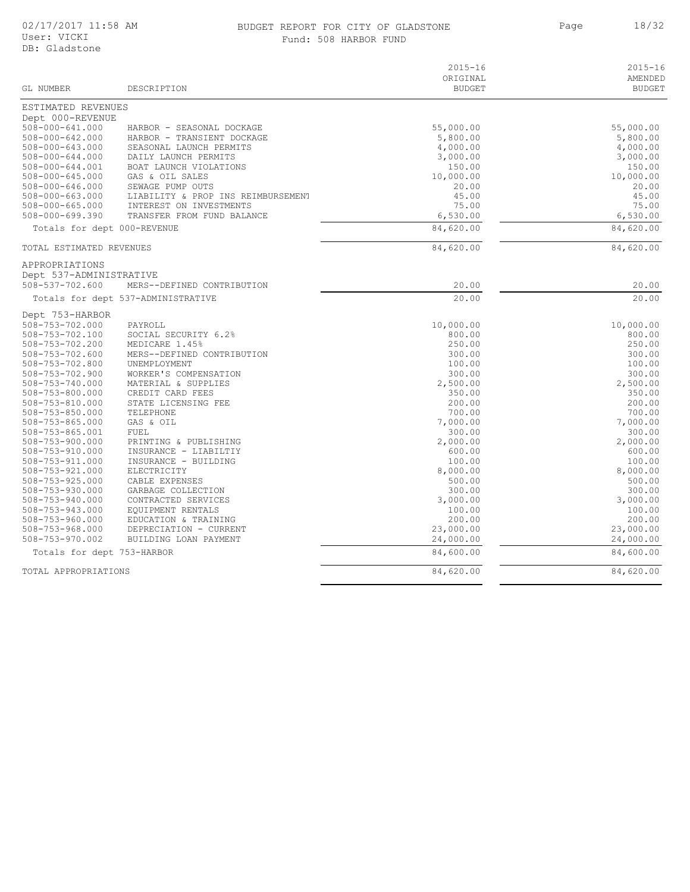# BUDGET REPORT FOR CITY OF GLADSTONE

Fund: 508 HARBOR FUND

02/17/2017 11:58 AM
User: VICKI
DB: Gladstone

| GL NUMBER | DESCRIPTION | 2015-16 ORIGINAL BUDGET | 2015-16 AMENDED BUDGET |
|---|---|---|---|
| ESTIMATED REVENUES | | | |
| Dept 000-REVENUE | | | |
| 508-000-641.000 | HARBOR - SEASONAL DOCKAGE | 55,000.00 | 55,000.00 |
| 508-000-642.000 | HARBOR - TRANSIENT DOCKAGE | 5,800.00 | 5,800.00 |
| 508-000-643.000 | SEASONAL LAUNCH PERMITS | 4,000.00 | 4,000.00 |
| 508-000-644.000 | DAILY LAUNCH PERMITS | 3,000.00 | 3,000.00 |
| 508-000-644.001 | BOAT LAUNCH VIOLATIONS | 150.00 | 150.00 |
| 508-000-645.000 | GAS & OIL SALES | 10,000.00 | 10,000.00 |
| 508-000-646.000 | SEWAGE PUMP OUTS | 20.00 | 20.00 |
| 508-000-663.000 | LIABILITY & PROP INS REIMBURSEMENT | 45.00 | 45.00 |
| 508-000-665.000 | INTEREST ON INVESTMENTS | 75.00 | 75.00 |
| 508-000-699.390 | TRANSFER FROM FUND BALANCE | 6,530.00 | 6,530.00 |
| Totals for dept 000-REVENUE | | 84,620.00 | 84,620.00 |
| TOTAL ESTIMATED REVENUES | | 84,620.00 | 84,620.00 |
| APPROPRIATIONS | | | |
| Dept 537-ADMINISTRATIVE | | | |
| 508-537-702.600 | MERS--DEFINED CONTRIBUTION | 20.00 | 20.00 |
| Totals for dept 537-ADMINISTRATIVE | | 20.00 | 20.00 |
| Dept 753-HARBOR | | | |
| 508-753-702.000 | PAYROLL | 10,000.00 | 10,000.00 |
| 508-753-702.100 | SOCIAL SECURITY 6.2% | 800.00 | 800.00 |
| 508-753-702.200 | MEDICARE 1.45% | 250.00 | 250.00 |
| 508-753-702.600 | MERS--DEFINED CONTRIBUTION | 300.00 | 300.00 |
| 508-753-702.800 | UNEMPLOYMENT | 100.00 | 100.00 |
| 508-753-702.900 | WORKER'S COMPENSATION | 300.00 | 300.00 |
| 508-753-740.000 | MATERIAL & SUPPLIES | 2,500.00 | 2,500.00 |
| 508-753-800.000 | CREDIT CARD FEES | 350.00 | 350.00 |
| 508-753-810.000 | STATE LICENSING FEE | 200.00 | 200.00 |
| 508-753-850.000 | TELEPHONE | 700.00 | 700.00 |
| 508-753-865.000 | GAS & OIL | 7,000.00 | 7,000.00 |
| 508-753-865.001 | FUEL | 300.00 | 300.00 |
| 508-753-900.000 | PRINTING & PUBLISHING | 2,000.00 | 2,000.00 |
| 508-753-910.000 | INSURANCE - LIABILTIY | 600.00 | 600.00 |
| 508-753-911.000 | INSURANCE - BUILDING | 100.00 | 100.00 |
| 508-753-921.000 | ELECTRICITY | 8,000.00 | 8,000.00 |
| 508-753-925.000 | CABLE EXPENSES | 500.00 | 500.00 |
| 508-753-930.000 | GARBAGE COLLECTION | 300.00 | 300.00 |
| 508-753-940.000 | CONTRACTED SERVICES | 3,000.00 | 3,000.00 |
| 508-753-943.000 | EQUIPMENT RENTALS | 100.00 | 100.00 |
| 508-753-960.000 | EDUCATION & TRAINING | 200.00 | 200.00 |
| 508-753-968.000 | DEPRECIATION - CURRENT | 23,000.00 | 23,000.00 |
| 508-753-970.002 | BUILDING LOAN PAYMENT | 24,000.00 | 24,000.00 |
| Totals for dept 753-HARBOR | | 84,600.00 | 84,600.00 |
| TOTAL APPROPRIATIONS | | 84,620.00 | 84,620.00 |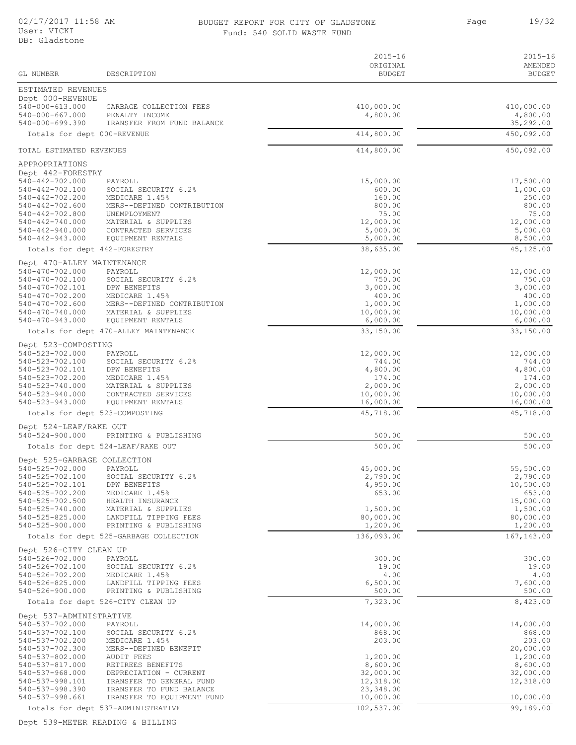# BUDGET REPORT FOR CITY OF GLADSTONE

Fund: 540 SOLID WASTE FUND

02/17/2017 11:58 AM
User: VICKI
DB: Gladstone

| GL NUMBER | DESCRIPTION | 2015-16 ORIGINAL BUDGET | 2015-16 AMENDED BUDGET |
|---|---|---|---|
| **ESTIMATED REVENUES** | | | |
| Dept 000-REVENUE | | | |
| 540-000-613.000 | GARBAGE COLLECTION FEES | 410,000.00 | 410,000.00 |
| 540-000-667.000 | PENALTY INCOME | 4,800.00 | 4,800.00 |
| 540-000-699.390 | TRANSFER FROM FUND BALANCE | | 35,292.00 |
| Totals for dept 000-REVENUE | | 414,800.00 | 450,092.00 |
| TOTAL ESTIMATED REVENUES | | 414,800.00 | 450,092.00 |
| **APPROPRIATIONS** | | | |
| Dept 442-FORESTRY | | | |
| 540-442-702.000 | PAYROLL | 15,000.00 | 17,500.00 |
| 540-442-702.100 | SOCIAL SECURITY 6.2% | 600.00 | 1,000.00 |
| 540-442-702.200 | MEDICARE 1.45% | 160.00 | 250.00 |
| 540-442-702.600 | MERS--DEFINED CONTRIBUTION | 800.00 | 800.00 |
| 540-442-702.800 | UNEMPLOYMENT | 75.00 | 75.00 |
| 540-442-740.000 | MATERIAL & SUPPLIES | 12,000.00 | 12,000.00 |
| 540-442-940.000 | CONTRACTED SERVICES | 5,000.00 | 5,000.00 |
| 540-442-943.000 | EQUIPMENT RENTALS | 5,000.00 | 8,500.00 |
| Totals for dept 442-FORESTRY | | 38,635.00 | 45,125.00 |
| Dept 470-ALLEY MAINTENANCE | | | |
| 540-470-702.000 | PAYROLL | 12,000.00 | 12,000.00 |
| 540-470-702.100 | SOCIAL SECURITY 6.2% | 750.00 | 750.00 |
| 540-470-702.101 | DPW BENEFITS | 3,000.00 | 3,000.00 |
| 540-470-702.200 | MEDICARE 1.45% | 400.00 | 400.00 |
| 540-470-702.600 | MERS--DEFINED CONTRIBUTION | 1,000.00 | 1,000.00 |
| 540-470-740.000 | MATERIAL & SUPPLIES | 10,000.00 | 10,000.00 |
| 540-470-943.000 | EQUIPMENT RENTALS | 6,000.00 | 6,000.00 |
| Totals for dept 470-ALLEY MAINTENANCE | | 33,150.00 | 33,150.00 |
| Dept 523-COMPOSTING | | | |
| 540-523-702.000 | PAYROLL | 12,000.00 | 12,000.00 |
| 540-523-702.100 | SOCIAL SECURITY 6.2% | 744.00 | 744.00 |
| 540-523-702.101 | DPW BENEFITS | 4,800.00 | 4,800.00 |
| 540-523-702.200 | MEDICARE 1.45% | 174.00 | 174.00 |
| 540-523-740.000 | MATERIAL & SUPPLIES | 2,000.00 | 2,000.00 |
| 540-523-940.000 | CONTRACTED SERVICES | 10,000.00 | 10,000.00 |
| 540-523-943.000 | EQUIPMENT RENTALS | 16,000.00 | 16,000.00 |
| Totals for dept 523-COMPOSTING | | 45,718.00 | 45,718.00 |
| Dept 524-LEAF/RAKE OUT | | | |
| 540-524-900.000 | PRINTING & PUBLISHING | 500.00 | 500.00 |
| Totals for dept 524-LEAF/RAKE OUT | | 500.00 | 500.00 |
| Dept 525-GARBAGE COLLECTION | | | |
| 540-525-702.000 | PAYROLL | 45,000.00 | 55,500.00 |
| 540-525-702.100 | SOCIAL SECURITY 6.2% | 2,790.00 | 2,790.00 |
| 540-525-702.101 | DPW BENEFITS | 4,950.00 | 10,500.00 |
| 540-525-702.200 | MEDICARE 1.45% | 653.00 | 653.00 |
| 540-525-702.500 | HEALTH INSURANCE | | 15,000.00 |
| 540-525-740.000 | MATERIAL & SUPPLIES | 1,500.00 | 1,500.00 |
| 540-525-825.000 | LANDFILL TIPPING FEES | 80,000.00 | 80,000.00 |
| 540-525-900.000 | PRINTING & PUBLISHING | 1,200.00 | 1,200.00 |
| Totals for dept 525-GARBAGE COLLECTION | | 136,093.00 | 167,143.00 |
| Dept 526-CITY CLEAN UP | | | |
| 540-526-702.000 | PAYROLL | 300.00 | 300.00 |
| 540-526-702.100 | SOCIAL SECURITY 6.2% | 19.00 | 19.00 |
| 540-526-702.200 | MEDICARE 1.45% | 4.00 | 4.00 |
| 540-526-825.000 | LANDFILL TIPPING FEES | 6,500.00 | 7,600.00 |
| 540-526-900.000 | PRINTING & PUBLISHING | 500.00 | 500.00 |
| Totals for dept 526-CITY CLEAN UP | | 7,323.00 | 8,423.00 |
| Dept 537-ADMINISTRATIVE | | | |
| 540-537-702.000 | PAYROLL | 14,000.00 | 14,000.00 |
| 540-537-702.100 | SOCIAL SECURITY 6.2% | 868.00 | 868.00 |
| 540-537-702.200 | MEDICARE 1.45% | 203.00 | 203.00 |
| 540-537-702.300 | MERS--DEFINED BENEFIT | | 20,000.00 |
| 540-537-802.000 | AUDIT FEES | 1,200.00 | 1,200.00 |
| 540-537-817.000 | RETIREES BENEFITS | 8,600.00 | 8,600.00 |
| 540-537-968.000 | DEPRECIATION - CURRENT | 32,000.00 | 32,000.00 |
| 540-537-998.101 | TRANSFER TO GENERAL FUND | 12,318.00 | 12,318.00 |
| 540-537-998.390 | TRANSFER TO FUND BALANCE | 23,348.00 | |
| 540-537-998.661 | TRANSFER TO EQUIPMENT FUND | 10,000.00 | 10,000.00 |
| Totals for dept 537-ADMINISTRATIVE | | 102,537.00 | 99,189.00 |
| Dept 539-METER READING & BILLING | | | |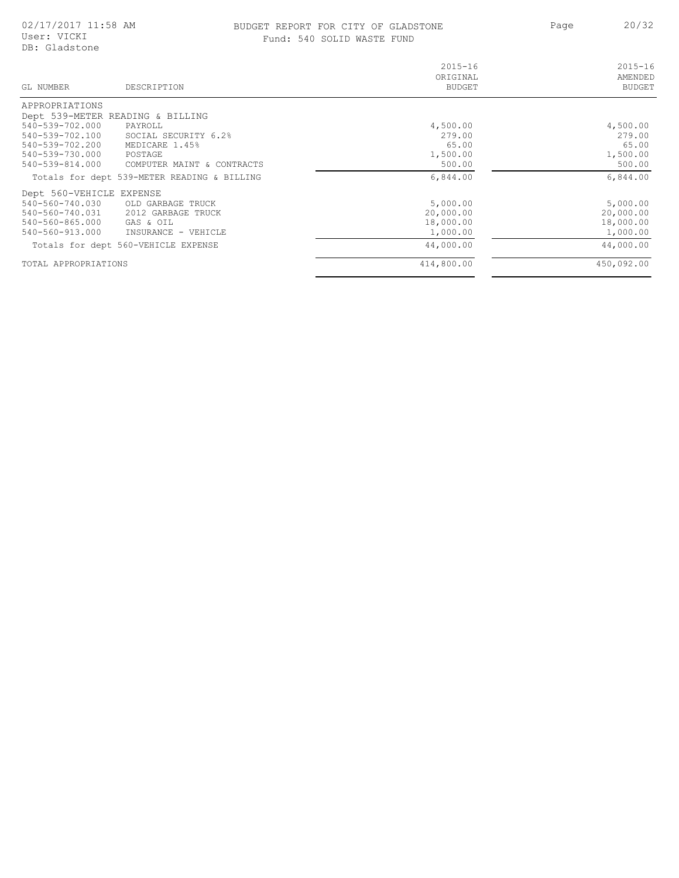BUDGET REPORT FOR CITY OF GLADSTONE

Fund: 540 SOLID WASTE FUND

| GL NUMBER | DESCRIPTION | 2015-16 ORIGINAL BUDGET | 2015-16 AMENDED BUDGET |
|---|---|---|---|
| APPROPRIATIONS | | | |
| Dept 539-METER READING & BILLING | | | |
| 540-539-702.000 | PAYROLL | 4,500.00 | 4,500.00 |
| 540-539-702.100 | SOCIAL SECURITY 6.2% | 279.00 | 279.00 |
| 540-539-702.200 | MEDICARE 1.45% | 65.00 | 65.00 |
| 540-539-730.000 | POSTAGE | 1,500.00 | 1,500.00 |
| 540-539-814.000 | COMPUTER MAINT & CONTRACTS | 500.00 | 500.00 |
| Totals for dept 539-METER READING & BILLING | | 6,844.00 | 6,844.00 |
| Dept 560-VEHICLE EXPENSE | | | |
| 540-560-740.030 | OLD GARBAGE TRUCK | 5,000.00 | 5,000.00 |
| 540-560-740.031 | 2012 GARBAGE TRUCK | 20,000.00 | 20,000.00 |
| 540-560-865.000 | GAS & OIL | 18,000.00 | 18,000.00 |
| 540-560-913.000 | INSURANCE - VEHICLE | 1,000.00 | 1,000.00 |
| Totals for dept 560-VEHICLE EXPENSE | | 44,000.00 | 44,000.00 |
| TOTAL APPROPRIATIONS | | 414,800.00 | 450,092.00 |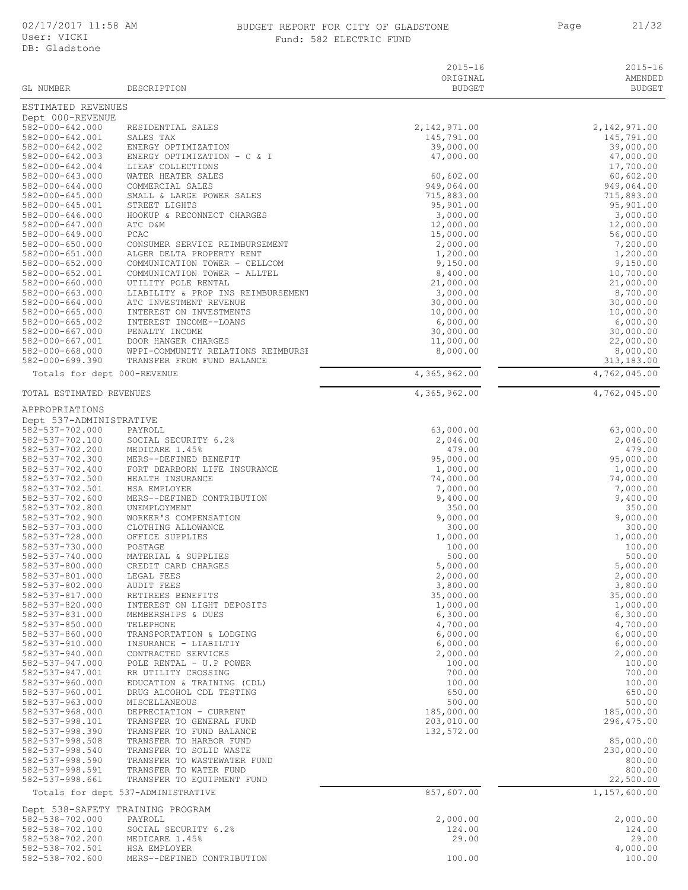# BUDGET REPORT FOR CITY OF GLADSTONE

Fund: 582 ELECTRIC FUND

| GL NUMBER | DESCRIPTION | 2015-16 ORIGINAL BUDGET | 2015-16 AMENDED BUDGET |
|---|---|---|---|
| **ESTIMATED REVENUES** | | | |
| **Dept 000-REVENUE** | | | |
| 582-000-642.000 | RESIDENTIAL SALES | 2,142,971.00 | 2,142,971.00 |
| 582-000-642.001 | SALES TAX | 145,791.00 | 145,791.00 |
| 582-000-642.002 | ENERGY OPTIMIZATION | 39,000.00 | 39,000.00 |
| 582-000-642.003 | ENERGY OPTIMIZATION - C & I | 47,000.00 | 47,000.00 |
| 582-000-642.004 | LIEAF COLLECTIONS | | 17,700.00 |
| 582-000-643.000 | WATER HEATER SALES | 60,602.00 | 60,602.00 |
| 582-000-644.000 | COMMERCIAL SALES | 949,064.00 | 949,064.00 |
| 582-000-645.000 | SMALL & LARGE POWER SALES | 715,883.00 | 715,883.00 |
| 582-000-645.001 | STREET LIGHTS | 95,901.00 | 95,901.00 |
| 582-000-646.000 | HOOKUP & RECONNECT CHARGES | 3,000.00 | 3,000.00 |
| 582-000-647.000 | ATC O&M | 12,000.00 | 12,000.00 |
| 582-000-649.000 | PCAC | 15,000.00 | 56,000.00 |
| 582-000-650.000 | CONSUMER SERVICE REIMBURSEMENT | 2,000.00 | 7,200.00 |
| 582-000-651.000 | ALGER DELTA PROPERTY RENT | 1,200.00 | 1,200.00 |
| 582-000-652.000 | COMMUNICATION TOWER - CELLCOM | 9,150.00 | 9,150.00 |
| 582-000-652.001 | COMMUNICATION TOWER - ALLTEL | 8,400.00 | 10,700.00 |
| 582-000-660.000 | UTILITY POLE RENTAL | 21,000.00 | 21,000.00 |
| 582-000-663.000 | LIABILITY & PROP INS REIMBURSEMENT | 3,000.00 | 8,700.00 |
| 582-000-664.000 | ATC INVESTMENT REVENUE | 30,000.00 | 30,000.00 |
| 582-000-665.000 | INTEREST ON INVESTMENTS | 10,000.00 | 10,000.00 |
| 582-000-665.002 | INTEREST INCOME--LOANS | 6,000.00 | 6,000.00 |
| 582-000-667.000 | PENALTY INCOME | 30,000.00 | 30,000.00 |
| 582-000-667.001 | DOOR HANGER CHARGES | 11,000.00 | 22,000.00 |
| 582-000-668.000 | WPPI-COMMUNITY RELATIONS REIMBURSE | 8,000.00 | 8,000.00 |
| 582-000-699.390 | TRANSFER FROM FUND BALANCE | | 313,183.00 |
| Totals for dept 000-REVENUE | | 4,365,962.00 | 4,762,045.00 |
| **TOTAL ESTIMATED REVENUES** | | 4,365,962.00 | 4,762,045.00 |
| **APPROPRIATIONS** | | | |
| **Dept 537-ADMINISTRATIVE** | | | |
| 582-537-702.000 | PAYROLL | 63,000.00 | 63,000.00 |
| 582-537-702.100 | SOCIAL SECURITY 6.2% | 2,046.00 | 2,046.00 |
| 582-537-702.200 | MEDICARE 1.45% | 479.00 | 479.00 |
| 582-537-702.300 | MERS--DEFINED BENEFIT | 95,000.00 | 95,000.00 |
| 582-537-702.400 | FORT DEARBORN LIFE INSURANCE | 1,000.00 | 1,000.00 |
| 582-537-702.500 | HEALTH INSURANCE | 74,000.00 | 74,000.00 |
| 582-537-702.501 | HSA EMPLOYER | 7,000.00 | 7,000.00 |
| 582-537-702.600 | MERS--DEFINED CONTRIBUTION | 9,400.00 | 9,400.00 |
| 582-537-702.800 | UNEMPLOYMENT | 350.00 | 350.00 |
| 582-537-702.900 | WORKER'S COMPENSATION | 9,000.00 | 9,000.00 |
| 582-537-703.000 | CLOTHING ALLOWANCE | 300.00 | 300.00 |
| 582-537-728.000 | OFFICE SUPPLIES | 1,000.00 | 1,000.00 |
| 582-537-730.000 | POSTAGE | 100.00 | 100.00 |
| 582-537-740.000 | MATERIAL & SUPPLIES | 500.00 | 500.00 |
| 582-537-800.000 | CREDIT CARD CHARGES | 5,000.00 | 5,000.00 |
| 582-537-801.000 | LEGAL FEES | 2,000.00 | 2,000.00 |
| 582-537-802.000 | AUDIT FEES | 3,800.00 | 3,800.00 |
| 582-537-817.000 | RETIREES BENEFITS | 35,000.00 | 35,000.00 |
| 582-537-820.000 | INTEREST ON LIGHT DEPOSITS | 1,000.00 | 1,000.00 |
| 582-537-831.000 | MEMBERSHIPS & DUES | 6,300.00 | 6,300.00 |
| 582-537-850.000 | TELEPHONE | 4,700.00 | 4,700.00 |
| 582-537-860.000 | TRANSPORTATION & LODGING | 6,000.00 | 6,000.00 |
| 582-537-910.000 | INSURANCE - LIABILTIY | 6,000.00 | 6,000.00 |
| 582-537-940.000 | CONTRACTED SERVICES | 2,000.00 | 2,000.00 |
| 582-537-947.000 | POLE RENTAL - U.P POWER | 100.00 | 100.00 |
| 582-537-947.001 | RR UTILITY CROSSING | 700.00 | 700.00 |
| 582-537-960.000 | EDUCATION & TRAINING (CDL) | 100.00 | 100.00 |
| 582-537-960.001 | DRUG ALCOHOL CDL TESTING | 650.00 | 650.00 |
| 582-537-963.000 | MISCELLANEOUS | 500.00 | 500.00 |
| 582-537-968.000 | DEPRECIATION - CURRENT | 185,000.00 | 185,000.00 |
| 582-537-998.101 | TRANSFER TO GENERAL FUND | 203,010.00 | 296,475.00 |
| 582-537-998.390 | TRANSFER TO FUND BALANCE | 132,572.00 | |
| 582-537-998.508 | TRANSFER TO HARBOR FUND | | 85,000.00 |
| 582-537-998.540 | TRANSFER TO SOLID WASTE | | 230,000.00 |
| 582-537-998.590 | TRANSFER TO WASTEWATER FUND | | 800.00 |
| 582-537-998.591 | TRANSFER TO WATER FUND | | 800.00 |
| 582-537-998.661 | TRANSFER TO EQUIPMENT FUND | | 22,500.00 |
| Totals for dept 537-ADMINISTRATIVE | | 857,607.00 | 1,157,600.00 |
| **Dept 538-SAFETY TRAINING PROGRAM** | | | |
| 582-538-702.000 | PAYROLL | 2,000.00 | 2,000.00 |
| 582-538-702.100 | SOCIAL SECURITY 6.2% | 124.00 | 124.00 |
| 582-538-702.200 | MEDICARE 1.45% | 29.00 | 29.00 |
| 582-538-702.501 | HSA EMPLOYER | | 4,000.00 |
| 582-538-702.600 | MERS--DEFINED CONTRIBUTION | 100.00 | 100.00 |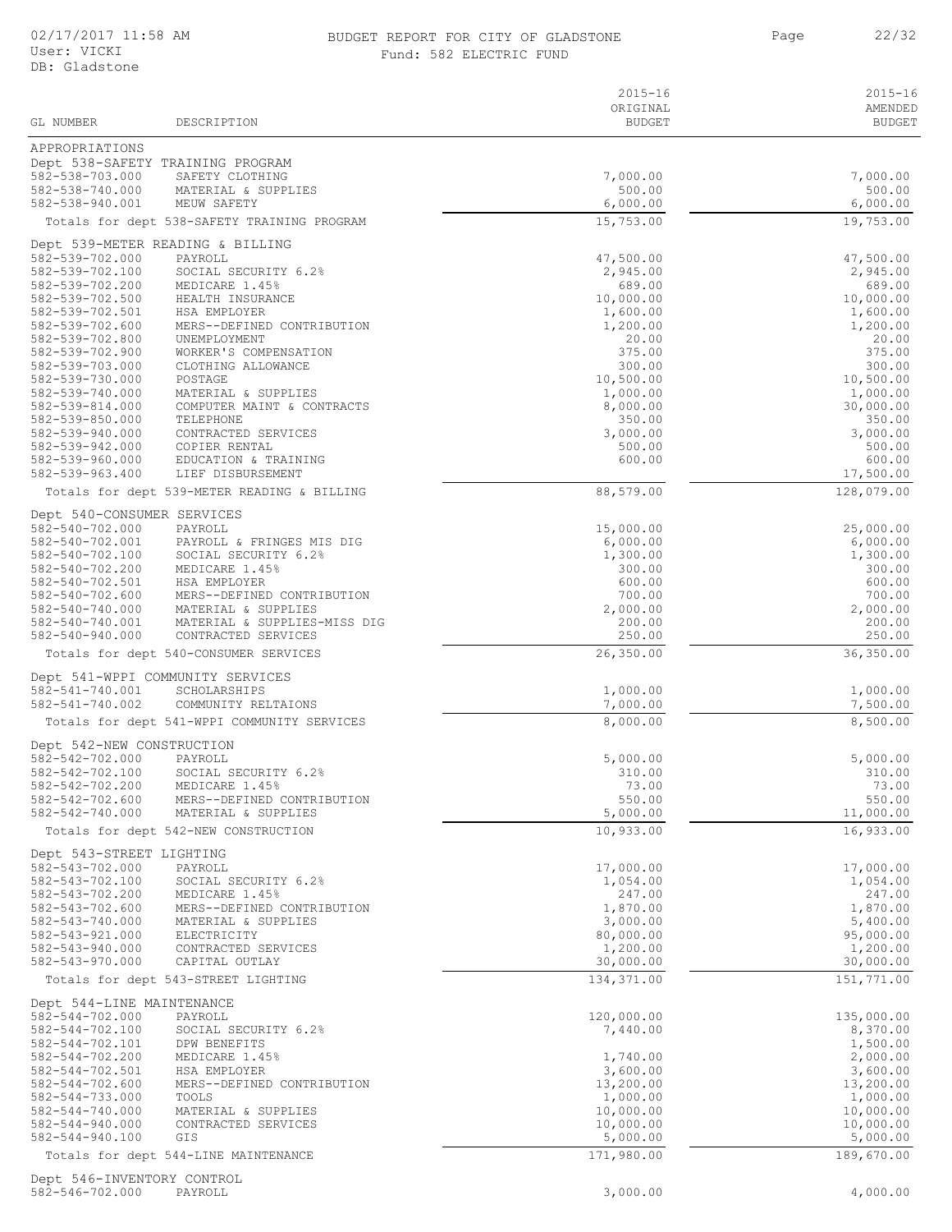BUDGET REPORT FOR CITY OF GLADSTONE

Fund: 582 ELECTRIC FUND

| GL NUMBER | DESCRIPTION | 2015-16 ORIGINAL BUDGET | 2015-16 AMENDED BUDGET |
|---|---|---|---|
| APPROPRIATIONS | | | |
| Dept 538-SAFETY TRAINING PROGRAM | | | |
| 582-538-703.000 | SAFETY CLOTHING | 7,000.00 | 7,000.00 |
| 582-538-740.000 | MATERIAL & SUPPLIES | 500.00 | 500.00 |
| 582-538-940.001 | MEUW SAFETY | 6,000.00 | 6,000.00 |
| | Totals for dept 538-SAFETY TRAINING PROGRAM | 15,753.00 | 19,753.00 |
| Dept 539-METER READING & BILLING | | | |
| 582-539-702.000 | PAYROLL | 47,500.00 | 47,500.00 |
| 582-539-702.100 | SOCIAL SECURITY 6.2% | 2,945.00 | 2,945.00 |
| 582-539-702.200 | MEDICARE 1.45% | 689.00 | 689.00 |
| 582-539-702.500 | HEALTH INSURANCE | 10,000.00 | 10,000.00 |
| 582-539-702.501 | HSA EMPLOYER | 1,600.00 | 1,600.00 |
| 582-539-702.600 | MERS--DEFINED CONTRIBUTION | 1,200.00 | 1,200.00 |
| 582-539-702.800 | UNEMPLOYMENT | 20.00 | 20.00 |
| 582-539-702.900 | WORKER'S COMPENSATION | 375.00 | 375.00 |
| 582-539-703.000 | CLOTHING ALLOWANCE | 300.00 | 300.00 |
| 582-539-730.000 | POSTAGE | 10,500.00 | 10,500.00 |
| 582-539-740.000 | MATERIAL & SUPPLIES | 1,000.00 | 1,000.00 |
| 582-539-814.000 | COMPUTER MAINT & CONTRACTS | 8,000.00 | 30,000.00 |
| 582-539-850.000 | TELEPHONE | 350.00 | 350.00 |
| 582-539-940.000 | CONTRACTED SERVICES | 3,000.00 | 3,000.00 |
| 582-539-942.000 | COPIER RENTAL | 500.00 | 500.00 |
| 582-539-960.000 | EDUCATION & TRAINING | 600.00 | 600.00 |
| 582-539-963.400 | LIEF DISBURSEMENT | | 17,500.00 |
| | Totals for dept 539-METER READING & BILLING | 88,579.00 | 128,079.00 |
| Dept 540-CONSUMER SERVICES | | | |
| 582-540-702.000 | PAYROLL | 15,000.00 | 25,000.00 |
| 582-540-702.001 | PAYROLL & FRINGES MIS DIG | 6,000.00 | 6,000.00 |
| 582-540-702.100 | SOCIAL SECURITY 6.2% | 1,300.00 | 1,300.00 |
| 582-540-702.200 | MEDICARE 1.45% | 300.00 | 300.00 |
| 582-540-702.501 | HSA EMPLOYER | 600.00 | 600.00 |
| 582-540-702.600 | MERS--DEFINED CONTRIBUTION | 700.00 | 700.00 |
| 582-540-740.000 | MATERIAL & SUPPLIES | 2,000.00 | 2,000.00 |
| 582-540-740.001 | MATERIAL & SUPPLIES-MISS DIG | 200.00 | 200.00 |
| 582-540-940.000 | CONTRACTED SERVICES | 250.00 | 250.00 |
| | Totals for dept 540-CONSUMER SERVICES | 26,350.00 | 36,350.00 |
| Dept 541-WPPI COMMUNITY SERVICES | | | |
| 582-541-740.001 | SCHOLARSHIPS | 1,000.00 | 1,000.00 |
| 582-541-740.002 | COMMUNITY RELTAIONS | 7,000.00 | 7,500.00 |
| | Totals for dept 541-WPPI COMMUNITY SERVICES | 8,000.00 | 8,500.00 |
| Dept 542-NEW CONSTRUCTION | | | |
| 582-542-702.000 | PAYROLL | 5,000.00 | 5,000.00 |
| 582-542-702.100 | SOCIAL SECURITY 6.2% | 310.00 | 310.00 |
| 582-542-702.200 | MEDICARE 1.45% | 73.00 | 73.00 |
| 582-542-702.600 | MERS--DEFINED CONTRIBUTION | 550.00 | 550.00 |
| 582-542-740.000 | MATERIAL & SUPPLIES | 5,000.00 | 11,000.00 |
| | Totals for dept 542-NEW CONSTRUCTION | 10,933.00 | 16,933.00 |
| Dept 543-STREET LIGHTING | | | |
| 582-543-702.000 | PAYROLL | 17,000.00 | 17,000.00 |
| 582-543-702.100 | SOCIAL SECURITY 6.2% | 1,054.00 | 1,054.00 |
| 582-543-702.200 | MEDICARE 1.45% | 247.00 | 247.00 |
| 582-543-702.600 | MERS--DEFINED CONTRIBUTION | 1,870.00 | 1,870.00 |
| 582-543-740.000 | MATERIAL & SUPPLIES | 3,000.00 | 5,400.00 |
| 582-543-921.000 | ELECTRICITY | 80,000.00 | 95,000.00 |
| 582-543-940.000 | CONTRACTED SERVICES | 1,200.00 | 1,200.00 |
| 582-543-970.000 | CAPITAL OUTLAY | 30,000.00 | 30,000.00 |
| | Totals for dept 543-STREET LIGHTING | 134,371.00 | 151,771.00 |
| Dept 544-LINE MAINTENANCE | | | |
| 582-544-702.000 | PAYROLL | 120,000.00 | 135,000.00 |
| 582-544-702.100 | SOCIAL SECURITY 6.2% | 7,440.00 | 8,370.00 |
| 582-544-702.101 | DPW BENEFITS | | 1,500.00 |
| 582-544-702.200 | MEDICARE 1.45% | 1,740.00 | 2,000.00 |
| 582-544-702.501 | HSA EMPLOYER | 3,600.00 | 3,600.00 |
| 582-544-702.600 | MERS--DEFINED CONTRIBUTION | 13,200.00 | 13,200.00 |
| 582-544-733.000 | TOOLS | 1,000.00 | 1,000.00 |
| 582-544-740.000 | MATERIAL & SUPPLIES | 10,000.00 | 10,000.00 |
| 582-544-940.000 | CONTRACTED SERVICES | 10,000.00 | 10,000.00 |
| 582-544-940.100 | GIS | 5,000.00 | 5,000.00 |
| | Totals for dept 544-LINE MAINTENANCE | 171,980.00 | 189,670.00 |
| Dept 546-INVENTORY CONTROL | | | |
| 582-546-702.000 | PAYROLL | 3,000.00 | 4,000.00 |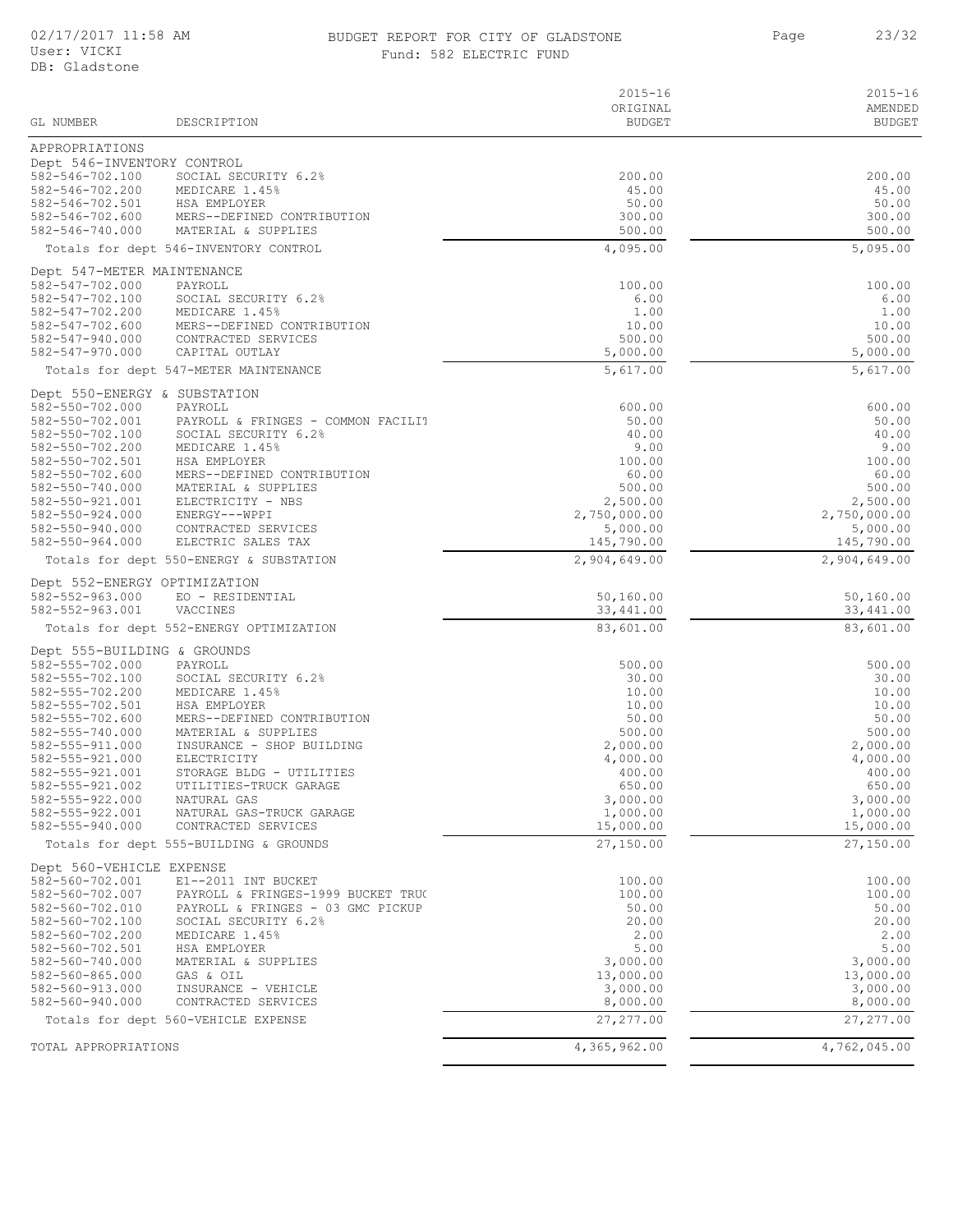# BUDGET REPORT FOR CITY OF GLADSTONE

Fund: 582 ELECTRIC FUND

| GL NUMBER | DESCRIPTION | 2015-16 ORIGINAL BUDGET | 2015-16 AMENDED BUDGET |
|---|---|---|---|
| APPROPRIATIONS | | | |
| Dept 546-INVENTORY CONTROL | | | |
| 582-546-702.100 | SOCIAL SECURITY 6.2% | 200.00 | 200.00 |
| 582-546-702.200 | MEDICARE 1.45% | 45.00 | 45.00 |
| 582-546-702.501 | HSA EMPLOYER | 50.00 | 50.00 |
| 582-546-702.600 | MERS--DEFINED CONTRIBUTION | 300.00 | 300.00 |
| 582-546-740.000 | MATERIAL & SUPPLIES | 500.00 | 500.00 |
| | Totals for dept 546-INVENTORY CONTROL | 4,095.00 | 5,095.00 |
| Dept 547-METER MAINTENANCE | | | |
| 582-547-702.000 | PAYROLL | 100.00 | 100.00 |
| 582-547-702.100 | SOCIAL SECURITY 6.2% | 6.00 | 6.00 |
| 582-547-702.200 | MEDICARE 1.45% | 1.00 | 1.00 |
| 582-547-702.600 | MERS--DEFINED CONTRIBUTION | 10.00 | 10.00 |
| 582-547-940.000 | CONTRACTED SERVICES | 500.00 | 500.00 |
| 582-547-970.000 | CAPITAL OUTLAY | 5,000.00 | 5,000.00 |
| | Totals for dept 547-METER MAINTENANCE | 5,617.00 | 5,617.00 |
| Dept 550-ENERGY & SUBSTATION | | | |
| 582-550-702.000 | PAYROLL | 600.00 | 600.00 |
| 582-550-702.001 | PAYROLL & FRINGES - COMMON FACILIT | 50.00 | 50.00 |
| 582-550-702.100 | SOCIAL SECURITY 6.2% | 40.00 | 40.00 |
| 582-550-702.200 | MEDICARE 1.45% | 9.00 | 9.00 |
| 582-550-702.501 | HSA EMPLOYER | 100.00 | 100.00 |
| 582-550-702.600 | MERS--DEFINED CONTRIBUTION | 60.00 | 60.00 |
| 582-550-740.000 | MATERIAL & SUPPLIES | 500.00 | 500.00 |
| 582-550-921.001 | ELECTRICITY - NBS | 2,500.00 | 2,500.00 |
| 582-550-924.000 | ENERGY---WPPI | 2,750,000.00 | 2,750,000.00 |
| 582-550-940.000 | CONTRACTED SERVICES | 5,000.00 | 5,000.00 |
| 582-550-964.000 | ELECTRIC SALES TAX | 145,790.00 | 145,790.00 |
| | Totals for dept 550-ENERGY & SUBSTATION | 2,904,649.00 | 2,904,649.00 |
| Dept 552-ENERGY OPTIMIZATION | | | |
| 582-552-963.000 | EO - RESIDENTIAL | 50,160.00 | 50,160.00 |
| 582-552-963.001 | VACCINES | 33,441.00 | 33,441.00 |
| | Totals for dept 552-ENERGY OPTIMIZATION | 83,601.00 | 83,601.00 |
| Dept 555-BUILDING & GROUNDS | | | |
| 582-555-702.000 | PAYROLL | 500.00 | 500.00 |
| 582-555-702.100 | SOCIAL SECURITY 6.2% | 30.00 | 30.00 |
| 582-555-702.200 | MEDICARE 1.45% | 10.00 | 10.00 |
| 582-555-702.501 | HSA EMPLOYER | 10.00 | 10.00 |
| 582-555-702.600 | MERS--DEFINED CONTRIBUTION | 50.00 | 50.00 |
| 582-555-740.000 | MATERIAL & SUPPLIES | 500.00 | 500.00 |
| 582-555-911.000 | INSURANCE - SHOP BUILDING | 2,000.00 | 2,000.00 |
| 582-555-921.000 | ELECTRICITY | 4,000.00 | 4,000.00 |
| 582-555-921.001 | STORAGE BLDG - UTILITIES | 400.00 | 400.00 |
| 582-555-921.002 | UTILITIES-TRUCK GARAGE | 650.00 | 650.00 |
| 582-555-922.000 | NATURAL GAS | 3,000.00 | 3,000.00 |
| 582-555-922.001 | NATURAL GAS-TRUCK GARAGE | 1,000.00 | 1,000.00 |
| 582-555-940.000 | CONTRACTED SERVICES | 15,000.00 | 15,000.00 |
| | Totals for dept 555-BUILDING & GROUNDS | 27,150.00 | 27,150.00 |
| Dept 560-VEHICLE EXPENSE | | | |
| 582-560-702.001 | E1--2011 INT BUCKET | 100.00 | 100.00 |
| 582-560-702.007 | PAYROLL & FRINGES-1999 BUCKET TRUC | 100.00 | 100.00 |
| 582-560-702.010 | PAYROLL & FRINGES - 03 GMC PICKUP | 50.00 | 50.00 |
| 582-560-702.100 | SOCIAL SECURITY 6.2% | 20.00 | 20.00 |
| 582-560-702.200 | MEDICARE 1.45% | 2.00 | 2.00 |
| 582-560-702.501 | HSA EMPLOYER | 5.00 | 5.00 |
| 582-560-740.000 | MATERIAL & SUPPLIES | 3,000.00 | 3,000.00 |
| 582-560-865.000 | GAS & OIL | 13,000.00 | 13,000.00 |
| 582-560-913.000 | INSURANCE - VEHICLE | 3,000.00 | 3,000.00 |
| 582-560-940.000 | CONTRACTED SERVICES | 8,000.00 | 8,000.00 |
| | Totals for dept 560-VEHICLE EXPENSE | 27,277.00 | 27,277.00 |
| TOTAL APPROPRIATIONS | | 4,365,962.00 | 4,762,045.00 |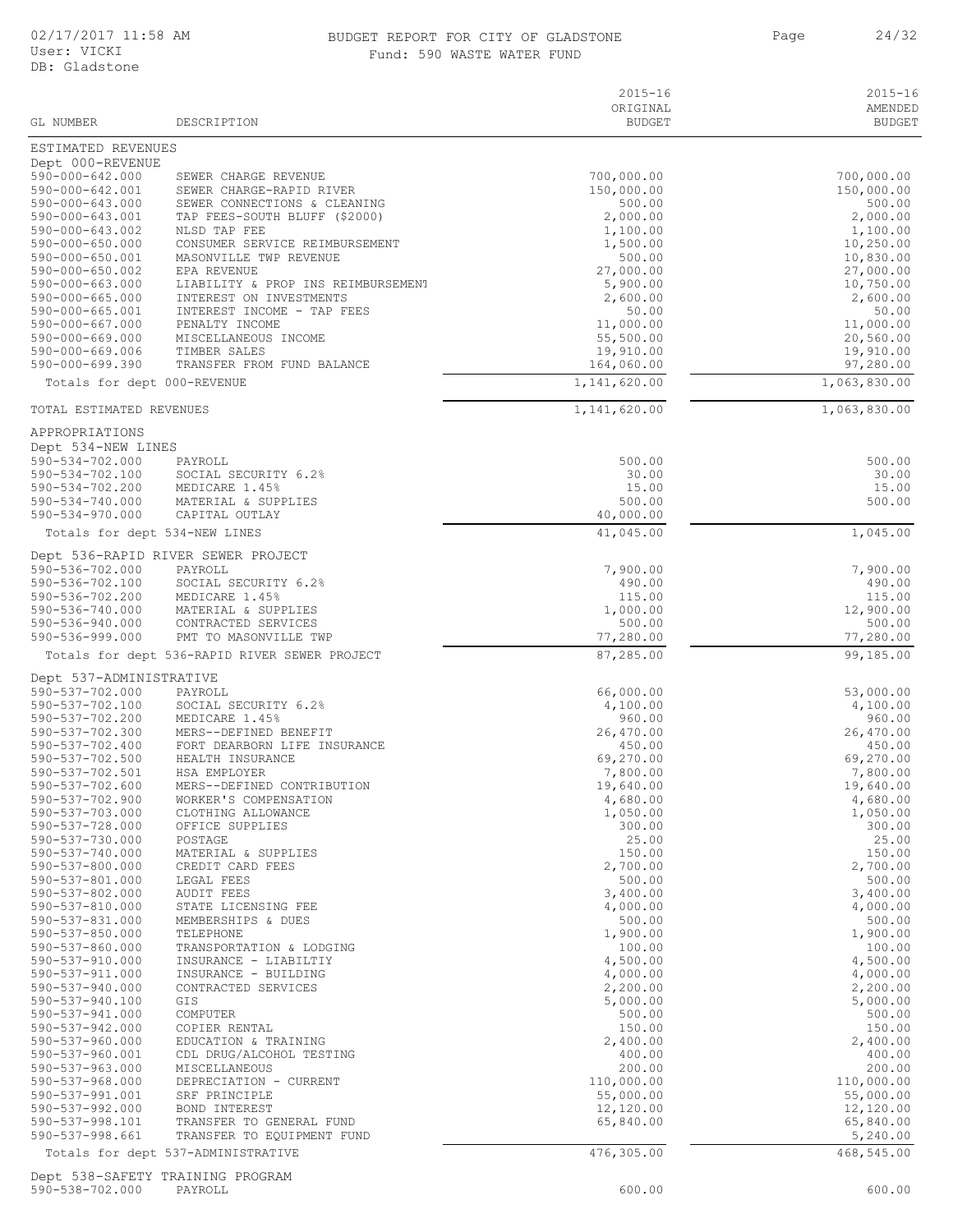# BUDGET REPORT FOR CITY OF GLADSTONE

Fund: 590 WASTE WATER FUND

02/17/2017 11:58 AM
User: VICKI
DB: Gladstone

| GL NUMBER | DESCRIPTION | 2015-16 ORIGINAL BUDGET | 2015-16 AMENDED BUDGET |
|---|---|---|---|
| ESTIMATED REVENUES | | | |
| Dept 000-REVENUE | | | |
| 590-000-642.000 | SEWER CHARGE REVENUE | 700,000.00 | 700,000.00 |
| 590-000-642.001 | SEWER CHARGE-RAPID RIVER | 150,000.00 | 150,000.00 |
| 590-000-643.000 | SEWER CONNECTIONS & CLEANING | 500.00 | 500.00 |
| 590-000-643.001 | TAP FEES-SOUTH BLUFF ($2000) | 2,000.00 | 2,000.00 |
| 590-000-643.002 | NLSD TAP FEE | 1,100.00 | 1,100.00 |
| 590-000-650.000 | CONSUMER SERVICE REIMBURSEMENT | 1,500.00 | 10,250.00 |
| 590-000-650.001 | MASONVILLE TWP REVENUE | 500.00 | 10,830.00 |
| 590-000-650.002 | EPA REVENUE | 27,000.00 | 27,000.00 |
| 590-000-663.000 | LIABILITY & PROP INS REIMBURSEMENT | 5,900.00 | 10,750.00 |
| 590-000-665.000 | INTEREST ON INVESTMENTS | 2,600.00 | 2,600.00 |
| 590-000-665.001 | INTEREST INCOME - TAP FEES | 50.00 | 50.00 |
| 590-000-667.000 | PENALTY INCOME | 11,000.00 | 11,000.00 |
| 590-000-669.000 | MISCELLANEOUS INCOME | 55,500.00 | 20,560.00 |
| 590-000-669.006 | TIMBER SALES | 19,910.00 | 19,910.00 |
| 590-000-699.390 | TRANSFER FROM FUND BALANCE | 164,060.00 | 97,280.00 |
| Totals for dept 000-REVENUE | | 1,141,620.00 | 1,063,830.00 |
| TOTAL ESTIMATED REVENUES | | 1,141,620.00 | 1,063,830.00 |
| APPROPRIATIONS | | | |
| Dept 534-NEW LINES | | | |
| 590-534-702.000 | PAYROLL | 500.00 | 500.00 |
| 590-534-702.100 | SOCIAL SECURITY 6.2% | 30.00 | 30.00 |
| 590-534-702.200 | MEDICARE 1.45% | 15.00 | 15.00 |
| 590-534-740.000 | MATERIAL & SUPPLIES | 500.00 | 500.00 |
| 590-534-970.000 | CAPITAL OUTLAY | 40,000.00 | |
| Totals for dept 534-NEW LINES | | 41,045.00 | 1,045.00 |
| Dept 536-RAPID RIVER SEWER PROJECT | | | |
| 590-536-702.000 | PAYROLL | 7,900.00 | 7,900.00 |
| 590-536-702.100 | SOCIAL SECURITY 6.2% | 490.00 | 490.00 |
| 590-536-702.200 | MEDICARE 1.45% | 115.00 | 115.00 |
| 590-536-740.000 | MATERIAL & SUPPLIES | 1,000.00 | 12,900.00 |
| 590-536-940.000 | CONTRACTED SERVICES | 500.00 | 500.00 |
| 590-536-999.000 | PMT TO MASONVILLE TWP | 77,280.00 | 77,280.00 |
| Totals for dept 536-RAPID RIVER SEWER PROJECT | | 87,285.00 | 99,185.00 |
| Dept 537-ADMINISTRATIVE | | | |
| 590-537-702.000 | PAYROLL | 66,000.00 | 53,000.00 |
| 590-537-702.100 | SOCIAL SECURITY 6.2% | 4,100.00 | 4,100.00 |
| 590-537-702.200 | MEDICARE 1.45% | 960.00 | 960.00 |
| 590-537-702.300 | MERS--DEFINED BENEFIT | 26,470.00 | 26,470.00 |
| 590-537-702.400 | FORT DEARBORN LIFE INSURANCE | 450.00 | 450.00 |
| 590-537-702.500 | HEALTH INSURANCE | 69,270.00 | 69,270.00 |
| 590-537-702.501 | HSA EMPLOYER | 7,800.00 | 7,800.00 |
| 590-537-702.600 | MERS--DEFINED CONTRIBUTION | 19,640.00 | 19,640.00 |
| 590-537-702.900 | WORKER'S COMPENSATION | 4,680.00 | 4,680.00 |
| 590-537-703.000 | CLOTHING ALLOWANCE | 1,050.00 | 1,050.00 |
| 590-537-728.000 | OFFICE SUPPLIES | 300.00 | 300.00 |
| 590-537-730.000 | POSTAGE | 25.00 | 25.00 |
| 590-537-740.000 | MATERIAL & SUPPLIES | 150.00 | 150.00 |
| 590-537-800.000 | CREDIT CARD FEES | 2,700.00 | 2,700.00 |
| 590-537-801.000 | LEGAL FEES | 500.00 | 500.00 |
| 590-537-802.000 | AUDIT FEES | 3,400.00 | 3,400.00 |
| 590-537-810.000 | STATE LICENSING FEE | 4,000.00 | 4,000.00 |
| 590-537-831.000 | MEMBERSHIPS & DUES | 500.00 | 500.00 |
| 590-537-850.000 | TELEPHONE | 1,900.00 | 1,900.00 |
| 590-537-860.000 | TRANSPORTATION & LODGING | 100.00 | 100.00 |
| 590-537-910.000 | INSURANCE - LIABILTIY | 4,500.00 | 4,500.00 |
| 590-537-911.000 | INSURANCE - BUILDING | 4,000.00 | 4,000.00 |
| 590-537-940.000 | CONTRACTED SERVICES | 2,200.00 | 2,200.00 |
| 590-537-940.100 | GIS | 5,000.00 | 5,000.00 |
| 590-537-941.000 | COMPUTER | 500.00 | 500.00 |
| 590-537-942.000 | COPIER RENTAL | 150.00 | 150.00 |
| 590-537-960.000 | EDUCATION & TRAINING | 2,400.00 | 2,400.00 |
| 590-537-960.001 | CDL DRUG/ALCOHOL TESTING | 400.00 | 400.00 |
| 590-537-963.000 | MISCELLANEOUS | 200.00 | 200.00 |
| 590-537-968.000 | DEPRECIATION - CURRENT | 110,000.00 | 110,000.00 |
| 590-537-991.001 | SRF PRINCIPLE | 55,000.00 | 55,000.00 |
| 590-537-992.000 | BOND INTEREST | 12,120.00 | 12,120.00 |
| 590-537-998.101 | TRANSFER TO GENERAL FUND | 65,840.00 | 65,840.00 |
| 590-537-998.661 | TRANSFER TO EQUIPMENT FUND | | 5,240.00 |
| Totals for dept 537-ADMINISTRATIVE | | 476,305.00 | 468,545.00 |
| Dept 538-SAFETY TRAINING PROGRAM | | | |
| 590-538-702.000 | PAYROLL | 600.00 | 600.00 |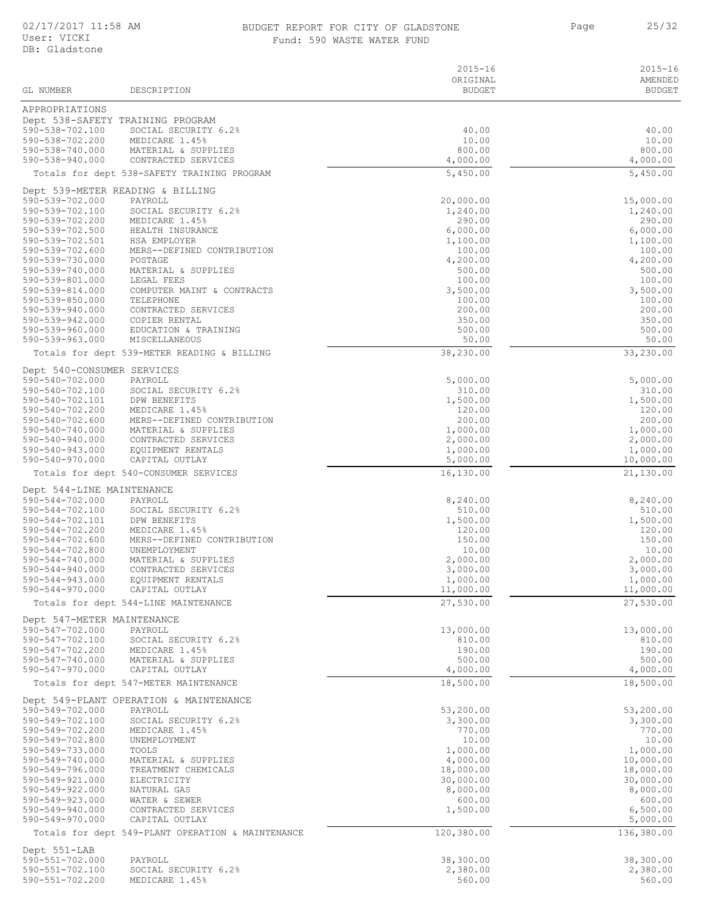# BUDGET REPORT FOR CITY OF GLADSTONE

Fund: 590 WASTE WATER FUND

| GL NUMBER | DESCRIPTION | 2015-16 ORIGINAL BUDGET | 2015-16 AMENDED BUDGET |
|---|---|---|---|
| APPROPRIATIONS | | | |
| Dept 538-SAFETY TRAINING PROGRAM | | | |
| 590-538-702.100 | SOCIAL SECURITY 6.2% | 40.00 | 40.00 |
| 590-538-702.200 | MEDICARE 1.45% | 10.00 | 10.00 |
| 590-538-740.000 | MATERIAL & SUPPLIES | 800.00 | 800.00 |
| 590-538-940.000 | CONTRACTED SERVICES | 4,000.00 | 4,000.00 |
| | Totals for dept 538-SAFETY TRAINING PROGRAM | 5,450.00 | 5,450.00 |
| Dept 539-METER READING & BILLING | | | |
| 590-539-702.000 | PAYROLL | 20,000.00 | 15,000.00 |
| 590-539-702.100 | SOCIAL SECURITY 6.2% | 1,240.00 | 1,240.00 |
| 590-539-702.200 | MEDICARE 1.45% | 290.00 | 290.00 |
| 590-539-702.500 | HEALTH INSURANCE | 6,000.00 | 6,000.00 |
| 590-539-702.501 | HSA EMPLOYER | 1,100.00 | 1,100.00 |
| 590-539-702.600 | MERS--DEFINED CONTRIBUTION | 100.00 | 100.00 |
| 590-539-730.000 | POSTAGE | 4,200.00 | 4,200.00 |
| 590-539-740.000 | MATERIAL & SUPPLIES | 500.00 | 500.00 |
| 590-539-801.000 | LEGAL FEES | 100.00 | 100.00 |
| 590-539-814.000 | COMPUTER MAINT & CONTRACTS | 3,500.00 | 3,500.00 |
| 590-539-850.000 | TELEPHONE | 100.00 | 100.00 |
| 590-539-940.000 | CONTRACTED SERVICES | 200.00 | 200.00 |
| 590-539-942.000 | COPIER RENTAL | 350.00 | 350.00 |
| 590-539-960.000 | EDUCATION & TRAINING | 500.00 | 500.00 |
| 590-539-963.000 | MISCELLANEOUS | 50.00 | 50.00 |
| | Totals for dept 539-METER READING & BILLING | 38,230.00 | 33,230.00 |
| Dept 540-CONSUMER SERVICES | | | |
| 590-540-702.000 | PAYROLL | 5,000.00 | 5,000.00 |
| 590-540-702.100 | SOCIAL SECURITY 6.2% | 310.00 | 310.00 |
| 590-540-702.101 | DPW BENEFITS | 1,500.00 | 1,500.00 |
| 590-540-702.200 | MEDICARE 1.45% | 120.00 | 120.00 |
| 590-540-702.600 | MERS--DEFINED CONTRIBUTION | 200.00 | 200.00 |
| 590-540-740.000 | MATERIAL & SUPPLIES | 1,000.00 | 1,000.00 |
| 590-540-940.000 | CONTRACTED SERVICES | 2,000.00 | 2,000.00 |
| 590-540-943.000 | EQUIPMENT RENTALS | 1,000.00 | 1,000.00 |
| 590-540-970.000 | CAPITAL OUTLAY | 5,000.00 | 10,000.00 |
| | Totals for dept 540-CONSUMER SERVICES | 16,130.00 | 21,130.00 |
| Dept 544-LINE MAINTENANCE | | | |
| 590-544-702.000 | PAYROLL | 8,240.00 | 8,240.00 |
| 590-544-702.100 | SOCIAL SECURITY 6.2% | 510.00 | 510.00 |
| 590-544-702.101 | DPW BENEFITS | 1,500.00 | 1,500.00 |
| 590-544-702.200 | MEDICARE 1.45% | 120.00 | 120.00 |
| 590-544-702.600 | MERS--DEFINED CONTRIBUTION | 150.00 | 150.00 |
| 590-544-702.800 | UNEMPLOYMENT | 10.00 | 10.00 |
| 590-544-740.000 | MATERIAL & SUPPLIES | 2,000.00 | 2,000.00 |
| 590-544-940.000 | CONTRACTED SERVICES | 3,000.00 | 3,000.00 |
| 590-544-943.000 | EQUIPMENT RENTALS | 1,000.00 | 1,000.00 |
| 590-544-970.000 | CAPITAL OUTLAY | 11,000.00 | 11,000.00 |
| | Totals for dept 544-LINE MAINTENANCE | 27,530.00 | 27,530.00 |
| Dept 547-METER MAINTENANCE | | | |
| 590-547-702.000 | PAYROLL | 13,000.00 | 13,000.00 |
| 590-547-702.100 | SOCIAL SECURITY 6.2% | 810.00 | 810.00 |
| 590-547-702.200 | MEDICARE 1.45% | 190.00 | 190.00 |
| 590-547-740.000 | MATERIAL & SUPPLIES | 500.00 | 500.00 |
| 590-547-970.000 | CAPITAL OUTLAY | 4,000.00 | 4,000.00 |
| | Totals for dept 547-METER MAINTENANCE | 18,500.00 | 18,500.00 |
| Dept 549-PLANT OPERATION & MAINTENANCE | | | |
| 590-549-702.000 | PAYROLL | 53,200.00 | 53,200.00 |
| 590-549-702.100 | SOCIAL SECURITY 6.2% | 3,300.00 | 3,300.00 |
| 590-549-702.200 | MEDICARE 1.45% | 770.00 | 770.00 |
| 590-549-702.800 | UNEMPLOYMENT | 10.00 | 10.00 |
| 590-549-733.000 | TOOLS | 1,000.00 | 1,000.00 |
| 590-549-740.000 | MATERIAL & SUPPLIES | 4,000.00 | 10,000.00 |
| 590-549-796.000 | TREATMENT CHEMICALS | 18,000.00 | 18,000.00 |
| 590-549-921.000 | ELECTRICITY | 30,000.00 | 30,000.00 |
| 590-549-922.000 | NATURAL GAS | 8,000.00 | 8,000.00 |
| 590-549-923.000 | WATER & SEWER | 600.00 | 600.00 |
| 590-549-940.000 | CONTRACTED SERVICES | 1,500.00 | 6,500.00 |
| 590-549-970.000 | CAPITAL OUTLAY | | 5,000.00 |
| | Totals for dept 549-PLANT OPERATION & MAINTENANCE | 120,380.00 | 136,380.00 |
| Dept 551-LAB | | | |
| 590-551-702.000 | PAYROLL | 38,300.00 | 38,300.00 |
| 590-551-702.100 | SOCIAL SECURITY 6.2% | 2,380.00 | 2,380.00 |
| 590-551-702.200 | MEDICARE 1.45% | 560.00 | 560.00 |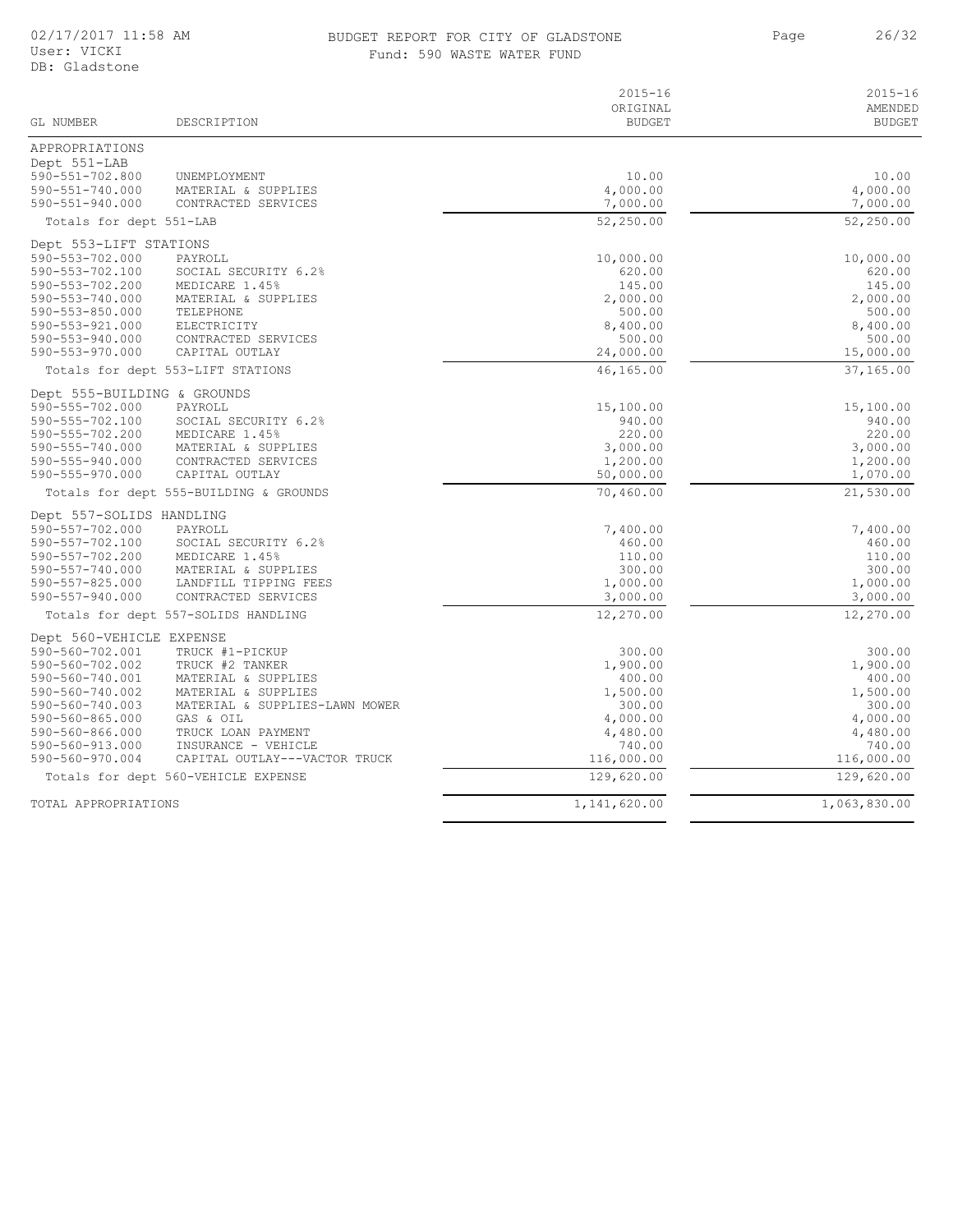# BUDGET REPORT FOR CITY OF GLADSTONE

Fund: 590 WASTE WATER FUND

02/17/2017 11:58 AM
User: VICKI
DB: Gladstone

| GL NUMBER | DESCRIPTION | 2015-16 ORIGINAL BUDGET | 2015-16 AMENDED BUDGET |
|---|---|---|---|
| APPROPRIATIONS | | | |
| Dept 551-LAB | | | |
| 590-551-702.800 | UNEMPLOYMENT | 10.00 | 10.00 |
| 590-551-740.000 | MATERIAL & SUPPLIES | 4,000.00 | 4,000.00 |
| 590-551-940.000 | CONTRACTED SERVICES | 7,000.00 | 7,000.00 |
| Totals for dept 551-LAB | | 52,250.00 | 52,250.00 |
| Dept 553-LIFT STATIONS | | | |
| 590-553-702.000 | PAYROLL | 10,000.00 | 10,000.00 |
| 590-553-702.100 | SOCIAL SECURITY 6.2% | 620.00 | 620.00 |
| 590-553-702.200 | MEDICARE 1.45% | 145.00 | 145.00 |
| 590-553-740.000 | MATERIAL & SUPPLIES | 2,000.00 | 2,000.00 |
| 590-553-850.000 | TELEPHONE | 500.00 | 500.00 |
| 590-553-921.000 | ELECTRICITY | 8,400.00 | 8,400.00 |
| 590-553-940.000 | CONTRACTED SERVICES | 500.00 | 500.00 |
| 590-553-970.000 | CAPITAL OUTLAY | 24,000.00 | 15,000.00 |
| Totals for dept 553-LIFT STATIONS | | 46,165.00 | 37,165.00 |
| Dept 555-BUILDING & GROUNDS | | | |
| 590-555-702.000 | PAYROLL | 15,100.00 | 15,100.00 |
| 590-555-702.100 | SOCIAL SECURITY 6.2% | 940.00 | 940.00 |
| 590-555-702.200 | MEDICARE 1.45% | 220.00 | 220.00 |
| 590-555-740.000 | MATERIAL & SUPPLIES | 3,000.00 | 3,000.00 |
| 590-555-940.000 | CONTRACTED SERVICES | 1,200.00 | 1,200.00 |
| 590-555-970.000 | CAPITAL OUTLAY | 50,000.00 | 1,070.00 |
| Totals for dept 555-BUILDING & GROUNDS | | 70,460.00 | 21,530.00 |
| Dept 557-SOLIDS HANDLING | | | |
| 590-557-702.000 | PAYROLL | 7,400.00 | 7,400.00 |
| 590-557-702.100 | SOCIAL SECURITY 6.2% | 460.00 | 460.00 |
| 590-557-702.200 | MEDICARE 1.45% | 110.00 | 110.00 |
| 590-557-740.000 | MATERIAL & SUPPLIES | 300.00 | 300.00 |
| 590-557-825.000 | LANDFILL TIPPING FEES | 1,000.00 | 1,000.00 |
| 590-557-940.000 | CONTRACTED SERVICES | 3,000.00 | 3,000.00 |
| Totals for dept 557-SOLIDS HANDLING | | 12,270.00 | 12,270.00 |
| Dept 560-VEHICLE EXPENSE | | | |
| 590-560-702.001 | TRUCK #1-PICKUP | 300.00 | 300.00 |
| 590-560-702.002 | TRUCK #2 TANKER | 1,900.00 | 1,900.00 |
| 590-560-740.001 | MATERIAL & SUPPLIES | 400.00 | 400.00 |
| 590-560-740.002 | MATERIAL & SUPPLIES | 1,500.00 | 1,500.00 |
| 590-560-740.003 | MATERIAL & SUPPLIES-LAWN MOWER | 300.00 | 300.00 |
| 590-560-865.000 | GAS & OIL | 4,000.00 | 4,000.00 |
| 590-560-866.000 | TRUCK LOAN PAYMENT | 4,480.00 | 4,480.00 |
| 590-560-913.000 | INSURANCE - VEHICLE | 740.00 | 740.00 |
| 590-560-970.004 | CAPITAL OUTLAY---VACTOR TRUCK | 116,000.00 | 116,000.00 |
| Totals for dept 560-VEHICLE EXPENSE | | 129,620.00 | 129,620.00 |
| TOTAL APPROPRIATIONS | | 1,141,620.00 | 1,063,830.00 |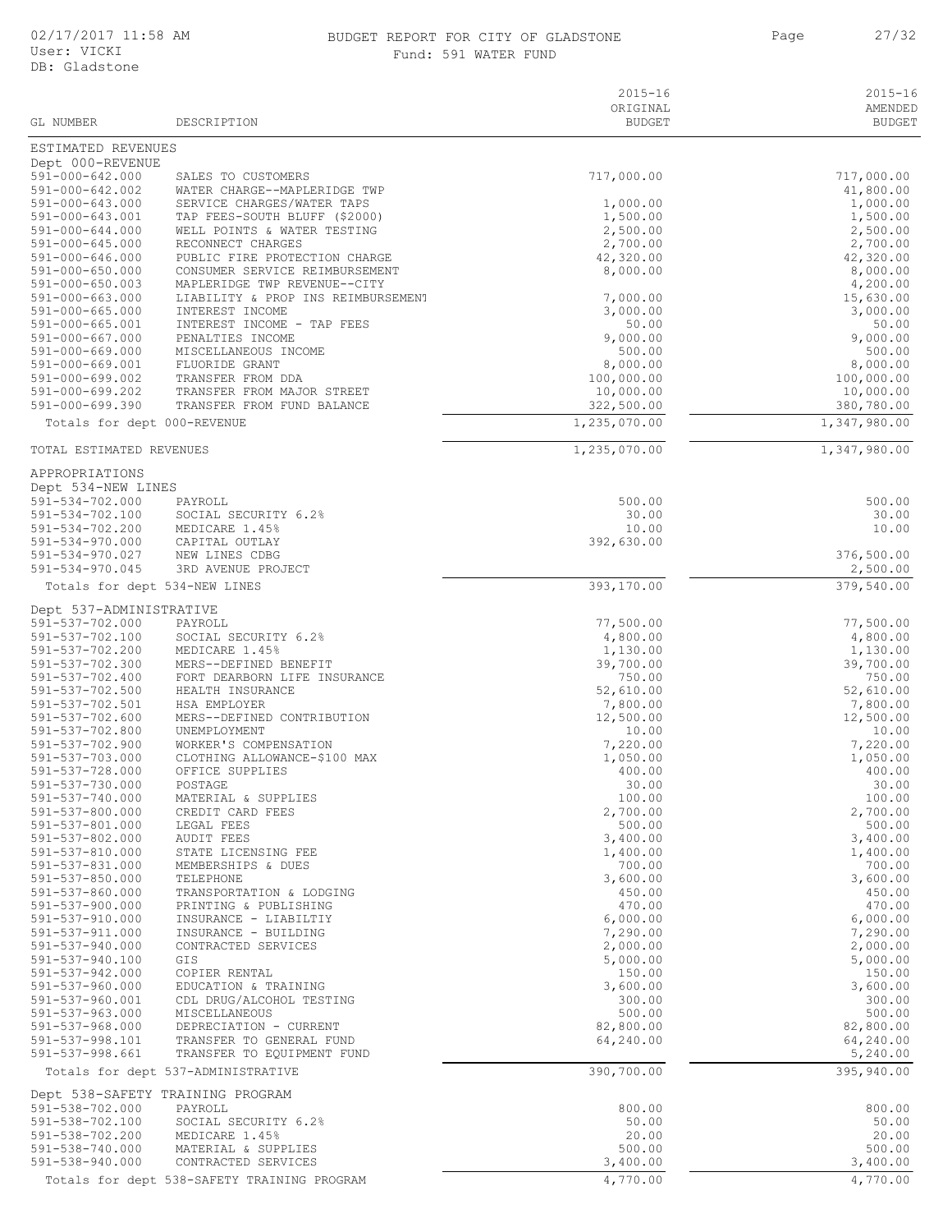# BUDGET REPORT FOR CITY OF GLADSTONE

Fund: 591 WATER FUND

02/17/2017 11:58 AM
User: VICKI
DB: Gladstone

| GL NUMBER | DESCRIPTION | 2015-16 ORIGINAL BUDGET | 2015-16 AMENDED BUDGET |
|---|---|---|---|
| **ESTIMATED REVENUES** | | | |
| **Dept 000-REVENUE** | | | |
| 591-000-642.000 | SALES TO CUSTOMERS | 717,000.00 | 717,000.00 |
| 591-000-642.002 | WATER CHARGE--MAPLERIDGE TWP | | 41,800.00 |
| 591-000-643.000 | SERVICE CHARGES/WATER TAPS | 1,000.00 | 1,000.00 |
| 591-000-643.001 | TAP FEES-SOUTH BLUFF ($2000) | 1,500.00 | 1,500.00 |
| 591-000-644.000 | WELL POINTS & WATER TESTING | 2,500.00 | 2,500.00 |
| 591-000-645.000 | RECONNECT CHARGES | 2,700.00 | 2,700.00 |
| 591-000-646.000 | PUBLIC FIRE PROTECTION CHARGE | 42,320.00 | 42,320.00 |
| 591-000-650.000 | CONSUMER SERVICE REIMBURSEMENT | 8,000.00 | 8,000.00 |
| 591-000-650.003 | MAPLERIDGE TWP REVENUE--CITY | | 4,200.00 |
| 591-000-663.000 | LIABILITY & PROP INS REIMBURSEMENT | 7,000.00 | 15,630.00 |
| 591-000-665.000 | INTEREST INCOME | 3,000.00 | 3,000.00 |
| 591-000-665.001 | INTEREST INCOME - TAP FEES | 50.00 | 50.00 |
| 591-000-667.000 | PENALTIES INCOME | 9,000.00 | 9,000.00 |
| 591-000-669.000 | MISCELLANEOUS INCOME | 500.00 | 500.00 |
| 591-000-669.001 | FLUORIDE GRANT | 8,000.00 | 8,000.00 |
| 591-000-699.002 | TRANSFER FROM DDA | 100,000.00 | 100,000.00 |
| 591-000-699.202 | TRANSFER FROM MAJOR STREET | 10,000.00 | 10,000.00 |
| 591-000-699.390 | TRANSFER FROM FUND BALANCE | 322,500.00 | 380,780.00 |
| Totals for dept 000-REVENUE | | 1,235,070.00 | 1,347,980.00 |
| TOTAL ESTIMATED REVENUES | | 1,235,070.00 | 1,347,980.00 |
| **APPROPRIATIONS** | | | |
| **Dept 534-NEW LINES** | | | |
| 591-534-702.000 | PAYROLL | 500.00 | 500.00 |
| 591-534-702.100 | SOCIAL SECURITY 6.2% | 30.00 | 30.00 |
| 591-534-702.200 | MEDICARE 1.45% | 10.00 | 10.00 |
| 591-534-970.000 | CAPITAL OUTLAY | 392,630.00 | |
| 591-534-970.027 | NEW LINES CDBG | | 376,500.00 |
| 591-534-970.045 | 3RD AVENUE PROJECT | | 2,500.00 |
| Totals for dept 534-NEW LINES | | 393,170.00 | 379,540.00 |
| **Dept 537-ADMINISTRATIVE** | | | |
| 591-537-702.000 | PAYROLL | 77,500.00 | 77,500.00 |
| 591-537-702.100 | SOCIAL SECURITY 6.2% | 4,800.00 | 4,800.00 |
| 591-537-702.200 | MEDICARE 1.45% | 1,130.00 | 1,130.00 |
| 591-537-702.300 | MERS--DEFINED BENEFIT | 39,700.00 | 39,700.00 |
| 591-537-702.400 | FORT DEARBORN LIFE INSURANCE | 750.00 | 750.00 |
| 591-537-702.500 | HEALTH INSURANCE | 52,610.00 | 52,610.00 |
| 591-537-702.501 | HSA EMPLOYER | 7,800.00 | 7,800.00 |
| 591-537-702.600 | MERS--DEFINED CONTRIBUTION | 12,500.00 | 12,500.00 |
| 591-537-702.800 | UNEMPLOYMENT | 10.00 | 10.00 |
| 591-537-702.900 | WORKER'S COMPENSATION | 7,220.00 | 7,220.00 |
| 591-537-703.000 | CLOTHING ALLOWANCE-$100 MAX | 1,050.00 | 1,050.00 |
| 591-537-728.000 | OFFICE SUPPLIES | 400.00 | 400.00 |
| 591-537-730.000 | POSTAGE | 30.00 | 30.00 |
| 591-537-740.000 | MATERIAL & SUPPLIES | 100.00 | 100.00 |
| 591-537-800.000 | CREDIT CARD FEES | 2,700.00 | 2,700.00 |
| 591-537-801.000 | LEGAL FEES | 500.00 | 500.00 |
| 591-537-802.000 | AUDIT FEES | 3,400.00 | 3,400.00 |
| 591-537-810.000 | STATE LICENSING FEE | 1,400.00 | 1,400.00 |
| 591-537-831.000 | MEMBERSHIPS & DUES | 700.00 | 700.00 |
| 591-537-850.000 | TELEPHONE | 3,600.00 | 3,600.00 |
| 591-537-860.000 | TRANSPORTATION & LODGING | 450.00 | 450.00 |
| 591-537-900.000 | PRINTING & PUBLISHING | 470.00 | 470.00 |
| 591-537-910.000 | INSURANCE - LIABILTIY | 6,000.00 | 6,000.00 |
| 591-537-911.000 | INSURANCE - BUILDING | 7,290.00 | 7,290.00 |
| 591-537-940.000 | CONTRACTED SERVICES | 2,000.00 | 2,000.00 |
| 591-537-940.100 | GIS | 5,000.00 | 5,000.00 |
| 591-537-942.000 | COPIER RENTAL | 150.00 | 150.00 |
| 591-537-960.000 | EDUCATION & TRAINING | 3,600.00 | 3,600.00 |
| 591-537-960.001 | CDL DRUG/ALCOHOL TESTING | 300.00 | 300.00 |
| 591-537-963.000 | MISCELLANEOUS | 500.00 | 500.00 |
| 591-537-968.000 | DEPRECIATION - CURRENT | 82,800.00 | 82,800.00 |
| 591-537-998.101 | TRANSFER TO GENERAL FUND | 64,240.00 | 64,240.00 |
| 591-537-998.661 | TRANSFER TO EQUIPMENT FUND | | 5,240.00 |
| Totals for dept 537-ADMINISTRATIVE | | 390,700.00 | 395,940.00 |
| **Dept 538-SAFETY TRAINING PROGRAM** | | | |
| 591-538-702.000 | PAYROLL | 800.00 | 800.00 |
| 591-538-702.100 | SOCIAL SECURITY 6.2% | 50.00 | 50.00 |
| 591-538-702.200 | MEDICARE 1.45% | 20.00 | 20.00 |
| 591-538-740.000 | MATERIAL & SUPPLIES | 500.00 | 500.00 |
| 591-538-940.000 | CONTRACTED SERVICES | 3,400.00 | 3,400.00 |
| Totals for dept 538-SAFETY TRAINING PROGRAM | | 4,770.00 | 4,770.00 |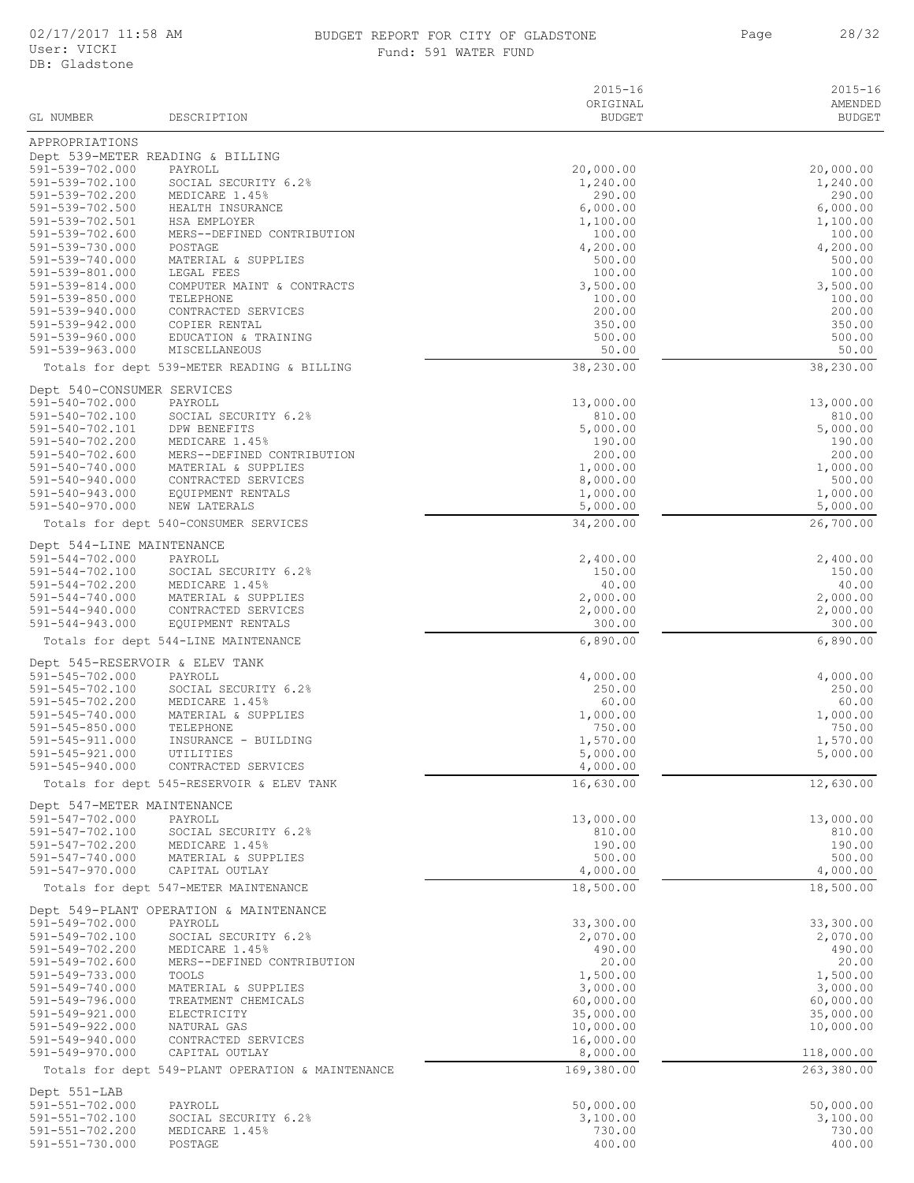BUDGET REPORT FOR CITY OF GLADSTONE

Fund: 591 WATER FUND

| GL NUMBER | DESCRIPTION | 2015-16 ORIGINAL BUDGET | 2015-16 AMENDED BUDGET |
|---|---|---|---|
| APPROPRIATIONS | | | |
| Dept 539-METER READING & BILLING | | | |
| 591-539-702.000 | PAYROLL | 20,000.00 | 20,000.00 |
| 591-539-702.100 | SOCIAL SECURITY 6.2% | 1,240.00 | 1,240.00 |
| 591-539-702.200 | MEDICARE 1.45% | 290.00 | 290.00 |
| 591-539-702.500 | HEALTH INSURANCE | 6,000.00 | 6,000.00 |
| 591-539-702.501 | HSA EMPLOYER | 1,100.00 | 1,100.00 |
| 591-539-702.600 | MERS--DEFINED CONTRIBUTION | 100.00 | 100.00 |
| 591-539-730.000 | POSTAGE | 4,200.00 | 4,200.00 |
| 591-539-740.000 | MATERIAL & SUPPLIES | 500.00 | 500.00 |
| 591-539-801.000 | LEGAL FEES | 100.00 | 100.00 |
| 591-539-814.000 | COMPUTER MAINT & CONTRACTS | 3,500.00 | 3,500.00 |
| 591-539-850.000 | TELEPHONE | 100.00 | 100.00 |
| 591-539-940.000 | CONTRACTED SERVICES | 200.00 | 200.00 |
| 591-539-942.000 | COPIER RENTAL | 350.00 | 350.00 |
| 591-539-960.000 | EDUCATION & TRAINING | 500.00 | 500.00 |
| 591-539-963.000 | MISCELLANEOUS | 50.00 | 50.00 |
| | Totals for dept 539-METER READING & BILLING | 38,230.00 | 38,230.00 |
| Dept 540-CONSUMER SERVICES | | | |
| 591-540-702.000 | PAYROLL | 13,000.00 | 13,000.00 |
| 591-540-702.100 | SOCIAL SECURITY 6.2% | 810.00 | 810.00 |
| 591-540-702.101 | DPW BENEFITS | 5,000.00 | 5,000.00 |
| 591-540-702.200 | MEDICARE 1.45% | 190.00 | 190.00 |
| 591-540-702.600 | MERS--DEFINED CONTRIBUTION | 200.00 | 200.00 |
| 591-540-740.000 | MATERIAL & SUPPLIES | 1,000.00 | 1,000.00 |
| 591-540-940.000 | CONTRACTED SERVICES | 8,000.00 | 500.00 |
| 591-540-943.000 | EQUIPMENT RENTALS | 1,000.00 | 1,000.00 |
| 591-540-970.000 | NEW LATERALS | 5,000.00 | 5,000.00 |
| | Totals for dept 540-CONSUMER SERVICES | 34,200.00 | 26,700.00 |
| Dept 544-LINE MAINTENANCE | | | |
| 591-544-702.000 | PAYROLL | 2,400.00 | 2,400.00 |
| 591-544-702.100 | SOCIAL SECURITY 6.2% | 150.00 | 150.00 |
| 591-544-702.200 | MEDICARE 1.45% | 40.00 | 40.00 |
| 591-544-740.000 | MATERIAL & SUPPLIES | 2,000.00 | 2,000.00 |
| 591-544-940.000 | CONTRACTED SERVICES | 2,000.00 | 2,000.00 |
| 591-544-943.000 | EQUIPMENT RENTALS | 300.00 | 300.00 |
| | Totals for dept 544-LINE MAINTENANCE | 6,890.00 | 6,890.00 |
| Dept 545-RESERVOIR & ELEV TANK | | | |
| 591-545-702.000 | PAYROLL | 4,000.00 | 4,000.00 |
| 591-545-702.100 | SOCIAL SECURITY 6.2% | 250.00 | 250.00 |
| 591-545-702.200 | MEDICARE 1.45% | 60.00 | 60.00 |
| 591-545-740.000 | MATERIAL & SUPPLIES | 1,000.00 | 1,000.00 |
| 591-545-850.000 | TELEPHONE | 750.00 | 750.00 |
| 591-545-911.000 | INSURANCE - BUILDING | 1,570.00 | 1,570.00 |
| 591-545-921.000 | UTILITIES | 5,000.00 | 5,000.00 |
| 591-545-940.000 | CONTRACTED SERVICES | 4,000.00 | |
| | Totals for dept 545-RESERVOIR & ELEV TANK | 16,630.00 | 12,630.00 |
| Dept 547-METER MAINTENANCE | | | |
| 591-547-702.000 | PAYROLL | 13,000.00 | 13,000.00 |
| 591-547-702.100 | SOCIAL SECURITY 6.2% | 810.00 | 810.00 |
| 591-547-702.200 | MEDICARE 1.45% | 190.00 | 190.00 |
| 591-547-740.000 | MATERIAL & SUPPLIES | 500.00 | 500.00 |
| 591-547-970.000 | CAPITAL OUTLAY | 4,000.00 | 4,000.00 |
| | Totals for dept 547-METER MAINTENANCE | 18,500.00 | 18,500.00 |
| Dept 549-PLANT OPERATION & MAINTENANCE | | | |
| 591-549-702.000 | PAYROLL | 33,300.00 | 33,300.00 |
| 591-549-702.100 | SOCIAL SECURITY 6.2% | 2,070.00 | 2,070.00 |
| 591-549-702.200 | MEDICARE 1.45% | 490.00 | 490.00 |
| 591-549-702.600 | MERS--DEFINED CONTRIBUTION | 20.00 | 20.00 |
| 591-549-733.000 | TOOLS | 1,500.00 | 1,500.00 |
| 591-549-740.000 | MATERIAL & SUPPLIES | 3,000.00 | 3,000.00 |
| 591-549-796.000 | TREATMENT CHEMICALS | 60,000.00 | 60,000.00 |
| 591-549-921.000 | ELECTRICITY | 35,000.00 | 35,000.00 |
| 591-549-922.000 | NATURAL GAS | 10,000.00 | 10,000.00 |
| 591-549-940.000 | CONTRACTED SERVICES | 16,000.00 | |
| 591-549-970.000 | CAPITAL OUTLAY | 8,000.00 | 118,000.00 |
| | Totals for dept 549-PLANT OPERATION & MAINTENANCE | 169,380.00 | 263,380.00 |
| Dept 551-LAB | | | |
| 591-551-702.000 | PAYROLL | 50,000.00 | 50,000.00 |
| 591-551-702.100 | SOCIAL SECURITY 6.2% | 3,100.00 | 3,100.00 |
| 591-551-702.200 | MEDICARE 1.45% | 730.00 | 730.00 |
| 591-551-730.000 | POSTAGE | 400.00 | 400.00 |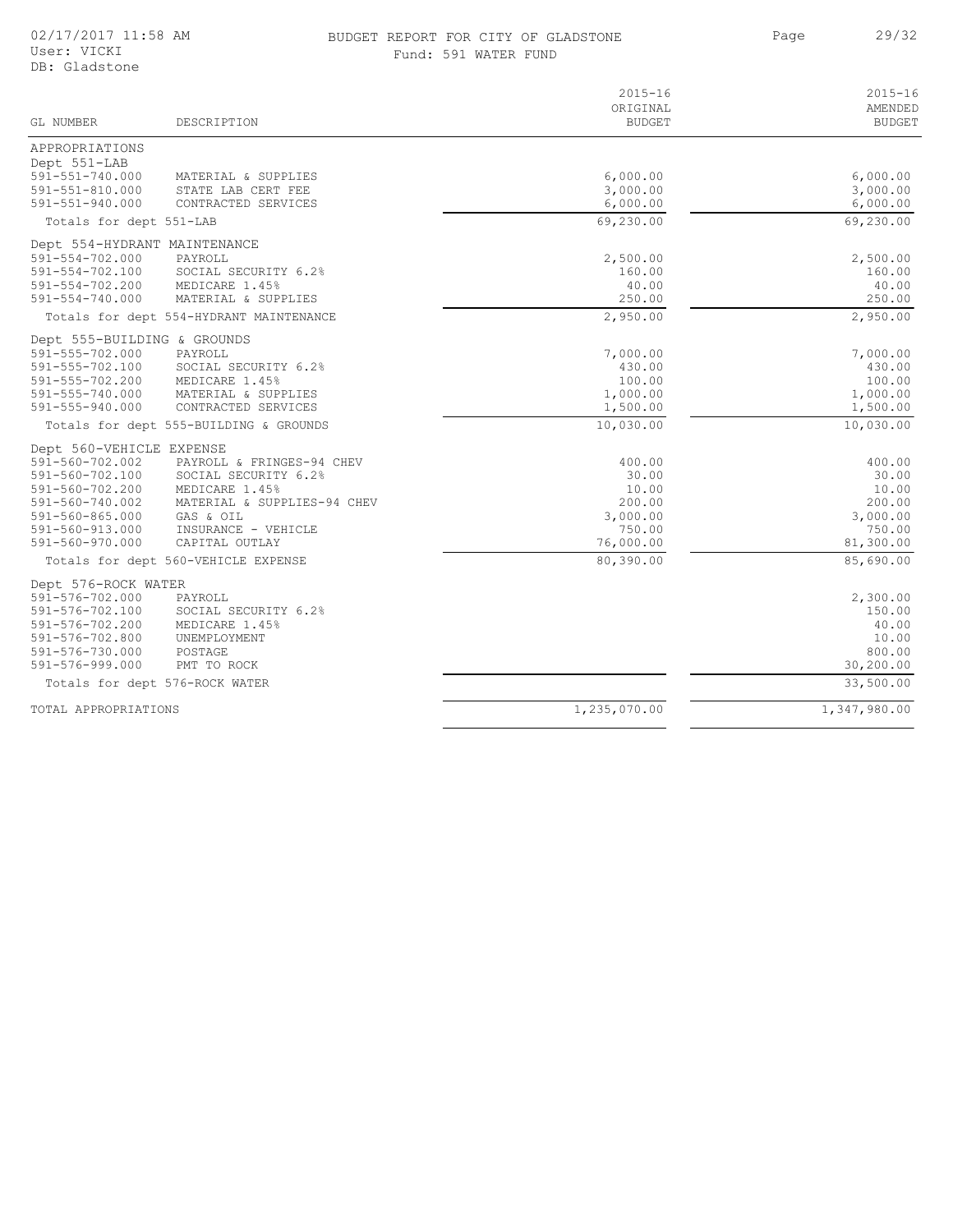BUDGET REPORT FOR CITY OF GLADSTONE

Fund: 591 WATER FUND

02/17/2017 11:58 AM
User: VICKI
DB: Gladstone

| GL NUMBER | DESCRIPTION | 2015-16 ORIGINAL BUDGET | 2015-16 AMENDED BUDGET |
|---|---|---|---|
| APPROPRIATIONS | | | |
| Dept 551-LAB | | | |
| 591-551-740.000 | MATERIAL & SUPPLIES | 6,000.00 | 6,000.00 |
| 591-551-810.000 | STATE LAB CERT FEE | 3,000.00 | 3,000.00 |
| 591-551-940.000 | CONTRACTED SERVICES | 6,000.00 | 6,000.00 |
| Totals for dept 551-LAB | | 69,230.00 | 69,230.00 |
| Dept 554-HYDRANT MAINTENANCE | | | |
| 591-554-702.000 | PAYROLL | 2,500.00 | 2,500.00 |
| 591-554-702.100 | SOCIAL SECURITY 6.2% | 160.00 | 160.00 |
| 591-554-702.200 | MEDICARE 1.45% | 40.00 | 40.00 |
| 591-554-740.000 | MATERIAL & SUPPLIES | 250.00 | 250.00 |
| Totals for dept 554-HYDRANT MAINTENANCE | | 2,950.00 | 2,950.00 |
| Dept 555-BUILDING & GROUNDS | | | |
| 591-555-702.000 | PAYROLL | 7,000.00 | 7,000.00 |
| 591-555-702.100 | SOCIAL SECURITY 6.2% | 430.00 | 430.00 |
| 591-555-702.200 | MEDICARE 1.45% | 100.00 | 100.00 |
| 591-555-740.000 | MATERIAL & SUPPLIES | 1,000.00 | 1,000.00 |
| 591-555-940.000 | CONTRACTED SERVICES | 1,500.00 | 1,500.00 |
| Totals for dept 555-BUILDING & GROUNDS | | 10,030.00 | 10,030.00 |
| Dept 560-VEHICLE EXPENSE | | | |
| 591-560-702.002 | PAYROLL & FRINGES-94 CHEV | 400.00 | 400.00 |
| 591-560-702.100 | SOCIAL SECURITY 6.2% | 30.00 | 30.00 |
| 591-560-702.200 | MEDICARE 1.45% | 10.00 | 10.00 |
| 591-560-740.002 | MATERIAL & SUPPLIES-94 CHEV | 200.00 | 200.00 |
| 591-560-865.000 | GAS & OIL | 3,000.00 | 3,000.00 |
| 591-560-913.000 | INSURANCE - VEHICLE | 750.00 | 750.00 |
| 591-560-970.000 | CAPITAL OUTLAY | 76,000.00 | 81,300.00 |
| Totals for dept 560-VEHICLE EXPENSE | | 80,390.00 | 85,690.00 |
| Dept 576-ROCK WATER | | | |
| 591-576-702.000 | PAYROLL | | 2,300.00 |
| 591-576-702.100 | SOCIAL SECURITY 6.2% | | 150.00 |
| 591-576-702.200 | MEDICARE 1.45% | | 40.00 |
| 591-576-702.800 | UNEMPLOYMENT | | 10.00 |
| 591-576-730.000 | POSTAGE | | 800.00 |
| 591-576-999.000 | PMT TO ROCK | | 30,200.00 |
| Totals for dept 576-ROCK WATER | | | 33,500.00 |
| TOTAL APPROPRIATIONS | | 1,235,070.00 | 1,347,980.00 |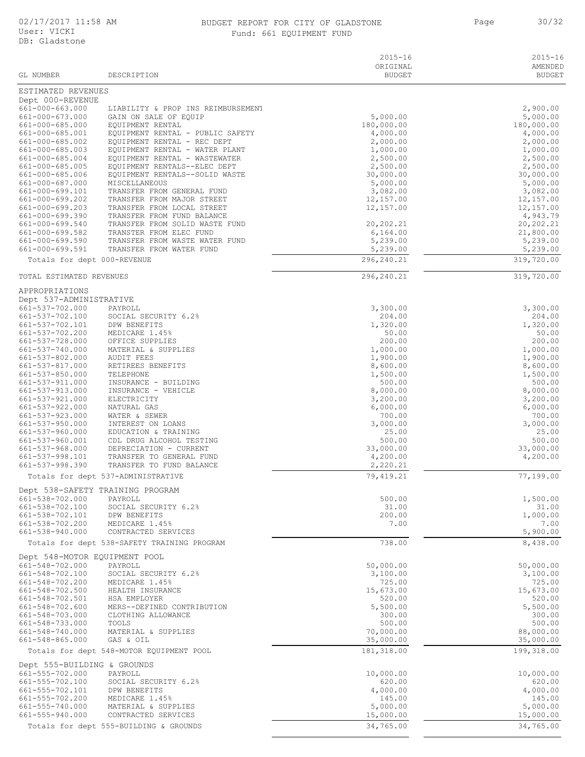# BUDGET REPORT FOR CITY OF GLADSTONE

## Fund: 661 EQUIPMENT FUND

02/17/2017 11:58 AM
User: VICKI
DB: Gladstone

| GL NUMBER | DESCRIPTION | 2015-16 ORIGINAL BUDGET | 2015-16 AMENDED BUDGET |
|---|---|---|---|
| **ESTIMATED REVENUES** | | | |
| Dept 000-REVENUE | | | |
| 661-000-663.000 | LIABILITY & PROP INS REIMBURSEMENT | | 2,900.00 |
| 661-000-673.000 | GAIN ON SALE OF EQUIP | 5,000.00 | 5,000.00 |
| 661-000-685.000 | EQUIPMENT RENTAL | 180,000.00 | 180,000.00 |
| 661-000-685.001 | EQUIPMENT RENTAL - PUBLIC SAFETY | 4,000.00 | 4,000.00 |
| 661-000-685.002 | EQUIPMENT RENTAL - REC DEPT | 2,000.00 | 2,000.00 |
| 661-000-685.003 | EQUIPMENT RENTAL - WATER PLANT | 1,000.00 | 1,000.00 |
| 661-000-685.004 | EQUIPMENT RENTAL - WASTEWATER | 2,500.00 | 2,500.00 |
| 661-000-685.005 | EQUIPMENT RENTALS--ELEC DEPT | 2,500.00 | 2,500.00 |
| 661-000-685.006 | EQUIPMENT RENTALS--SOLID WASTE | 30,000.00 | 30,000.00 |
| 661-000-687.000 | MISCELLANEOUS | 5,000.00 | 5,000.00 |
| 661-000-699.101 | TRANSFER FROM GENERAL FUND | 3,082.00 | 3,082.00 |
| 661-000-699.202 | TRANSFER FROM MAJOR STREET | 12,157.00 | 12,157.00 |
| 661-000-699.203 | TRANSFER FROM LOCAL STREET | 12,157.00 | 12,157.00 |
| 661-000-699.390 | TRANSFER FROM FUND BALANCE | | 4,943.79 |
| 661-000-699.540 | TRANSFER FROM SOLID WASTE FUND | 20,202.21 | 20,202.21 |
| 661-000-699.582 | TRANSTER FROM ELEC FUND | 6,164.00 | 21,800.00 |
| 661-000-699.590 | TRANSFER FROM WASTE WATER FUND | 5,239.00 | 5,239.00 |
| 661-000-699.591 | TRANSFER FROM WATER FUND | 5,239.00 | 5,239.00 |
| Totals for dept 000-REVENUE | | 296,240.21 | 319,720.00 |
| **TOTAL ESTIMATED REVENUES** | | 296,240.21 | 319,720.00 |
| **APPROPRIATIONS** | | | |
| Dept 537-ADMINISTRATIVE | | | |
| 661-537-702.000 | PAYROLL | 3,300.00 | 3,300.00 |
| 661-537-702.100 | SOCIAL SECURITY 6.2% | 204.00 | 204.00 |
| 661-537-702.101 | DPW BENEFITS | 1,320.00 | 1,320.00 |
| 661-537-702.200 | MEDICARE 1.45% | 50.00 | 50.00 |
| 661-537-728.000 | OFFICE SUPPLIES | 200.00 | 200.00 |
| 661-537-740.000 | MATERIAL & SUPPLIES | 1,000.00 | 1,000.00 |
| 661-537-802.000 | AUDIT FEES | 1,900.00 | 1,900.00 |
| 661-537-817.000 | RETIREES BENEFITS | 8,600.00 | 8,600.00 |
| 661-537-850.000 | TELEPHONE | 1,500.00 | 1,500.00 |
| 661-537-911.000 | INSURANCE - BUILDING | 500.00 | 500.00 |
| 661-537-913.000 | INSURANCE - VEHICLE | 8,000.00 | 8,000.00 |
| 661-537-921.000 | ELECTRICITY | 3,200.00 | 3,200.00 |
| 661-537-922.000 | NATURAL GAS | 6,000.00 | 6,000.00 |
| 661-537-923.000 | WATER & SEWER | 700.00 | 700.00 |
| 661-537-950.000 | INTEREST ON LOANS | 3,000.00 | 3,000.00 |
| 661-537-960.000 | EDUCATION & TRAINING | 25.00 | 25.00 |
| 661-537-960.001 | CDL DRUG ALCOHOL TESTING | 500.00 | 500.00 |
| 661-537-968.000 | DEPRECIATION - CURRENT | 33,000.00 | 33,000.00 |
| 661-537-998.101 | TRANSFER TO GENERAL FUND | 4,200.00 | 4,200.00 |
| 661-537-998.390 | TRANSFER TO FUND BALANCE | 2,220.21 | |
| Totals for dept 537-ADMINISTRATIVE | | 79,419.21 | 77,199.00 |
| Dept 538-SAFETY TRAINING PROGRAM | | | |
| 661-538-702.000 | PAYROLL | 500.00 | 1,500.00 |
| 661-538-702.100 | SOCIAL SECURITY 6.2% | 31.00 | 31.00 |
| 661-538-702.101 | DPW BENEFITS | 200.00 | 1,000.00 |
| 661-538-702.200 | MEDICARE 1.45% | 7.00 | 7.00 |
| 661-538-940.000 | CONTRACTED SERVICES | | 5,900.00 |
| Totals for dept 538-SAFETY TRAINING PROGRAM | | 738.00 | 8,438.00 |
| Dept 548-MOTOR EQUIPMENT POOL | | | |
| 661-548-702.000 | PAYROLL | 50,000.00 | 50,000.00 |
| 661-548-702.100 | SOCIAL SECURITY 6.2% | 3,100.00 | 3,100.00 |
| 661-548-702.200 | MEDICARE 1.45% | 725.00 | 725.00 |
| 661-548-702.500 | HEALTH INSURANCE | 15,673.00 | 15,673.00 |
| 661-548-702.501 | HSA EMPLOYER | 520.00 | 520.00 |
| 661-548-702.600 | MERS--DEFINED CONTRIBUTION | 5,500.00 | 5,500.00 |
| 661-548-703.000 | CLOTHING ALLOWANCE | 300.00 | 300.00 |
| 661-548-733.000 | TOOLS | 500.00 | 500.00 |
| 661-548-740.000 | MATERIAL & SUPPLIES | 70,000.00 | 88,000.00 |
| 661-548-865.000 | GAS & OIL | 35,000.00 | 35,000.00 |
| Totals for dept 548-MOTOR EQUIPMENT POOL | | 181,318.00 | 199,318.00 |
| Dept 555-BUILDING & GROUNDS | | | |
| 661-555-702.000 | PAYROLL | 10,000.00 | 10,000.00 |
| 661-555-702.100 | SOCIAL SECURITY 6.2% | 620.00 | 620.00 |
| 661-555-702.101 | DPW BENEFITS | 4,000.00 | 4,000.00 |
| 661-555-702.200 | MEDICARE 1.45% | 145.00 | 145.00 |
| 661-555-740.000 | MATERIAL & SUPPLIES | 5,000.00 | 5,000.00 |
| 661-555-940.000 | CONTRACTED SERVICES | 15,000.00 | 15,000.00 |
| Totals for dept 555-BUILDING & GROUNDS | | 34,765.00 | 34,765.00 |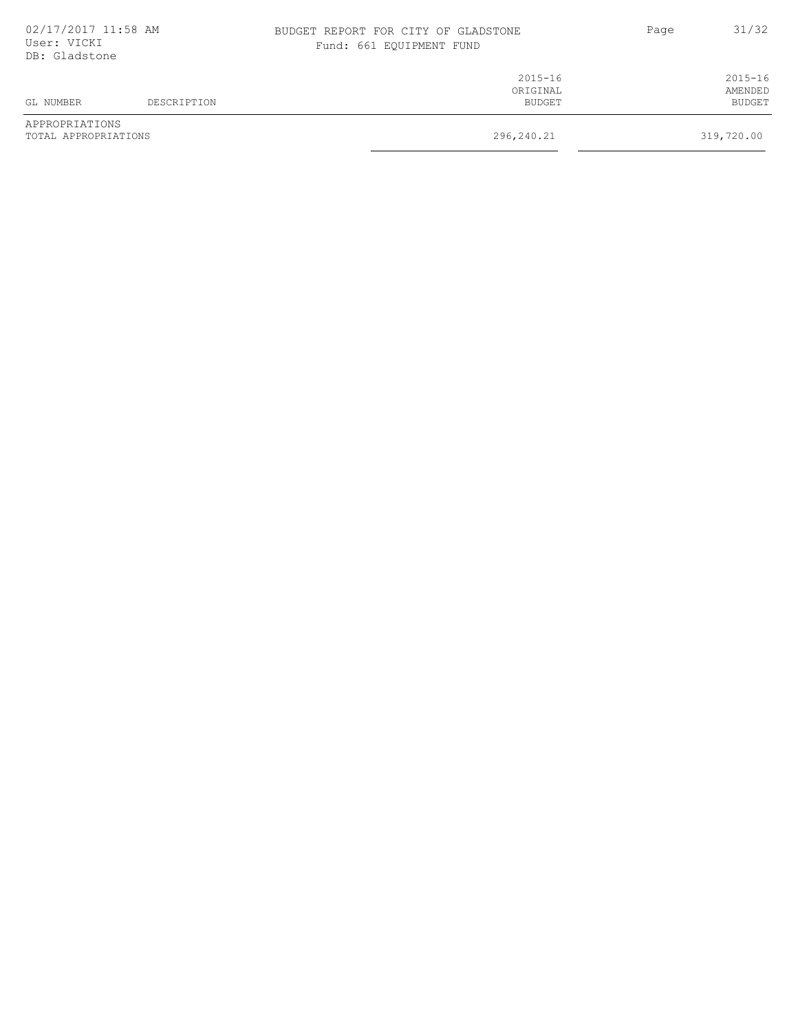BUDGET REPORT FOR CITY OF GLADSTONE

Fund: 661 EQUIPMENT FUND

| GL NUMBER | DESCRIPTION | 2015-16 ORIGINAL BUDGET | 2015-16 AMENDED BUDGET |
|---|---|---|---|
| APPROPRIATIONS | | | |
| TOTAL APPROPRIATIONS | | 296,240.21 | 319,720.00 |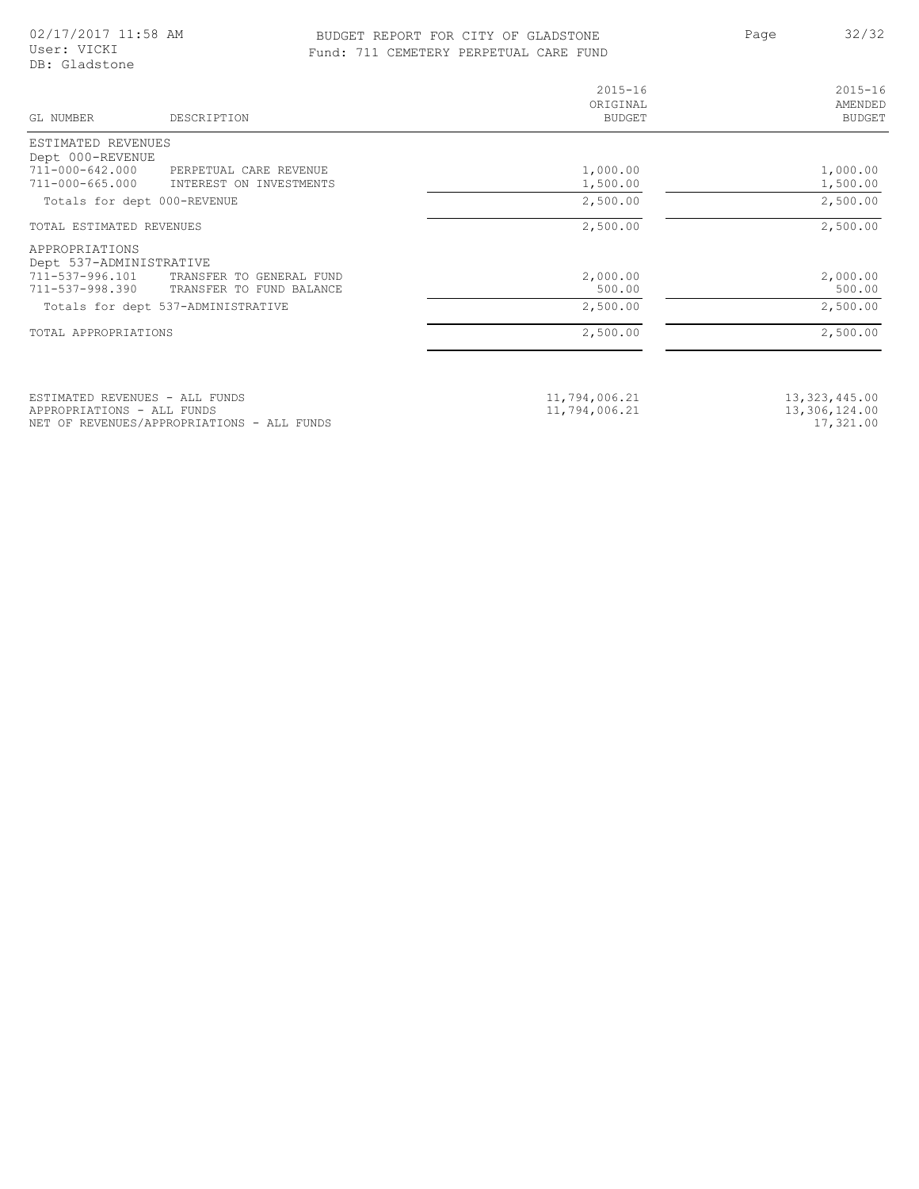BUDGET REPORT FOR CITY OF GLADSTONE
Fund: 711 CEMETERY PERPETUAL CARE FUND

02/17/2017 11:58 AM
User: VICKI
DB: Gladstone

| GL NUMBER | DESCRIPTION | 2015-16 ORIGINAL BUDGET | 2015-16 AMENDED BUDGET |
|---|---|---|---|
| ESTIMATED REVENUES | | | |
| Dept 000-REVENUE | | | |
| 711-000-642.000 | PERPETUAL CARE REVENUE | 1,000.00 | 1,000.00 |
| 711-000-665.000 | INTEREST ON INVESTMENTS | 1,500.00 | 1,500.00 |
| Totals for dept 000-REVENUE | | 2,500.00 | 2,500.00 |
| TOTAL ESTIMATED REVENUES | | 2,500.00 | 2,500.00 |
| APPROPRIATIONS | | | |
| Dept 537-ADMINISTRATIVE | | | |
| 711-537-996.101 | TRANSFER TO GENERAL FUND | 2,000.00 | 2,000.00 |
| 711-537-998.390 | TRANSFER TO FUND BALANCE | 500.00 | 500.00 |
| Totals for dept 537-ADMINISTRATIVE | | 2,500.00 | 2,500.00 |
| TOTAL APPROPRIATIONS | | 2,500.00 | 2,500.00 |
| ESTIMATED REVENUES - ALL FUNDS | | 11,794,006.21 | 13,323,445.00 |
| APPROPRIATIONS - ALL FUNDS | | 11,794,006.21 | 13,306,124.00 |
| NET OF REVENUES/APPROPRIATIONS - ALL FUNDS | | | 17,321.00 |